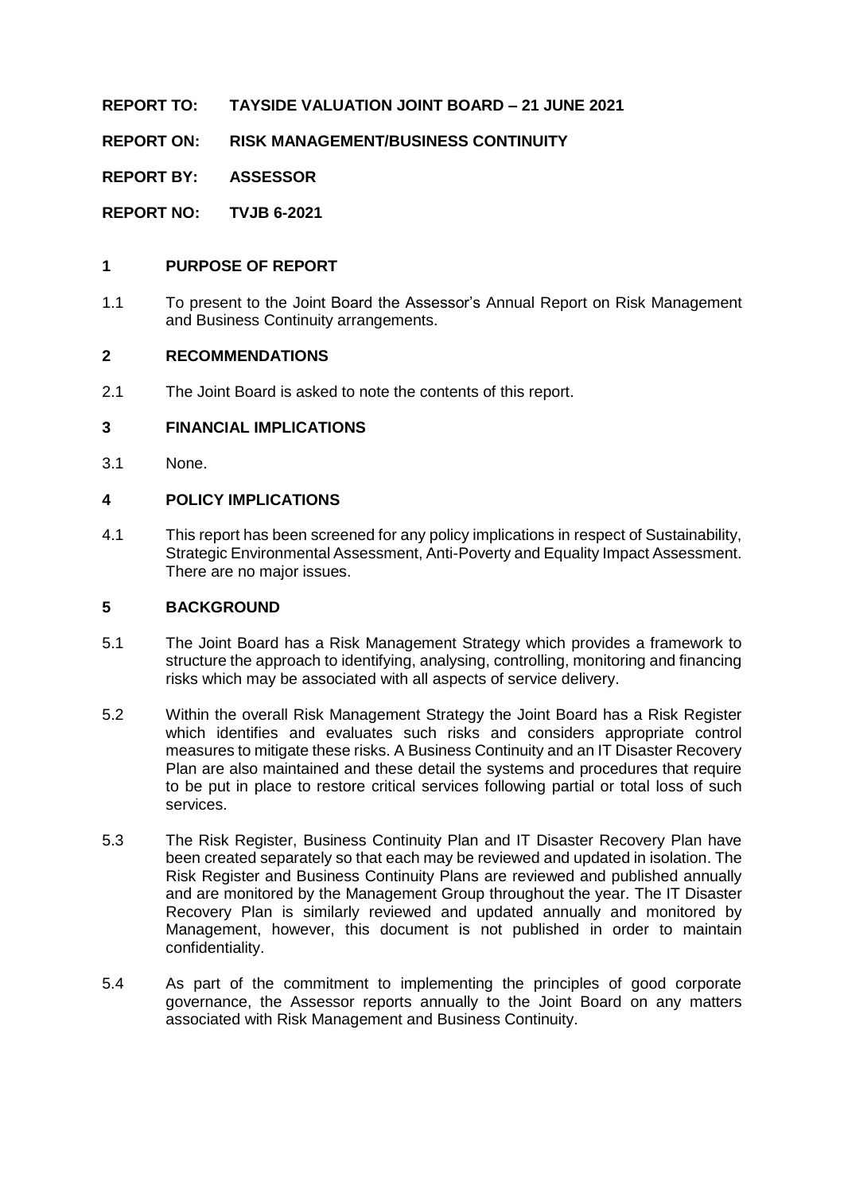**REPORT TO: TAYSIDE VALUATION JOINT BOARD – 21 JUNE 2021**

**REPORT ON: RISK MANAGEMENT/BUSINESS CONTINUITY**

**REPORT BY: ASSESSOR**

**REPORT NO: TVJB 6-2021**

## 1 PURPOSE OF REPORT

1.1 To present to the Joint Board the Assessor's Annual Report on Risk Management and Business Continuity arrangements.

## 2 RECOMMENDATIONS

2.1 The Joint Board is asked to note the contents of this report.

## 3 FINANCIAL IMPLICATIONS

3.1 None.

## 4 POLICY IMPLICATIONS

4.1 This report has been screened for any policy implications in respect of Sustainability, Strategic Environmental Assessment, Anti-Poverty and Equality Impact Assessment. There are no major issues.

## 5 BACKGROUND

5.1 The Joint Board has a Risk Management Strategy which provides a framework to structure the approach to identifying, analysing, controlling, monitoring and financing risks which may be associated with all aspects of service delivery.

5.2 Within the overall Risk Management Strategy the Joint Board has a Risk Register which identifies and evaluates such risks and considers appropriate control measures to mitigate these risks. A Business Continuity and an IT Disaster Recovery Plan are also maintained and these detail the systems and procedures that require to be put in place to restore critical services following partial or total loss of such services.

5.3 The Risk Register, Business Continuity Plan and IT Disaster Recovery Plan have been created separately so that each may be reviewed and updated in isolation. The Risk Register and Business Continuity Plans are reviewed and published annually and are monitored by the Management Group throughout the year. The IT Disaster Recovery Plan is similarly reviewed and updated annually and monitored by Management, however, this document is not published in order to maintain confidentiality.

5.4 As part of the commitment to implementing the principles of good corporate governance, the Assessor reports annually to the Joint Board on any matters associated with Risk Management and Business Continuity.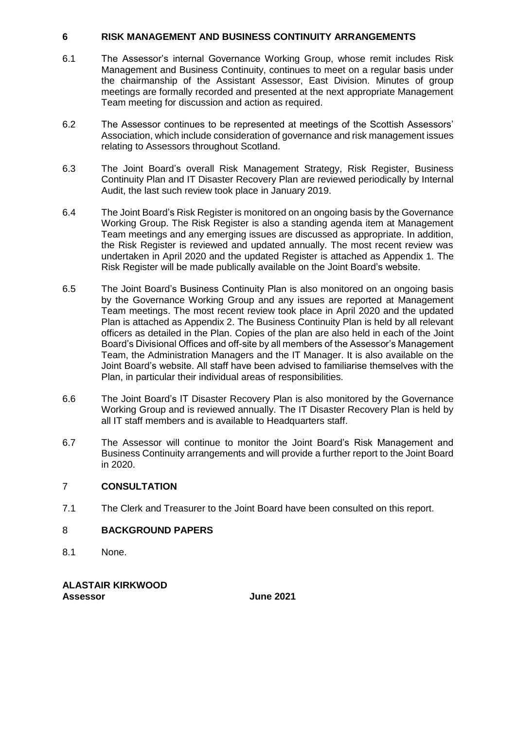## 6 RISK MANAGEMENT AND BUSINESS CONTINUITY ARRANGEMENTS

6.1 The Assessor's internal Governance Working Group, whose remit includes Risk Management and Business Continuity, continues to meet on a regular basis under the chairmanship of the Assistant Assessor, East Division. Minutes of group meetings are formally recorded and presented at the next appropriate Management Team meeting for discussion and action as required.

6.2 The Assessor continues to be represented at meetings of the Scottish Assessors' Association, which include consideration of governance and risk management issues relating to Assessors throughout Scotland.

6.3 The Joint Board's overall Risk Management Strategy, Risk Register, Business Continuity Plan and IT Disaster Recovery Plan are reviewed periodically by Internal Audit, the last such review took place in January 2019.

6.4 The Joint Board's Risk Register is monitored on an ongoing basis by the Governance Working Group. The Risk Register is also a standing agenda item at Management Team meetings and any emerging issues are discussed as appropriate. In addition, the Risk Register is reviewed and updated annually. The most recent review was undertaken in April 2020 and the updated Register is attached as Appendix 1. The Risk Register will be made publically available on the Joint Board's website.

6.5 The Joint Board's Business Continuity Plan is also monitored on an ongoing basis by the Governance Working Group and any issues are reported at Management Team meetings. The most recent review took place in April 2020 and the updated Plan is attached as Appendix 2. The Business Continuity Plan is held by all relevant officers as detailed in the Plan. Copies of the plan are also held in each of the Joint Board's Divisional Offices and off-site by all members of the Assessor's Management Team, the Administration Managers and the IT Manager. It is also available on the Joint Board's website. All staff have been advised to familiarise themselves with the Plan, in particular their individual areas of responsibilities.

6.6 The Joint Board's IT Disaster Recovery Plan is also monitored by the Governance Working Group and is reviewed annually. The IT Disaster Recovery Plan is held by all IT staff members and is available to Headquarters staff.

6.7 The Assessor will continue to monitor the Joint Board's Risk Management and Business Continuity arrangements and will provide a further report to the Joint Board in 2020.

## 7 CONSULTATION

7.1 The Clerk and Treasurer to the Joint Board have been consulted on this report.

## 8 BACKGROUND PAPERS

8.1 None.

**ALASTAIR KIRKWOOD**
**Assessor** **June 2021**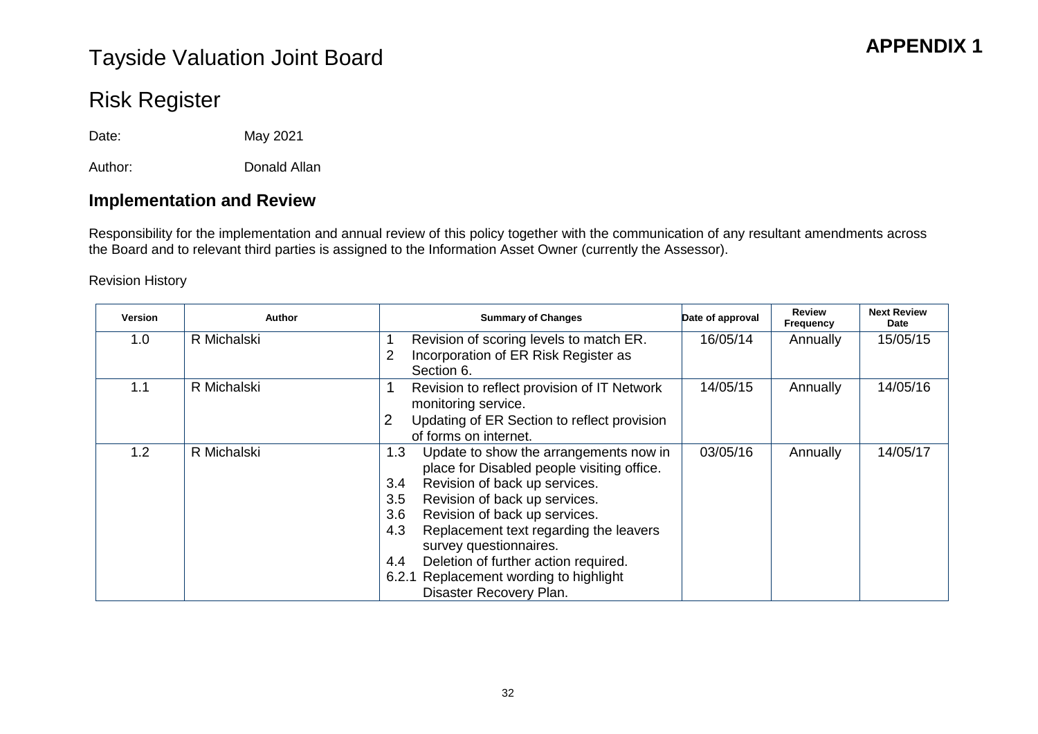**APPENDIX 1**

# Tayside Valuation Joint Board

# Risk Register

Date: May 2021

Author: Donald Allan

## Implementation and Review

Responsibility for the implementation and annual review of this policy together with the communication of any resultant amendments across the Board and to relevant third parties is assigned to the Information Asset Owner (currently the Assessor).

Revision History

| Version | Author | Summary of Changes | Date of approval | Review Frequency | Next Review Date |
|---|---|---|---|---|---|
| 1.0 | R Michalski | 1 Revision of scoring levels to match ER.<br>2 Incorporation of ER Risk Register as Section 6. | 16/05/14 | Annually | 15/05/15 |
| 1.1 | R Michalski | 1 Revision to reflect provision of IT Network monitoring service.<br>2 Updating of ER Section to reflect provision of forms on internet. | 14/05/15 | Annually | 14/05/16 |
| 1.2 | R Michalski | 1.3 Update to show the arrangements now in place for Disabled people visiting office.<br>3.4 Revision of back up services.<br>3.5 Revision of back up services.<br>3.6 Revision of back up services.<br>4.3 Replacement text regarding the leavers survey questionnaires.<br>4.4 Deletion of further action required.<br>6.2.1 Replacement wording to highlight Disaster Recovery Plan. | 03/05/16 | Annually | 14/05/17 |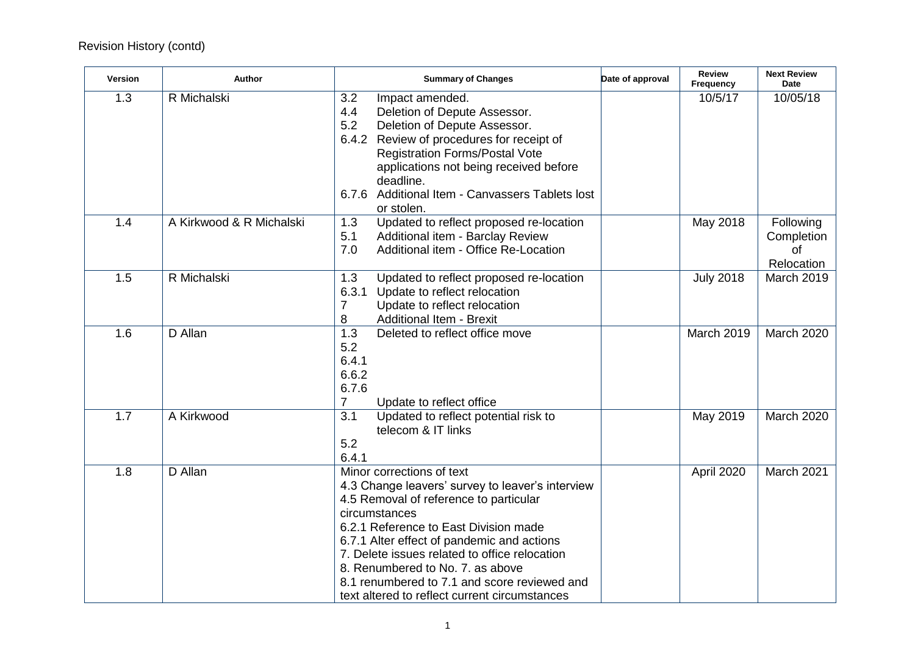Revision History (contd)

| Version | Author | Summary of Changes | Date of approval | Review Frequency | Next Review Date |
|---|---|---|---|---|---|
| 1.3 | R Michalski | 3.2 Impact amended.<br>4.4 Deletion of Depute Assessor.<br>5.2 Deletion of Depute Assessor.<br>6.4.2 Review of procedures for receipt of Registration Forms/Postal Vote applications not being received before deadline.<br>6.7.6 Additional Item - Canvassers Tablets lost or stolen. | | 10/5/17 | 10/05/18 |
| 1.4 | A Kirkwood & R Michalski | 1.3 Updated to reflect proposed re-location<br>5.1 Additional item - Barclay Review<br>7.0 Additional item - Office Re-Location | | May 2018 | Following Completion of Relocation |
| 1.5 | R Michalski | 1.3 Updated to reflect proposed re-location<br>6.3.1 Update to reflect relocation<br>7 Update to reflect relocation<br>8 Additional Item - Brexit | | July 2018 | March 2019 |
| 1.6 | D Allan | 1.3 Deleted to reflect office move<br>5.2<br>6.4.1<br>6.6.2<br>6.7.6<br>7 Update to reflect office | | March 2019 | March 2020 |
| 1.7 | A Kirkwood | 3.1 Updated to reflect potential risk to telecom & IT links<br>5.2<br>6.4.1 | | May 2019 | March 2020 |
| 1.8 | D Allan | Minor corrections of text<br>4.3 Change leavers' survey to leaver's interview<br>4.5 Removal of reference to particular circumstances<br>6.2.1 Reference to East Division made<br>6.7.1 Alter effect of pandemic and actions<br>7. Delete issues related to office relocation<br>8. Renumbered to No. 7. as above<br>8.1 renumbered to 7.1 and score reviewed and text altered to reflect current circumstances | | April 2020 | March 2021 |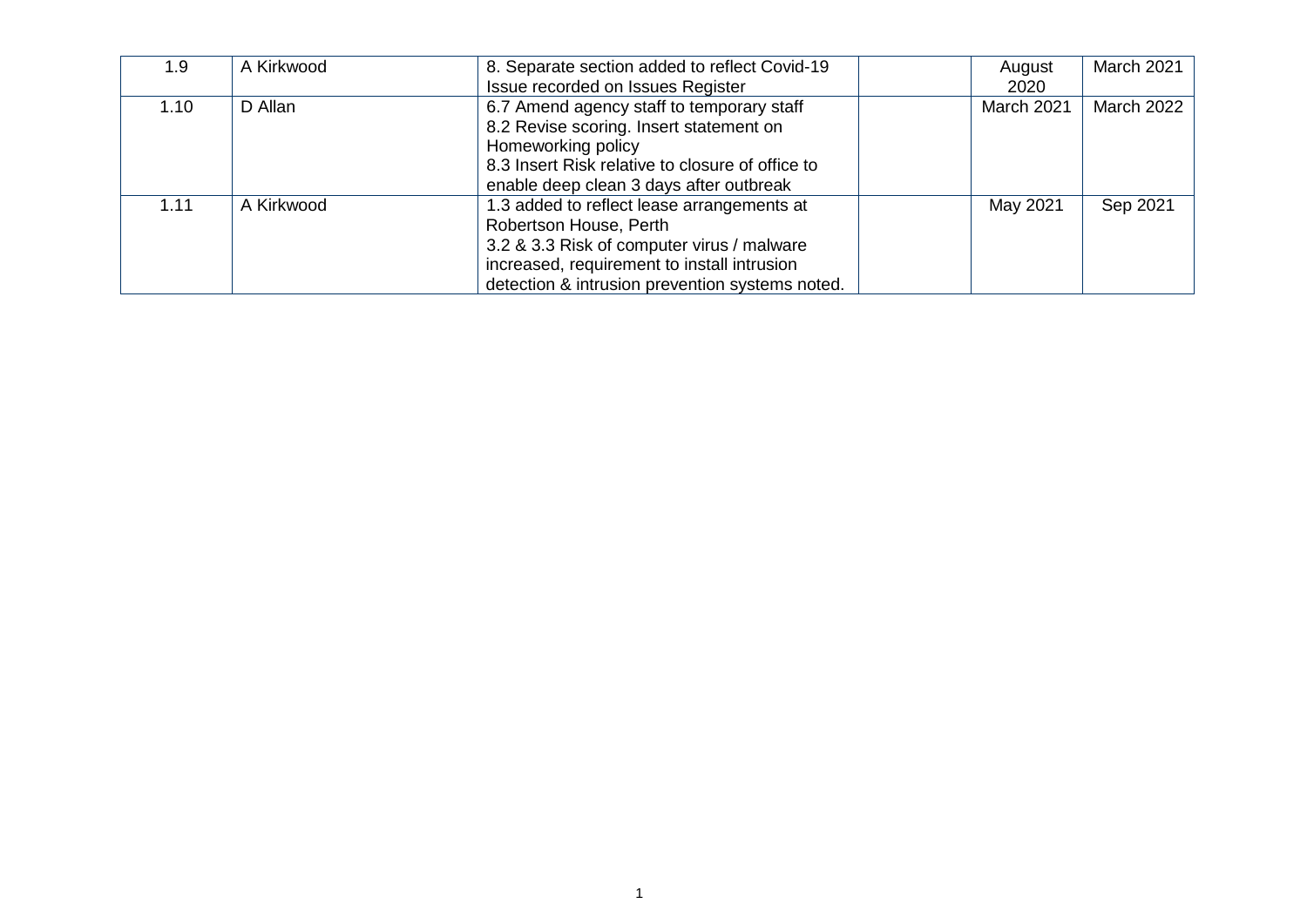| 1.9 | A Kirkwood | 8. Separate section added to reflect Covid-19 Issue recorded on Issues Register | | August 2020 | March 2021 |
|---|---|---|---|---|---|
| 1.10 | D Allan | 6.7 Amend agency staff to temporary staff<br>8.2 Revise scoring. Insert statement on Homeworking policy<br>8.3 Insert Risk relative to closure of office to enable deep clean 3 days after outbreak | | March 2021 | March 2022 |
| 1.11 | A Kirkwood | 1.3 added to reflect lease arrangements at Robertson House, Perth<br>3.2 & 3.3 Risk of computer virus / malware increased, requirement to install intrusion detection & intrusion prevention systems noted. | | May 2021 | Sep 2021 |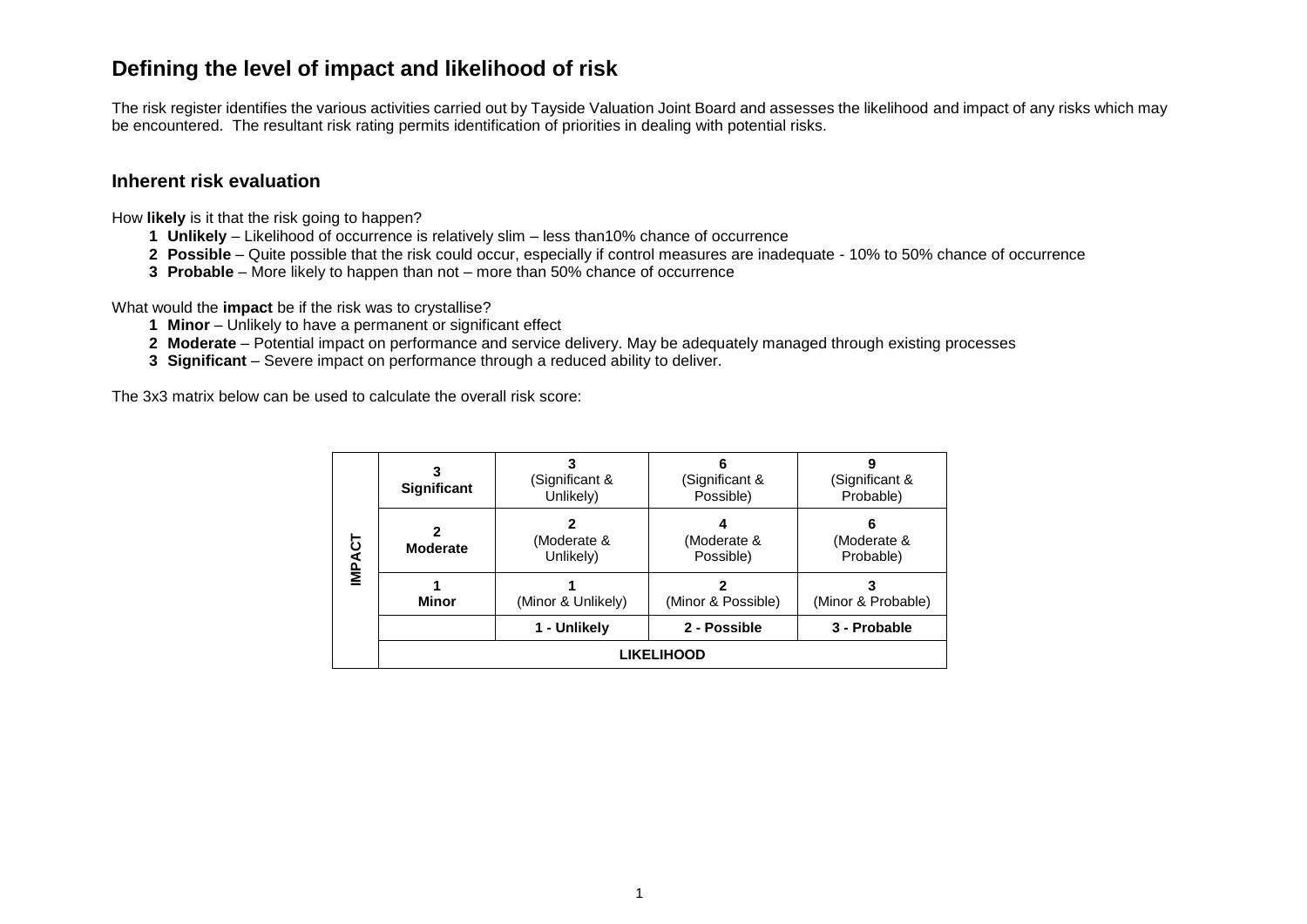# Defining the level of impact and likelihood of risk

The risk register identifies the various activities carried out by Tayside Valuation Joint Board and assesses the likelihood and impact of any risks which may be encountered. The resultant risk rating permits identification of priorities in dealing with potential risks.

## Inherent risk evaluation

How **likely** is it that the risk going to happen?

- **1 Unlikely** – Likelihood of occurrence is relatively slim – less than10% chance of occurrence
- **2 Possible** – Quite possible that the risk could occur, especially if control measures are inadequate - 10% to 50% chance of occurrence
- **3 Probable** – More likely to happen than not – more than 50% chance of occurrence

What would the **impact** be if the risk was to crystallise?

- **1 Minor** – Unlikely to have a permanent or significant effect
- **2 Moderate** – Potential impact on performance and service delivery. May be adequately managed through existing processes
- **3 Significant** – Severe impact on performance through a reduced ability to deliver.

The 3x3 matrix below can be used to calculate the overall risk score:

| | | | | |
|---|---|---|---|---|
| **IMPACT** | **3 Significant** | **3** (Significant & Unlikely) | **6** (Significant & Possible) | **9** (Significant & Probable) |
| | **2 Moderate** | **2** (Moderate & Unlikely) | **4** (Moderate & Possible) | **6** (Moderate & Probable) |
| | **1 Minor** | **1** (Minor & Unlikely) | **2** (Minor & Possible) | **3** (Minor & Probable) |
| | | **1 - Unlikely** | **2 - Possible** | **3 - Probable** |
| | **LIKELIHOOD** | | | |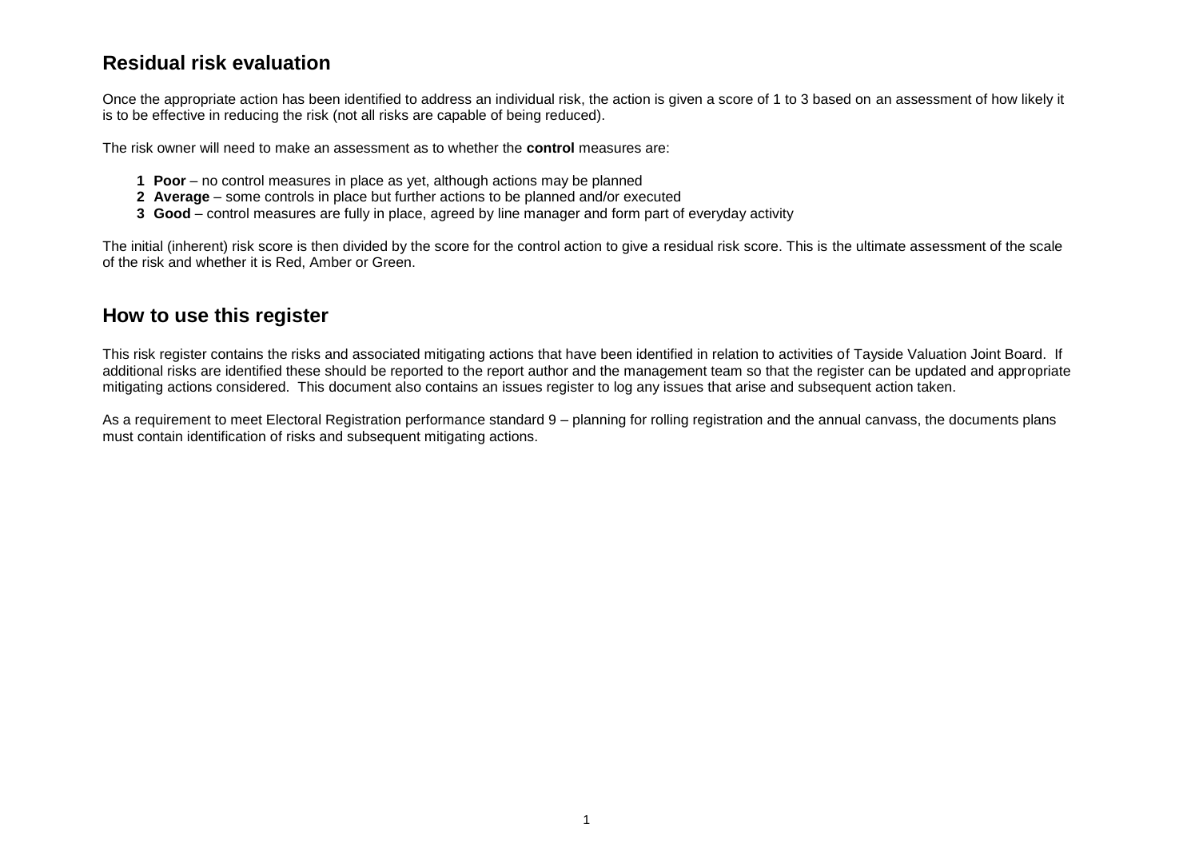## Residual risk evaluation

Once the appropriate action has been identified to address an individual risk, the action is given a score of 1 to 3 based on an assessment of how likely it is to be effective in reducing the risk (not all risks are capable of being reduced).

The risk owner will need to make an assessment as to whether the **control** measures are:

1. **Poor** – no control measures in place as yet, although actions may be planned
2. **Average** – some controls in place but further actions to be planned and/or executed
3. **Good** – control measures are fully in place, agreed by line manager and form part of everyday activity

The initial (inherent) risk score is then divided by the score for the control action to give a residual risk score. This is the ultimate assessment of the scale of the risk and whether it is Red, Amber or Green.

## How to use this register

This risk register contains the risks and associated mitigating actions that have been identified in relation to activities of Tayside Valuation Joint Board. If additional risks are identified these should be reported to the report author and the management team so that the register can be updated and appropriate mitigating actions considered. This document also contains an issues register to log any issues that arise and subsequent action taken.

As a requirement to meet Electoral Registration performance standard 9 – planning for rolling registration and the annual canvass, the documents plans must contain identification of risks and subsequent mitigating actions.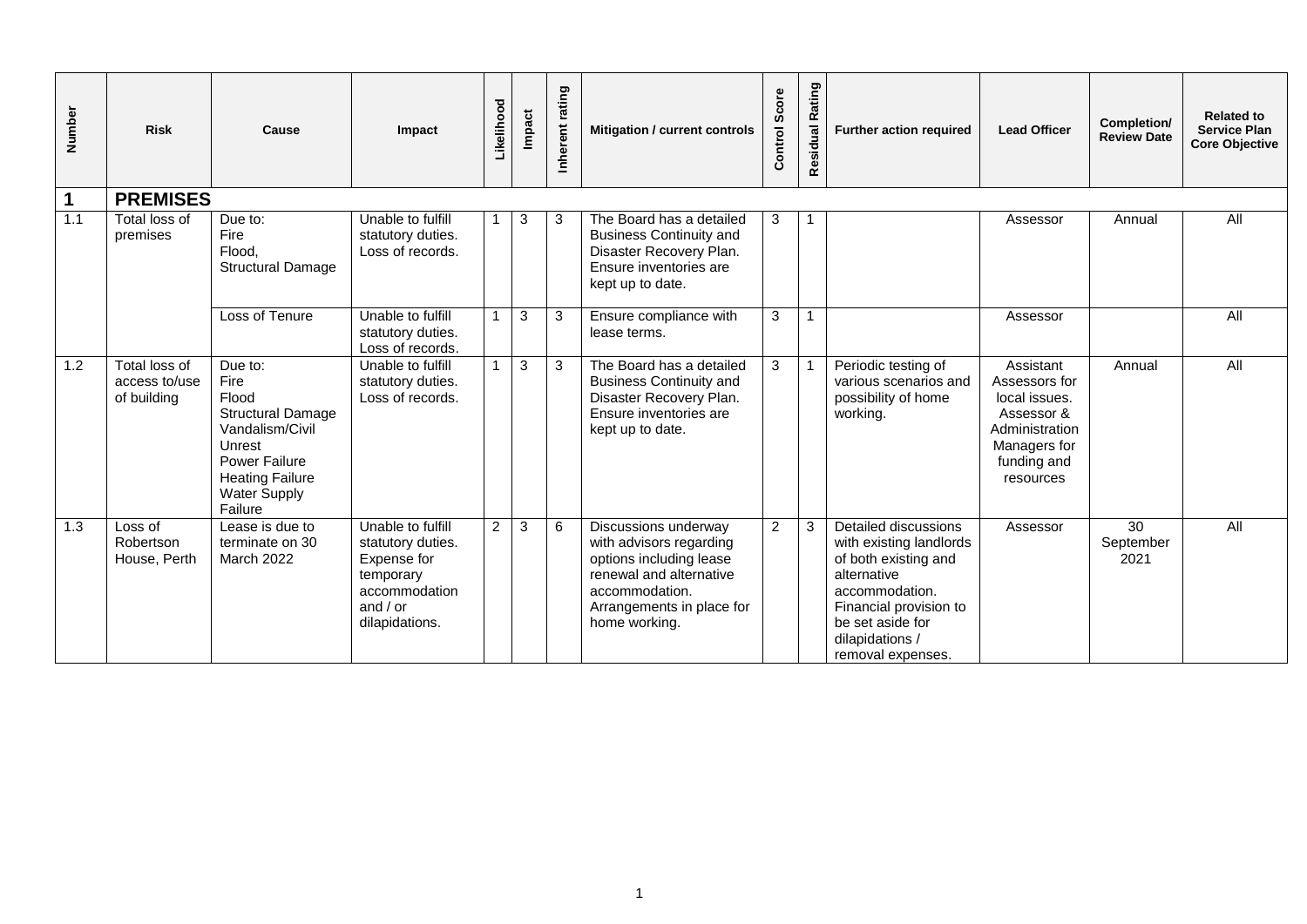| Number | Risk | Cause | Impact | Likelihood | Impact | Inherent rating | Mitigation / current controls | Control Score | Residual Rating | Further action required | Lead Officer | Completion/ Review Date | Related to Service Plan Core Objective |
|---|---|---|---|---|---|---|---|---|---|---|---|---|---|
| **1** | **PREMISES** | | | | | | | | | | | | |
| 1.1 | Total loss of premises | Due to: Fire Flood, Structural Damage | Unable to fulfill statutory duties. Loss of records. | 1 | 3 | 3 | The Board has a detailed Business Continuity and Disaster Recovery Plan. Ensure inventories are kept up to date. | 3 | 1 | | Assessor | Annual | All |
| | | Loss of Tenure | Unable to fulfill statutory duties. Loss of records. | 1 | 3 | 3 | Ensure compliance with lease terms. | 3 | 1 | | Assessor | | All |
| 1.2 | Total loss of access to/use of building | Due to: Fire Flood Structural Damage Vandalism/Civil Unrest Power Failure Heating Failure Water Supply Failure | Unable to fulfill statutory duties. Loss of records. | 1 | 3 | 3 | The Board has a detailed Business Continuity and Disaster Recovery Plan. Ensure inventories are kept up to date. | 3 | 1 | Periodic testing of various scenarios and possibility of home working. | Assistant Assessors for local issues. Assessor & Administration Managers for funding and resources | Annual | All |
| 1.3 | Loss of Robertson House, Perth | Lease is due to terminate on 30 March 2022 | Unable to fulfill statutory duties. Expense for temporary accommodation and / or dilapidations. | 2 | 3 | 6 | Discussions underway with advisors regarding options including lease renewal and alternative accommodation. Arrangements in place for home working. | 2 | 3 | Detailed discussions with existing landlords of both existing and alternative accommodation. Financial provision to be set aside for dilapidations / removal expenses. | Assessor | 30 September 2021 | All |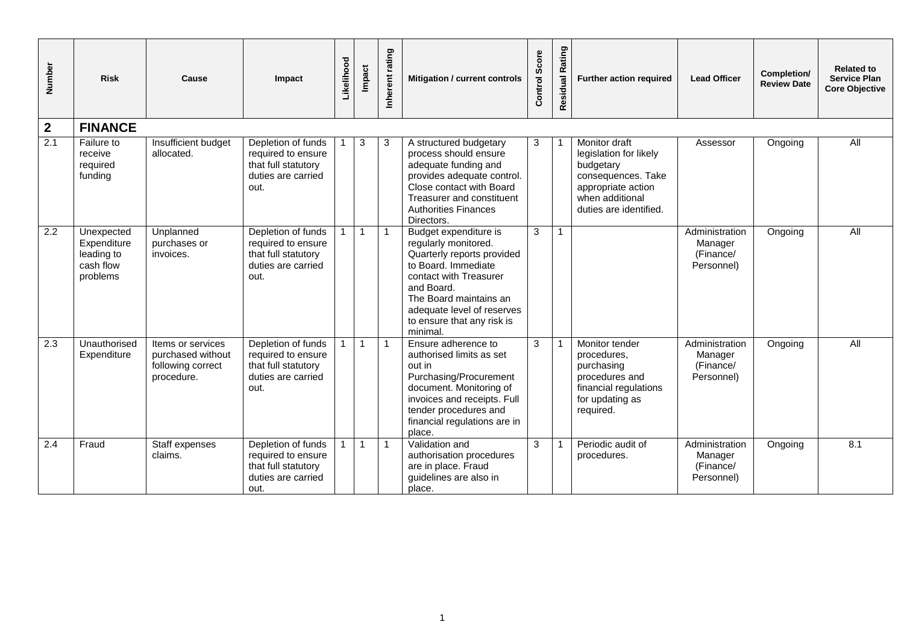| Number | Risk | Cause | Impact | Likelihood | Impact | Inherent rating | Mitigation / current controls | Control Score | Residual Rating | Further action required | Lead Officer | Completion/ Review Date | Related to Service Plan Core Objective |
|---|---|---|---|---|---|---|---|---|---|---|---|---|---|
| **2** | **FINANCE** | | | | | | | | | | | | |
| 2.1 | Failure to receive required funding | Insufficient budget allocated. | Depletion of funds required to ensure that full statutory duties are carried out. | 1 | 3 | 3 | A structured budgetary process should ensure adequate funding and provides adequate control. Close contact with Board Treasurer and constituent Authorities Finances Directors. | 3 | 1 | Monitor draft legislation for likely budgetary consequences. Take appropriate action when additional duties are identified. | Assessor | Ongoing | All |
| 2.2 | Unexpected Expenditure leading to cash flow problems | Unplanned purchases or invoices. | Depletion of funds required to ensure that full statutory duties are carried out. | 1 | 1 | 1 | Budget expenditure is regularly monitored. Quarterly reports provided to Board. Immediate contact with Treasurer and Board. The Board maintains an adequate level of reserves to ensure that any risk is minimal. | 3 | 1 | | Administration Manager (Finance/ Personnel) | Ongoing | All |
| 2.3 | Unauthorised Expenditure | Items or services purchased without following correct procedure. | Depletion of funds required to ensure that full statutory duties are carried out. | 1 | 1 | 1 | Ensure adherence to authorised limits as set out in Purchasing/Procurement document. Monitoring of invoices and receipts. Full tender procedures and financial regulations are in place. | 3 | 1 | Monitor tender procedures, purchasing procedures and financial regulations for updating as required. | Administration Manager (Finance/ Personnel) | Ongoing | All |
| 2.4 | Fraud | Staff expenses claims. | Depletion of funds required to ensure that full statutory duties are carried out. | 1 | 1 | 1 | Validation and authorisation procedures are in place. Fraud guidelines are also in place. | 3 | 1 | Periodic audit of procedures. | Administration Manager (Finance/ Personnel) | Ongoing | 8.1 |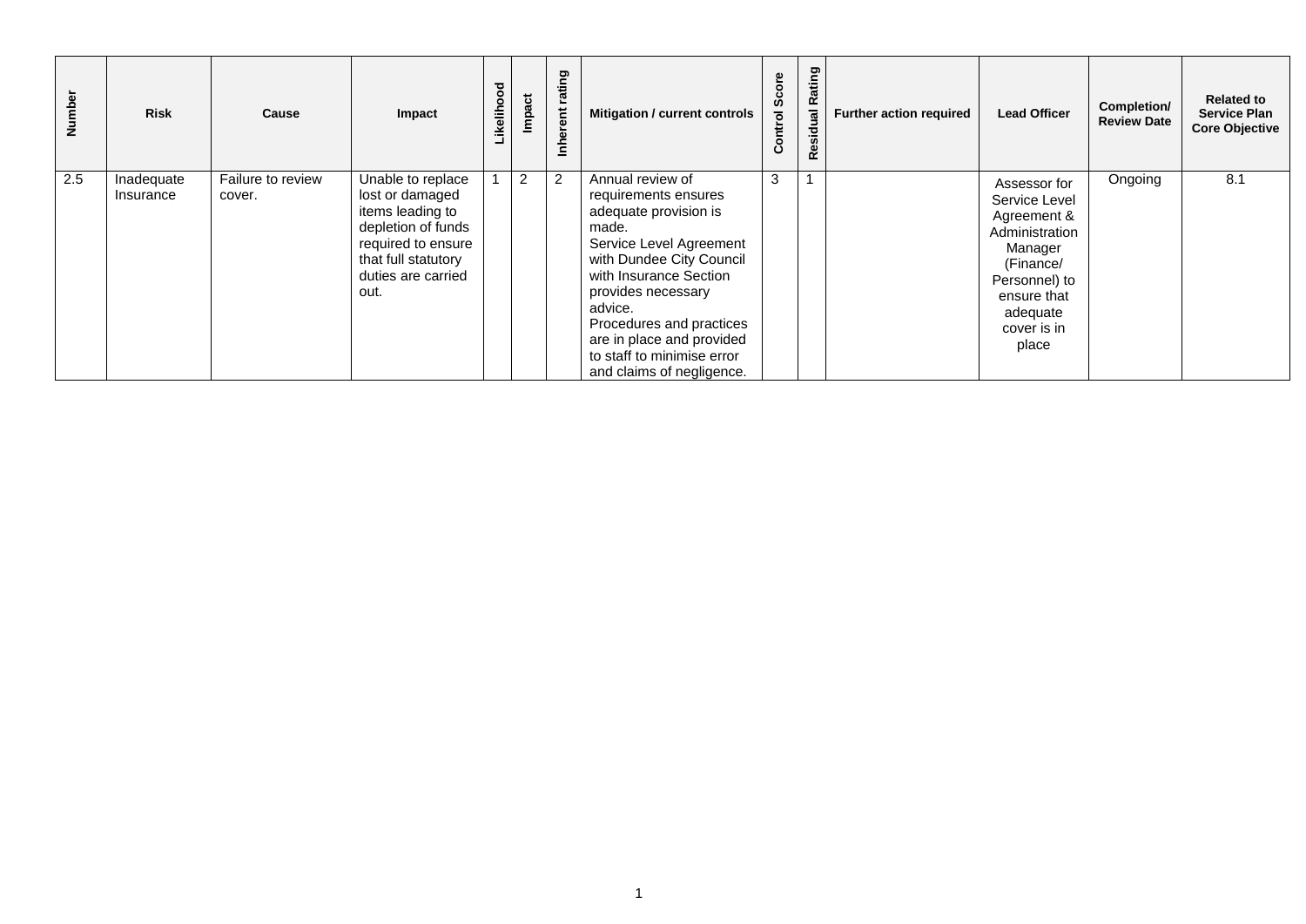| Number | Risk | Cause | Impact | Likelihood | Impact | Inherent rating | Mitigation / current controls | Control Score | Residual Rating | Further action required | Lead Officer | Completion/ Review Date | Related to Service Plan Core Objective |
|---|---|---|---|---|---|---|---|---|---|---|---|---|---|
| 2.5 | Inadequate Insurance | Failure to review cover. | Unable to replace lost or damaged items leading to depletion of funds required to ensure that full statutory duties are carried out. | 1 | 2 | 2 | Annual review of requirements ensures adequate provision is made. Service Level Agreement with Dundee City Council with Insurance Section provides necessary advice. Procedures and practices are in place and provided to staff to minimise error and claims of negligence. | 3 | 1 | | Assessor for Service Level Agreement & Administration Manager (Finance/ Personnel) to ensure that adequate cover is in place | Ongoing | 8.1 |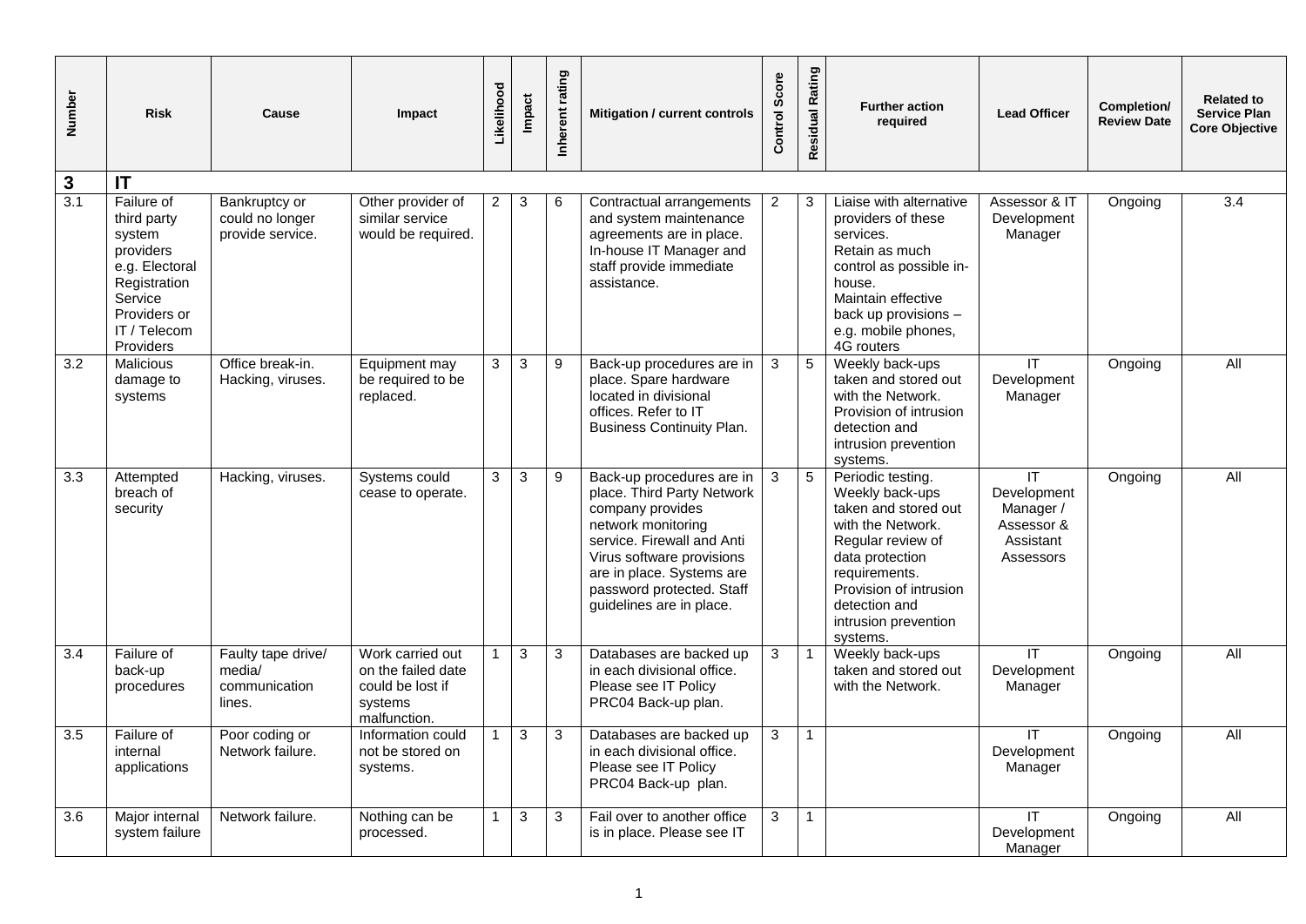| Number | Risk | Cause | Impact | Likelihood | Impact | Inherent rating | Mitigation / current controls | Control Score | Residual Rating | Further action required | Lead Officer | Completion/ Review Date | Related to Service Plan Core Objective |
|---|---|---|---|---|---|---|---|---|---|---|---|---|---|
| **3** | **IT** | | | | | | | | | | | | |
| 3.1 | Failure of third party system providers e.g. Electoral Registration Service Providers or IT / Telecom Providers | Bankruptcy or could no longer provide service. | Other provider of similar service would be required. | 2 | 3 | 6 | Contractual arrangements and system maintenance agreements are in place. In-house IT Manager and staff provide immediate assistance. | 2 | 3 | Liaise with alternative providers of these services. Retain as much control as possible in-house. Maintain effective back up provisions – e.g. mobile phones, 4G routers | Assessor & IT Development Manager | Ongoing | 3.4 |
| 3.2 | Malicious damage to systems | Office break-in. Hacking, viruses. | Equipment may be required to be replaced. | 3 | 3 | 9 | Back-up procedures are in place. Spare hardware located in divisional offices. Refer to IT Business Continuity Plan. | 3 | 5 | Weekly back-ups taken and stored out with the Network. Provision of intrusion detection and intrusion prevention systems. | IT Development Manager | Ongoing | All |
| 3.3 | Attempted breach of security | Hacking, viruses. | Systems could cease to operate. | 3 | 3 | 9 | Back-up procedures are in place. Third Party Network company provides network monitoring service. Firewall and Anti Virus software provisions are in place. Systems are password protected. Staff guidelines are in place. | 3 | 5 | Periodic testing. Weekly back-ups taken and stored out with the Network. Regular review of data protection requirements. Provision of intrusion detection and intrusion prevention systems. | IT Development Manager / Assessor & Assistant Assessors | Ongoing | All |
| 3.4 | Failure of back-up procedures | Faulty tape drive/ media/ communication lines. | Work carried out on the failed date could be lost if systems malfunction. | 1 | 3 | 3 | Databases are backed up in each divisional office. Please see IT Policy PRC04 Back-up plan. | 3 | 1 | Weekly back-ups taken and stored out with the Network. | IT Development Manager | Ongoing | All |
| 3.5 | Failure of internal applications | Poor coding or Network failure. | Information could not be stored on systems. | 1 | 3 | 3 | Databases are backed up in each divisional office. Please see IT Policy PRC04 Back-up plan. | 3 | 1 | | IT Development Manager | Ongoing | All |
| 3.6 | Major internal system failure | Network failure. | Nothing can be processed. | 1 | 3 | 3 | Fail over to another office is in place. Please see IT | 3 | 1 | | IT Development Manager | Ongoing | All |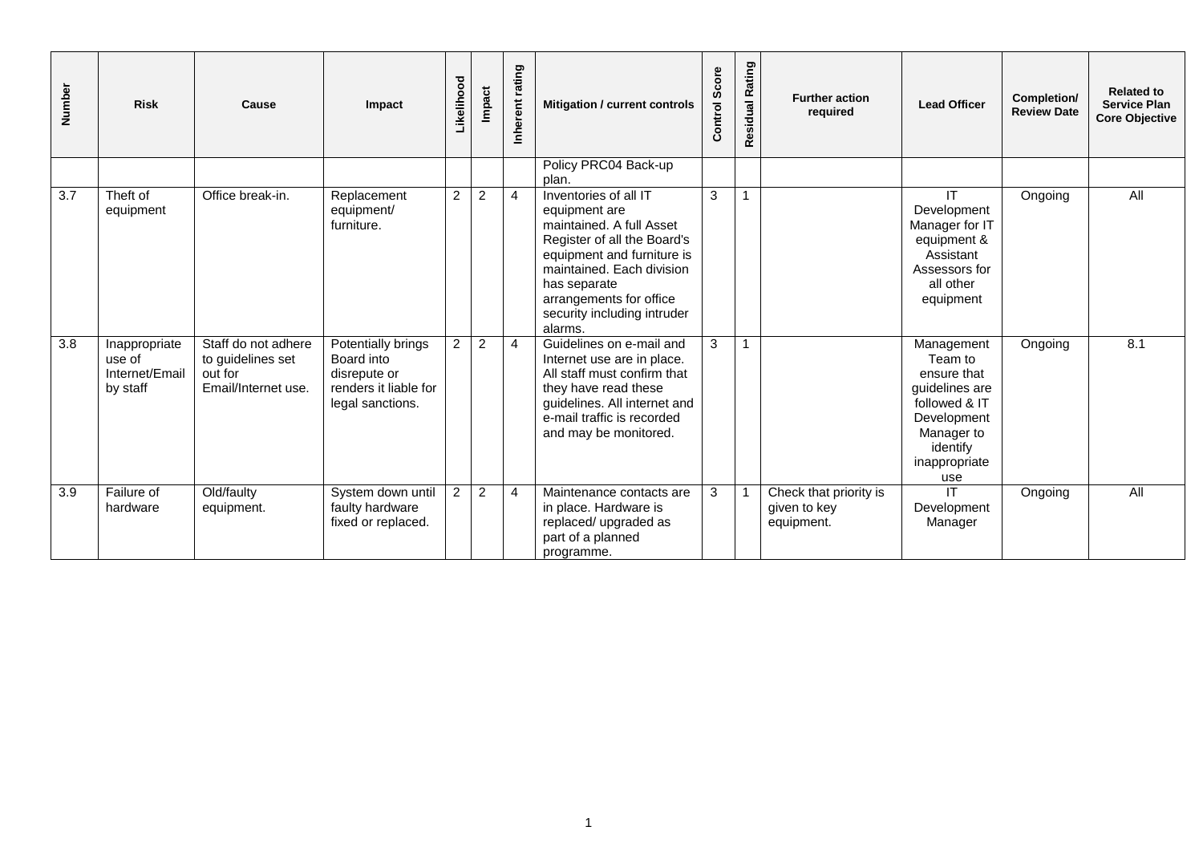| Number | Risk | Cause | Impact | Likelihood | Impact | Inherent rating | Mitigation / current controls | Control Score | Residual Rating | Further action required | Lead Officer | Completion/ Review Date | Related to Service Plan Core Objective |
|---|---|---|---|---|---|---|---|---|---|---|---|---|---|
| | | | | | | | Policy PRC04 Back-up plan. | | | | | | |
| 3.7 | Theft of equipment | Office break-in. | Replacement equipment/ furniture. | 2 | 2 | 4 | Inventories of all IT equipment are maintained. A full Asset Register of all the Board's equipment and furniture is maintained. Each division has separate arrangements for office security including intruder alarms. | 3 | 1 | | IT Development Manager for IT equipment & Assistant Assessors for all other equipment | Ongoing | All |
| 3.8 | Inappropriate use of Internet/Email by staff | Staff do not adhere to guidelines set out for Email/Internet use. | Potentially brings Board into disrepute or renders it liable for legal sanctions. | 2 | 2 | 4 | Guidelines on e-mail and Internet use are in place. All staff must confirm that they have read these guidelines. All internet and e-mail traffic is recorded and may be monitored. | 3 | 1 | | Management Team to ensure that guidelines are followed & IT Development Manager to identify inappropriate use | Ongoing | 8.1 |
| 3.9 | Failure of hardware | Old/faulty equipment. | System down until faulty hardware fixed or replaced. | 2 | 2 | 4 | Maintenance contacts are in place. Hardware is replaced/ upgraded as part of a planned programme. | 3 | 1 | Check that priority is given to key equipment. | IT Development Manager | Ongoing | All |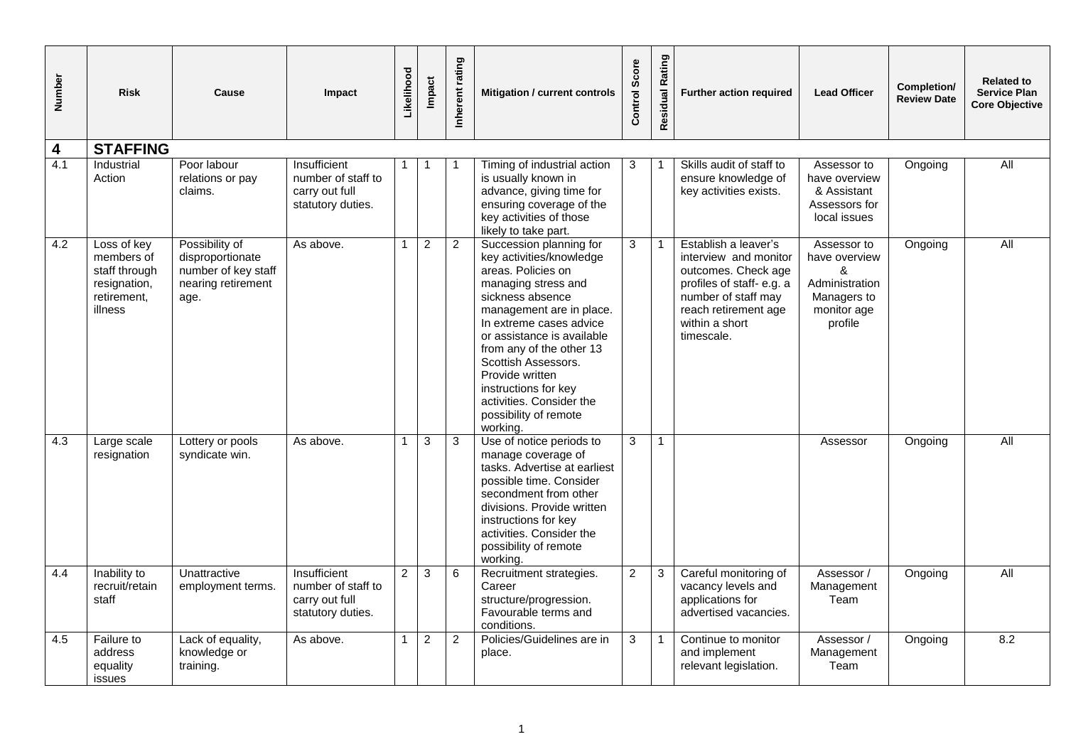| Number | Risk | Cause | Impact | Likelihood | Impact | Inherent rating | Mitigation / current controls | Control Score | Residual Rating | Further action required | Lead Officer | Completion/ Review Date | Related to Service Plan Core Objective |
|---|---|---|---|---|---|---|---|---|---|---|---|---|---|
| **4** | **STAFFING** | | | | | | | | | | | | |
| 4.1 | Industrial Action | Poor labour relations or pay claims. | Insufficient number of staff to carry out full statutory duties. | 1 | 1 | 1 | Timing of industrial action is usually known in advance, giving time for ensuring coverage of the key activities of those likely to take part. | 3 | 1 | Skills audit of staff to ensure knowledge of key activities exists. | Assessor to have overview & Assistant Assessors for local issues | Ongoing | All |
| 4.2 | Loss of key members of staff through resignation, retirement, illness | Possibility of disproportionate number of key staff nearing retirement age. | As above. | 1 | 2 | 2 | Succession planning for key activities/knowledge areas. Policies on managing stress and sickness absence management are in place. In extreme cases advice or assistance is available from any of the other 13 Scottish Assessors. Provide written instructions for key activities. Consider the possibility of remote working. | 3 | 1 | Establish a leaver's interview and monitor outcomes. Check age profiles of staff- e.g. a number of staff may reach retirement age within a short timescale. | Assessor to have overview & Administration Managers to monitor age profile | Ongoing | All |
| 4.3 | Large scale resignation | Lottery or pools syndicate win. | As above. | 1 | 3 | 3 | Use of notice periods to manage coverage of tasks. Advertise at earliest possible time. Consider secondment from other divisions. Provide written instructions for key activities. Consider the possibility of remote working. | 3 | 1 | | Assessor | Ongoing | All |
| 4.4 | Inability to recruit/retain staff | Unattractive employment terms. | Insufficient number of staff to carry out full statutory duties. | 2 | 3 | 6 | Recruitment strategies. Career structure/progression. Favourable terms and conditions. | 2 | 3 | Careful monitoring of vacancy levels and applications for advertised vacancies. | Assessor / Management Team | Ongoing | All |
| 4.5 | Failure to address equality issues | Lack of equality, knowledge or training. | As above. | 1 | 2 | 2 | Policies/Guidelines are in place. | 3 | 1 | Continue to monitor and implement relevant legislation. | Assessor / Management Team | Ongoing | 8.2 |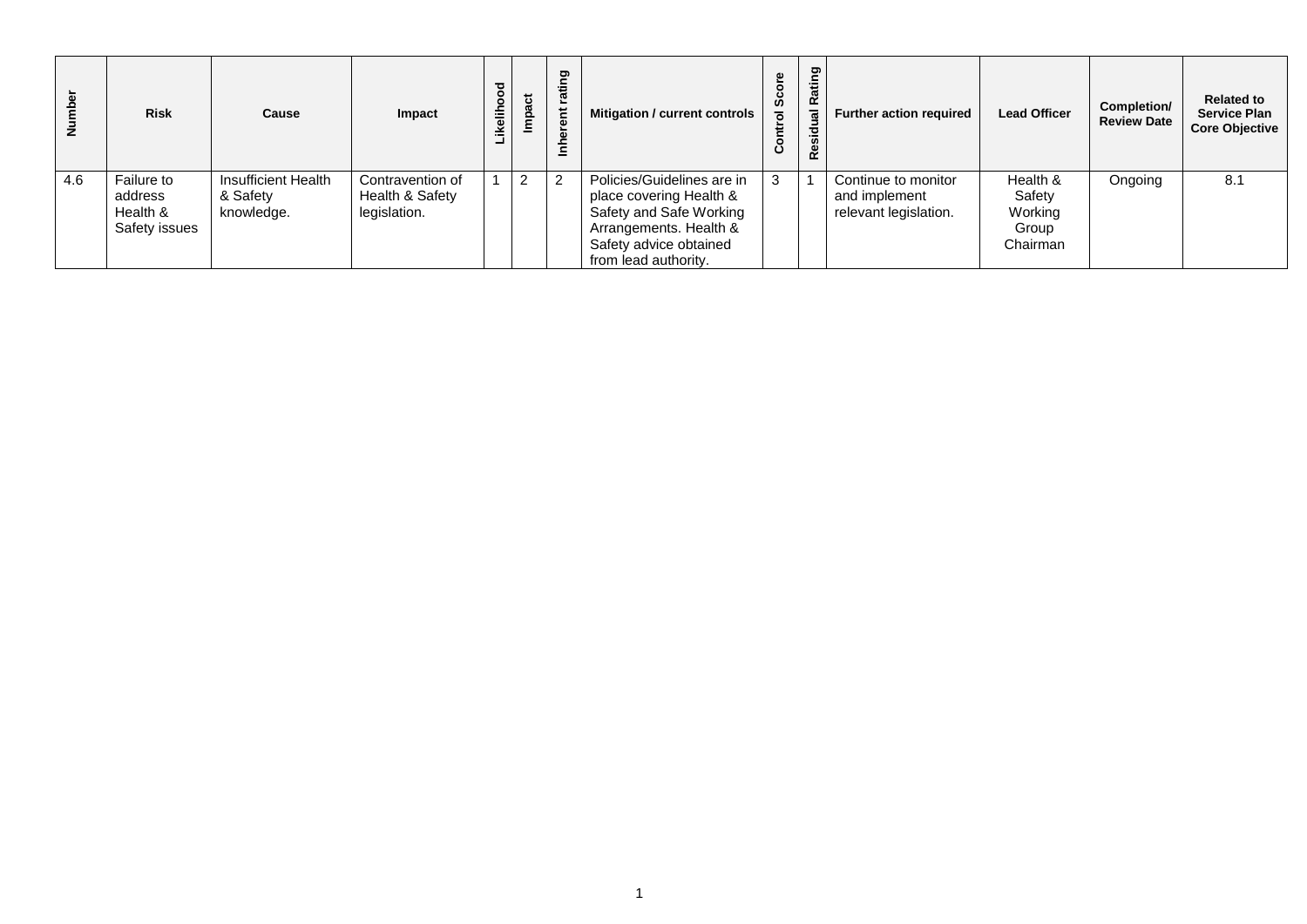| Number | Risk | Cause | Impact | Likelihood | Impact | Inherent rating | Mitigation / current controls | Control Score | Residual Rating | Further action required | Lead Officer | Completion/ Review Date | Related to Service Plan Core Objective |
|---|---|---|---|---|---|---|---|---|---|---|---|---|---|
| 4.6 | Failure to address Health & Safety issues | Insufficient Health & Safety knowledge. | Contravention of Health & Safety legislation. | 1 | 2 | 2 | Policies/Guidelines are in place covering Health & Safety and Safe Working Arrangements. Health & Safety advice obtained from lead authority. | 3 | 1 | Continue to monitor and implement relevant legislation. | Health & Safety Working Group Chairman | Ongoing | 8.1 |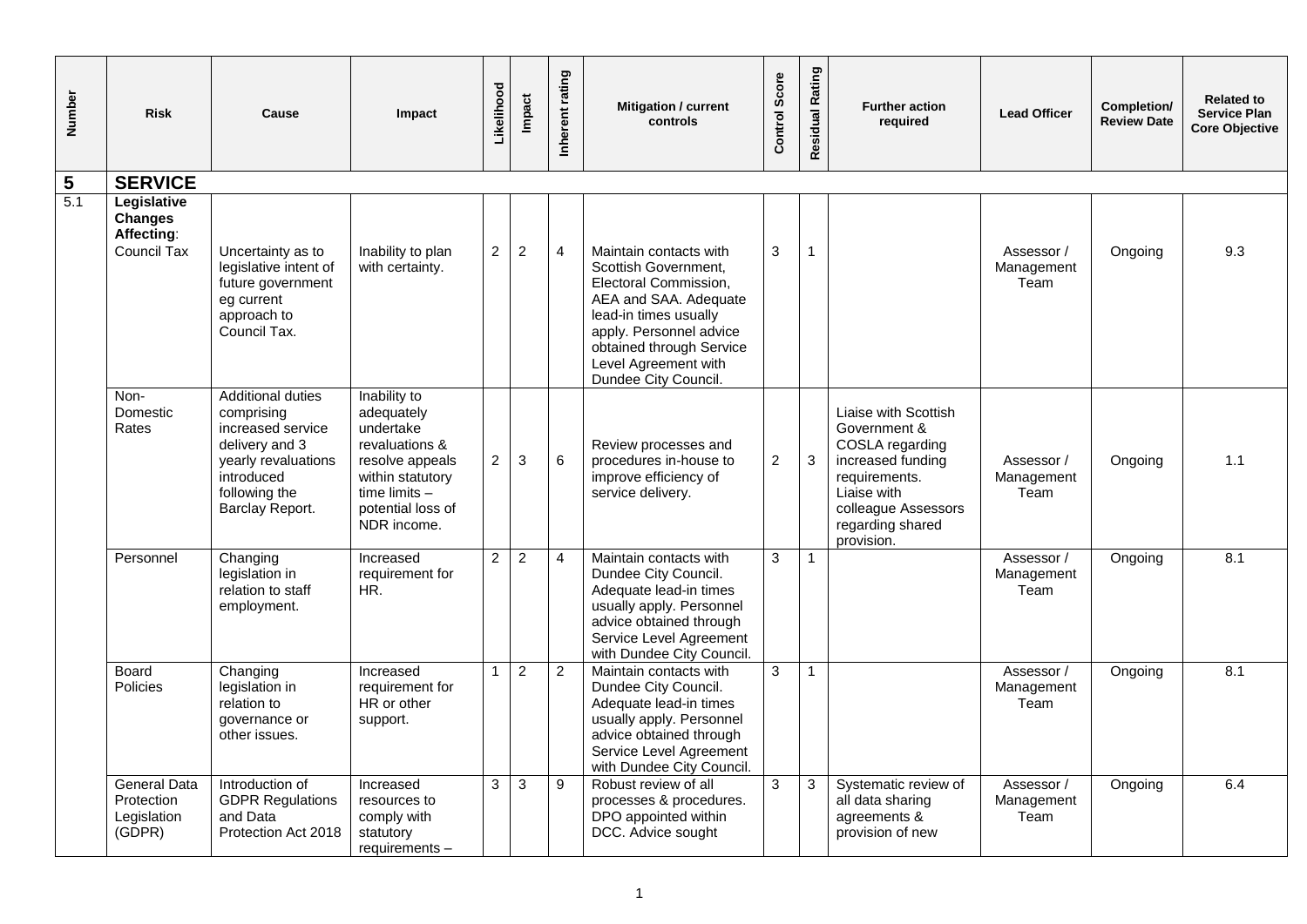| Number | Risk | Cause | Impact | Likelihood | Impact | Inherent rating | Mitigation / current controls | Control Score | Residual Rating | Further action required | Lead Officer | Completion/ Review Date | Related to Service Plan Core Objective |
|---|---|---|---|---|---|---|---|---|---|---|---|---|---|
| **5** | **SERVICE** | | | | | | | | | | | | |
| 5.1 | **Legislative Changes Affecting**: Council Tax | Uncertainty as to legislative intent of future government eg current approach to Council Tax. | Inability to plan with certainty. | 2 | 2 | 4 | Maintain contacts with Scottish Government, Electoral Commission, AEA and SAA. Adequate lead-in times usually apply. Personnel advice obtained through Service Level Agreement with Dundee City Council. | 3 | 1 | | Assessor / Management Team | Ongoing | 9.3 |
| | Non-Domestic Rates | Additional duties comprising increased service delivery and 3 yearly revaluations introduced following the Barclay Report. | Inability to adequately undertake revaluations & resolve appeals within statutory time limits – potential loss of NDR income. | 2 | 3 | 6 | Review processes and procedures in-house to improve efficiency of service delivery. | 2 | 3 | Liaise with Scottish Government & COSLA regarding increased funding requirements. Liaise with colleague Assessors regarding shared provision. | Assessor / Management Team | Ongoing | 1.1 |
| | Personnel | Changing legislation in relation to staff employment. | Increased requirement for HR. | 2 | 2 | 4 | Maintain contacts with Dundee City Council. Adequate lead-in times usually apply. Personnel advice obtained through Service Level Agreement with Dundee City Council. | 3 | 1 | | Assessor / Management Team | Ongoing | 8.1 |
| | Board Policies | Changing legislation in relation to governance or other issues. | Increased requirement for HR or other support. | 1 | 2 | 2 | Maintain contacts with Dundee City Council. Adequate lead-in times usually apply. Personnel advice obtained through Service Level Agreement with Dundee City Council. | 3 | 1 | | Assessor / Management Team | Ongoing | 8.1 |
| | General Data Protection Legislation (GDPR) | Introduction of GDPR Regulations and Data Protection Act 2018 | Increased resources to comply with statutory requirements – | 3 | 3 | 9 | Robust review of all processes & procedures. DPO appointed within DCC. Advice sought | 3 | 3 | Systematic review of all data sharing agreements & provision of new | Assessor / Management Team | Ongoing | 6.4 |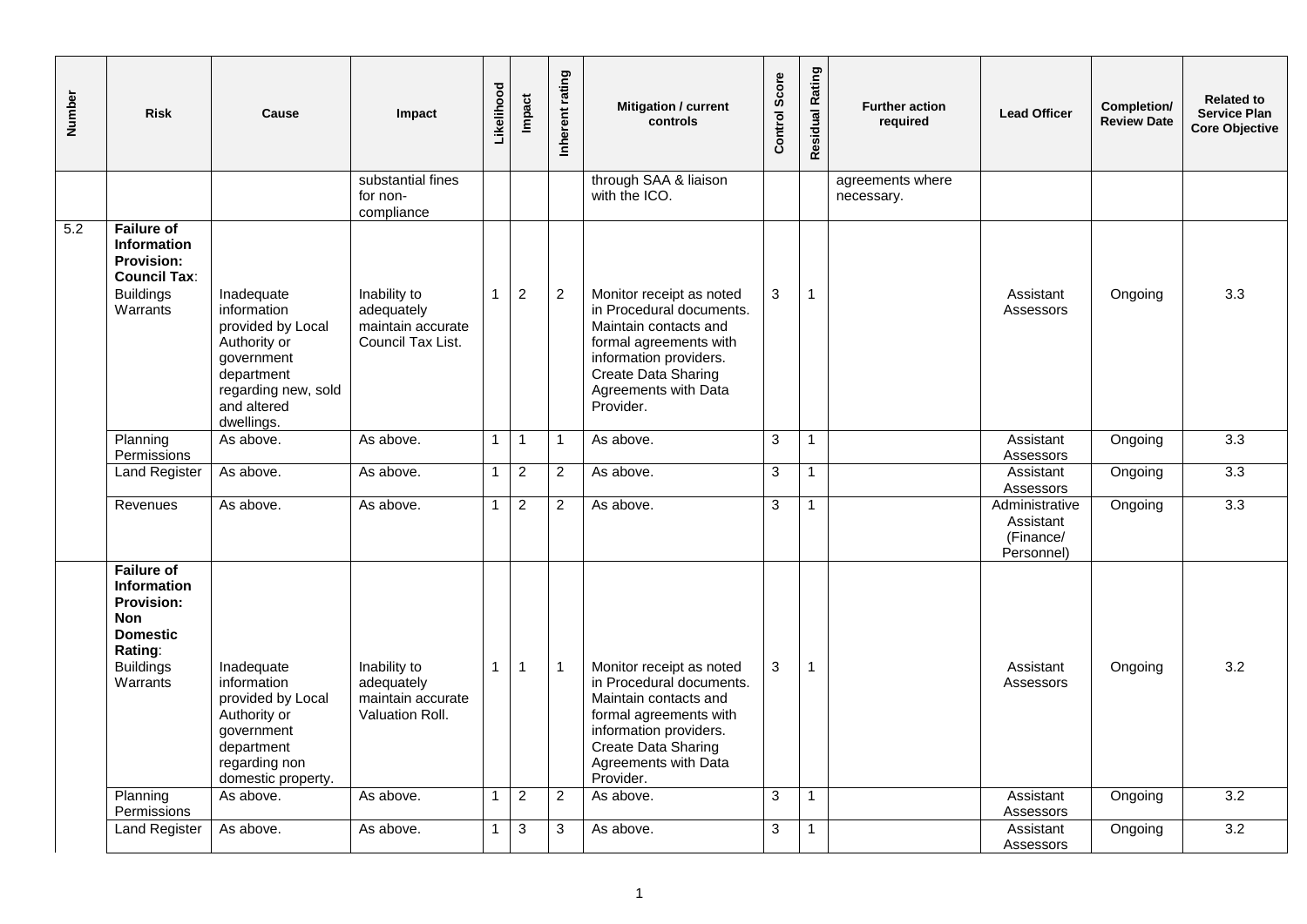| Number | Risk | Cause | Impact | Likelihood | Impact | Inherent rating | Mitigation / current controls | Control Score | Residual Rating | Further action required | Lead Officer | Completion/ Review Date | Related to Service Plan Core Objective |
|---|---|---|---|---|---|---|---|---|---|---|---|---|---|
| | | | substantial fines for non-compliance | | | | through SAA & liaison with the ICO. | | | agreements where necessary. | | | |
| 5.2 | **Failure of Information Provision: Council Tax**: Buildings Warrants | Inadequate information provided by Local Authority or government department regarding new, sold and altered dwellings. | Inability to adequately maintain accurate Council Tax List. | 1 | 2 | 2 | Monitor receipt as noted in Procedural documents. Maintain contacts and formal agreements with information providers. Create Data Sharing Agreements with Data Provider. | 3 | 1 | | Assistant Assessors | Ongoing | 3.3 |
| | Planning Permissions | As above. | As above. | 1 | 1 | 1 | As above. | 3 | 1 | | Assistant Assessors | Ongoing | 3.3 |
| | Land Register | As above. | As above. | 1 | 2 | 2 | As above. | 3 | 1 | | Assistant Assessors | Ongoing | 3.3 |
| | Revenues | As above. | As above. | 1 | 2 | 2 | As above. | 3 | 1 | | Administrative Assistant (Finance/ Personnel) | Ongoing | 3.3 |
| | **Failure of Information Provision: Non Domestic Rating**: Buildings Warrants | Inadequate information provided by Local Authority or government department regarding non domestic property. | Inability to adequately maintain accurate Valuation Roll. | 1 | 1 | 1 | Monitor receipt as noted in Procedural documents. Maintain contacts and formal agreements with information providers. Create Data Sharing Agreements with Data Provider. | 3 | 1 | | Assistant Assessors | Ongoing | 3.2 |
| | Planning Permissions | As above. | As above. | 1 | 2 | 2 | As above. | 3 | 1 | | Assistant Assessors | Ongoing | 3.2 |
| | Land Register | As above. | As above. | 1 | 3 | 3 | As above. | 3 | 1 | | Assistant Assessors | Ongoing | 3.2 |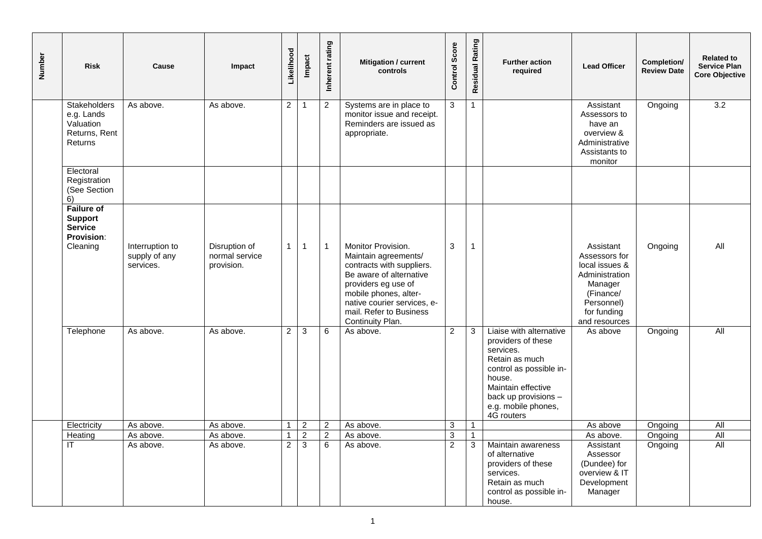| Number | Risk | Cause | Impact | Likelihood | Impact | Inherent rating | Mitigation / current controls | Control Score | Residual Rating | Further action required | Lead Officer | Completion/ Review Date | Related to Service Plan Core Objective |
|---|---|---|---|---|---|---|---|---|---|---|---|---|---|
| | Stakeholders e.g. Lands Valuation Returns, Rent Returns | As above. | As above. | 2 | 1 | 2 | Systems are in place to monitor issue and receipt. Reminders are issued as appropriate. | 3 | 1 | | Assistant Assessors to have an overview & Administrative Assistants to monitor | Ongoing | 3.2 |
| | Electoral Registration (See Section 6) | | | | | | | | | | | | |
| | **Failure of Support Service Provision**: Cleaning | Interruption to supply of any services. | Disruption of normal service provision. | 1 | 1 | 1 | Monitor Provision. Maintain agreements/ contracts with suppliers. Be aware of alternative providers eg use of mobile phones, alter-native courier services, e-mail. Refer to Business Continuity Plan. | 3 | 1 | | Assistant Assessors for local issues & Administration Manager (Finance/ Personnel) for funding and resources | Ongoing | All |
| | Telephone | As above. | As above. | 2 | 3 | 6 | As above. | 2 | 3 | Liaise with alternative providers of these services. Retain as much control as possible in-house. Maintain effective back up provisions – e.g. mobile phones, 4G routers | As above | Ongoing | All |
| | Electricity | As above. | As above. | 1 | 2 | 2 | As above. | 3 | 1 | | As above | Ongoing | All |
| | Heating | As above. | As above. | 1 | 2 | 2 | As above. | 3 | 1 | | As above. | Ongoing | All |
| | IT | As above. | As above. | 2 | 3 | 6 | As above. | 2 | 3 | Maintain awareness of alternative providers of these services. Retain as much control as possible in-house. | Assistant Assessor (Dundee) for overview & IT Development Manager | Ongoing | All |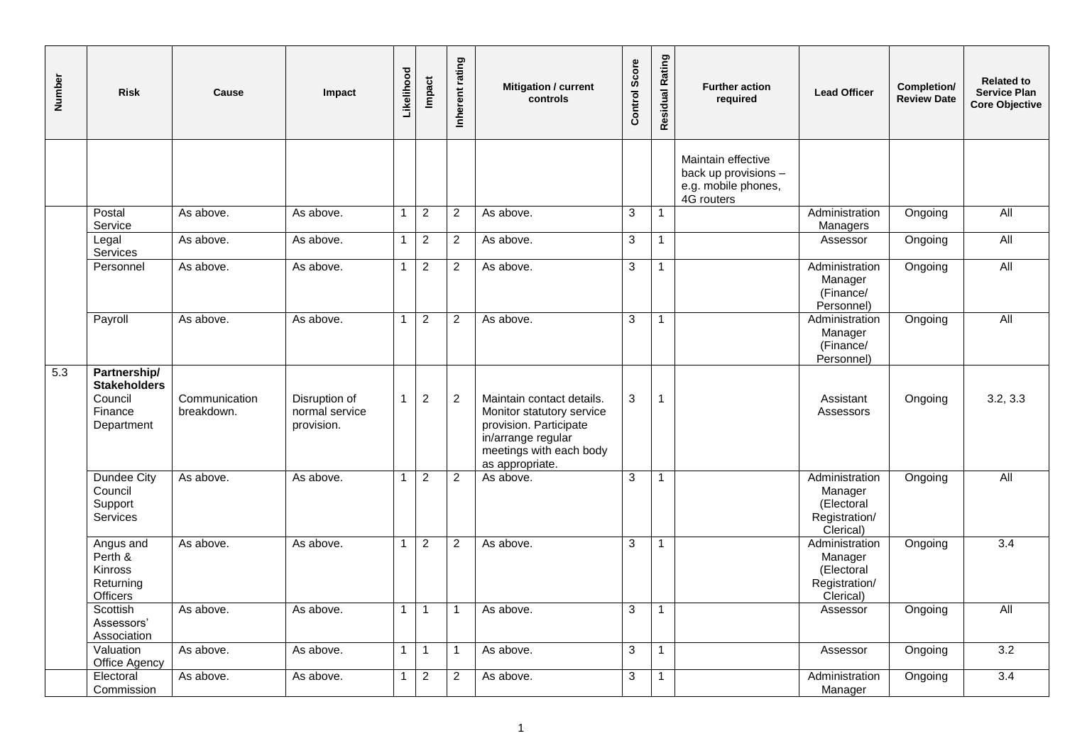| Number | Risk | Cause | Impact | Likelihood | Impact | Inherent rating | Mitigation / current controls | Control Score | Residual Rating | Further action required | Lead Officer | Completion/ Review Date | Related to Service Plan Core Objective |
|---|---|---|---|---|---|---|---|---|---|---|---|---|---|
| | | | | | | | | | | Maintain effective back up provisions – e.g. mobile phones, 4G routers | | | |
| | Postal Service | As above. | As above. | 1 | 2 | 2 | As above. | 3 | 1 | | Administration Managers | Ongoing | All |
| | Legal Services | As above. | As above. | 1 | 2 | 2 | As above. | 3 | 1 | | Assessor | Ongoing | All |
| | Personnel | As above. | As above. | 1 | 2 | 2 | As above. | 3 | 1 | | Administration Manager (Finance/ Personnel) | Ongoing | All |
| | Payroll | As above. | As above. | 1 | 2 | 2 | As above. | 3 | 1 | | Administration Manager (Finance/ Personnel) | Ongoing | All |
| 5.3 | **Partnership/ Stakeholders** Council Finance Department | Communication breakdown. | Disruption of normal service provision. | 1 | 2 | 2 | Maintain contact details. Monitor statutory service provision. Participate in/arrange regular meetings with each body as appropriate. | 3 | 1 | | Assistant Assessors | Ongoing | 3.2, 3.3 |
| | Dundee City Council Support Services | As above. | As above. | 1 | 2 | 2 | As above. | 3 | 1 | | Administration Manager (Electoral Registration/ Clerical) | Ongoing | All |
| | Angus and Perth & Kinross Returning Officers | As above. | As above. | 1 | 2 | 2 | As above. | 3 | 1 | | Administration Manager (Electoral Registration/ Clerical) | Ongoing | 3.4 |
| | Scottish Assessors' Association | As above. | As above. | 1 | 1 | 1 | As above. | 3 | 1 | | Assessor | Ongoing | All |
| | Valuation Office Agency | As above. | As above. | 1 | 1 | 1 | As above. | 3 | 1 | | Assessor | Ongoing | 3.2 |
| | Electoral Commission | As above. | As above. | 1 | 2 | 2 | As above. | 3 | 1 | | Administration Manager | Ongoing | 3.4 |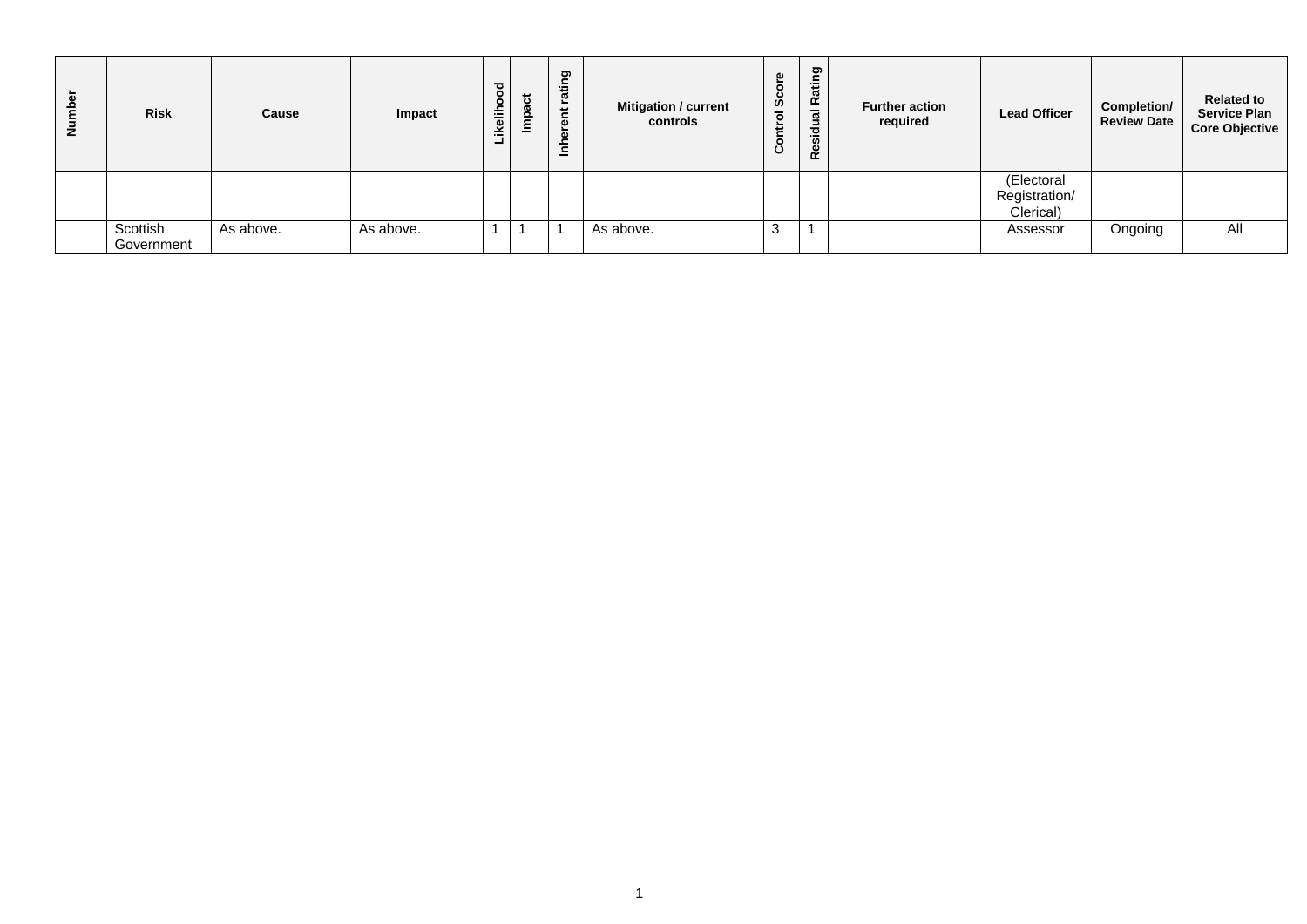| Number | Risk | Cause | Impact | Likelihood | Impact | Inherent rating | Mitigation / current controls | Control Score | Residual Rating | Further action required | Lead Officer | Completion/ Review Date | Related to Service Plan Core Objective |
|---|---|---|---|---|---|---|---|---|---|---|---|---|---|
| | | | | | | | | | | | (Electoral Registration/ Clerical) | | |
| | Scottish Government | As above. | As above. | 1 | 1 | 1 | As above. | 3 | 1 | | Assessor | Ongoing | All |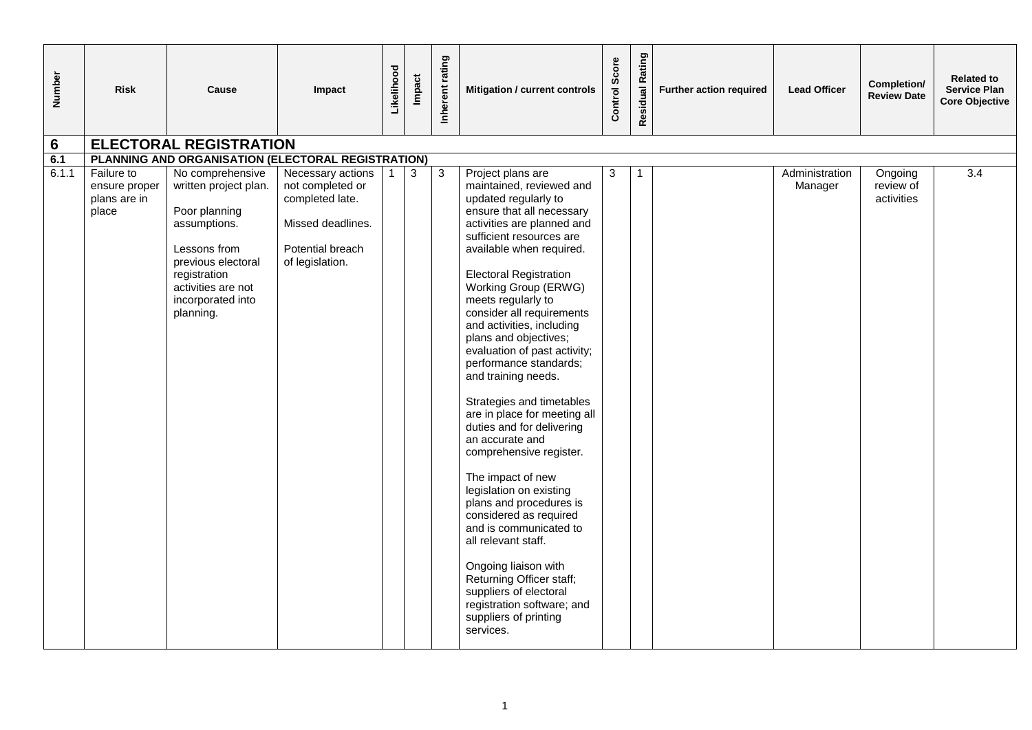| Number | Risk | Cause | Impact | Likelihood | Impact | Inherent rating | Mitigation / current controls | Control Score | Residual Rating | Further action required | Lead Officer | Completion/ Review Date | Related to Service Plan Core Objective |
|---|---|---|---|---|---|---|---|---|---|---|---|---|---|
| **6** | **ELECTORAL REGISTRATION** | | | | | | | | | | | | |
| **6.1** | **PLANNING AND ORGANISATION (ELECTORAL REGISTRATION)** | | | | | | | | | | | | |
| 6.1.1 | Failure to ensure proper plans are in place | No comprehensive written project plan.<br><br>Poor planning assumptions.<br><br>Lessons from previous electoral registration activities are not incorporated into planning. | Necessary actions not completed or completed late.<br><br>Missed deadlines.<br><br>Potential breach of legislation. | 1 | 3 | 3 | Project plans are maintained, reviewed and updated regularly to ensure that all necessary activities are planned and sufficient resources are available when required.<br><br>Electoral Registration Working Group (ERWG) meets regularly to consider all requirements and activities, including plans and objectives; evaluation of past activity; performance standards; and training needs.<br><br>Strategies and timetables are in place for meeting all duties and for delivering an accurate and comprehensive register.<br><br>The impact of new legislation on existing plans and procedures is considered as required and is communicated to all relevant staff.<br><br>Ongoing liaison with Returning Officer staff; suppliers of electoral registration software; and suppliers of printing services. | 3 | 1 | | Administration Manager | Ongoing review of activities | 3.4 |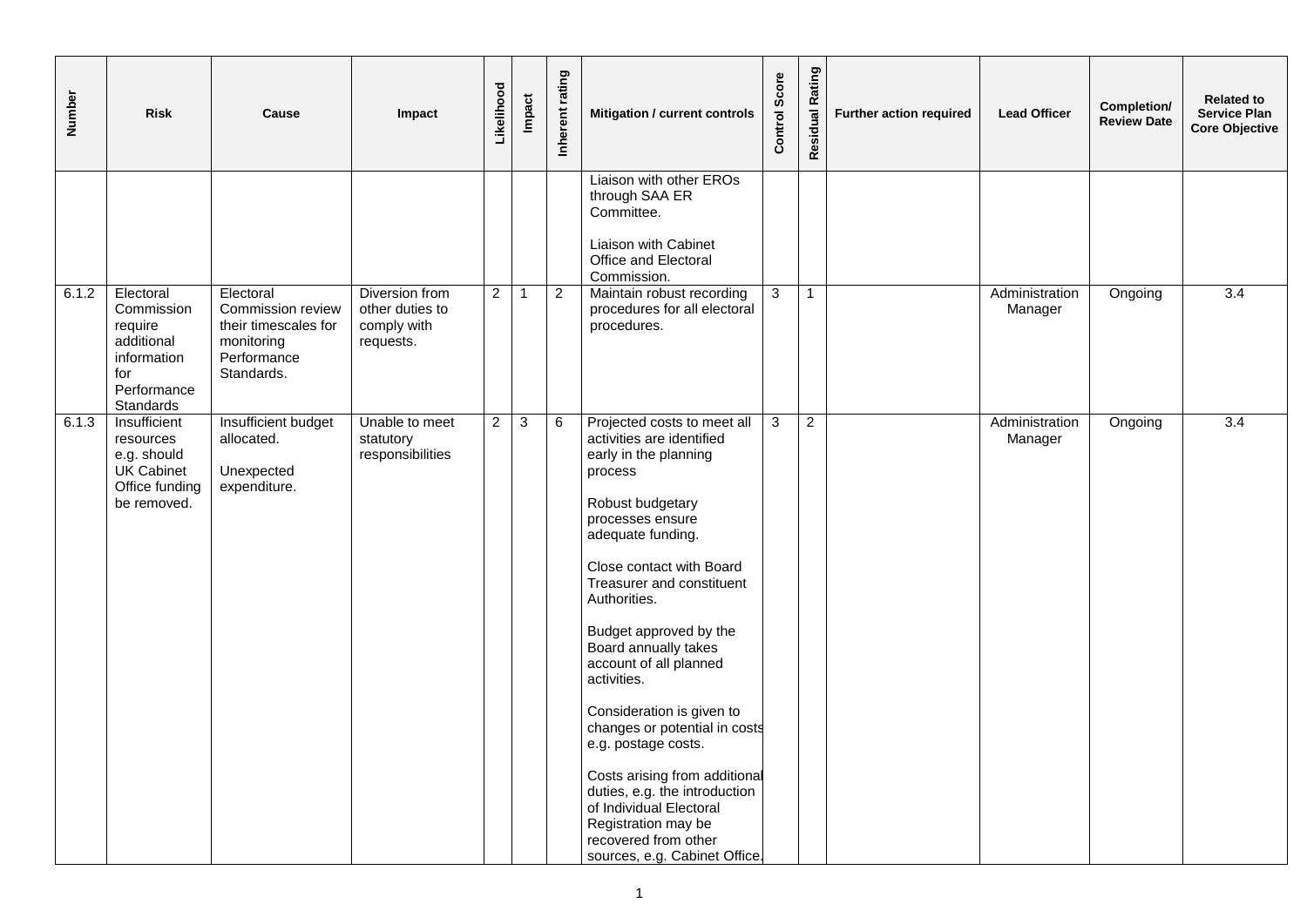| Number | Risk | Cause | Impact | Likelihood | Impact | Inherent rating | Mitigation / current controls | Control Score | Residual Rating | Further action required | Lead Officer | Completion/ Review Date | Related to Service Plan Core Objective |
|---|---|---|---|---|---|---|---|---|---|---|---|---|---|
| | | | | | | | Liaison with other EROs through SAA ER Committee.<br><br>Liaison with Cabinet Office and Electoral Commission. | | | | | | |
| 6.1.2 | Electoral Commission require additional information for Performance Standards | Electoral Commission review their timescales for monitoring Performance Standards. | Diversion from other duties to comply with requests. | 2 | 1 | 2 | Maintain robust recording procedures for all electoral procedures. | 3 | 1 | | Administration Manager | Ongoing | 3.4 |
| 6.1.3 | Insufficient resources e.g. should UK Cabinet Office funding be removed. | Insufficient budget allocated.<br><br>Unexpected expenditure. | Unable to meet statutory responsibilities | 2 | 3 | 6 | Projected costs to meet all activities are identified early in the planning process<br><br>Robust budgetary processes ensure adequate funding.<br><br>Close contact with Board Treasurer and constituent Authorities.<br><br>Budget approved by the Board annually takes account of all planned activities.<br><br>Consideration is given to changes or potential in costs e.g. postage costs.<br><br>Costs arising from additional duties, e.g. the introduction of Individual Electoral Registration may be recovered from other sources, e.g. Cabinet Office. | 3 | 2 | | Administration Manager | Ongoing | 3.4 |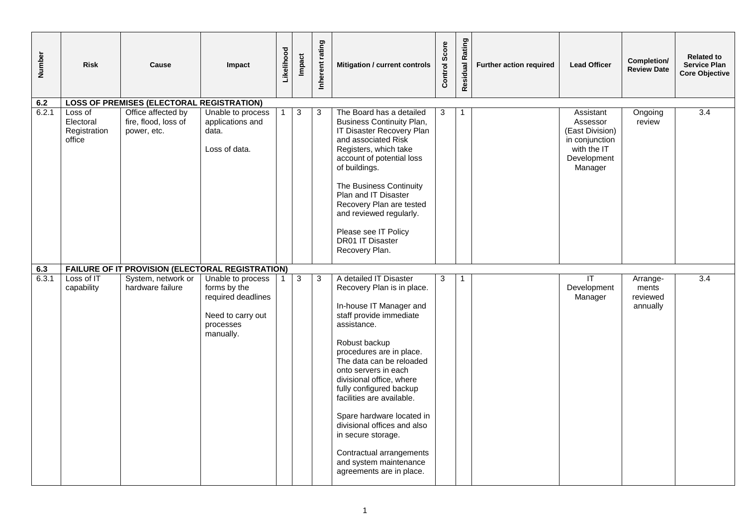| Number | Risk | Cause | Impact | Likelihood | Impact | Inherent rating | Mitigation / current controls | Control Score | Residual Rating | Further action required | Lead Officer | Completion/ Review Date | Related to Service Plan Core Objective |
|---|---|---|---|---|---|---|---|---|---|---|---|---|---|
| **6.2** | **LOSS OF PREMISES (ELECTORAL REGISTRATION)** | | | | | | | | | | | | |
| 6.2.1 | Loss of Electoral Registration office | Office affected by fire, flood, loss of power, etc. | Unable to process applications and data.<br><br>Loss of data. | 1 | 3 | 3 | The Board has a detailed Business Continuity Plan, IT Disaster Recovery Plan and associated Risk Registers, which take account of potential loss of buildings.<br><br>The Business Continuity Plan and IT Disaster Recovery Plan are tested and reviewed regularly.<br><br>Please see IT Policy DR01 IT Disaster Recovery Plan. | 3 | 1 | | Assistant Assessor (East Division) in conjunction with the IT Development Manager | Ongoing review | 3.4 |
| **6.3** | **FAILURE OF IT PROVISION (ELECTORAL REGISTRATION)** | | | | | | | | | | | | |
| 6.3.1 | Loss of IT capability | System, network or hardware failure | Unable to process forms by the required deadlines<br><br>Need to carry out processes manually. | 1 | 3 | 3 | A detailed IT Disaster Recovery Plan is in place.<br><br>In-house IT Manager and staff provide immediate assistance.<br><br>Robust backup procedures are in place. The data can be reloaded onto servers in each divisional office, where fully configured backup facilities are available.<br><br>Spare hardware located in divisional offices and also in secure storage.<br><br>Contractual arrangements and system maintenance agreements are in place. | 3 | 1 | | IT Development Manager | Arrange-ments reviewed annually | 3.4 |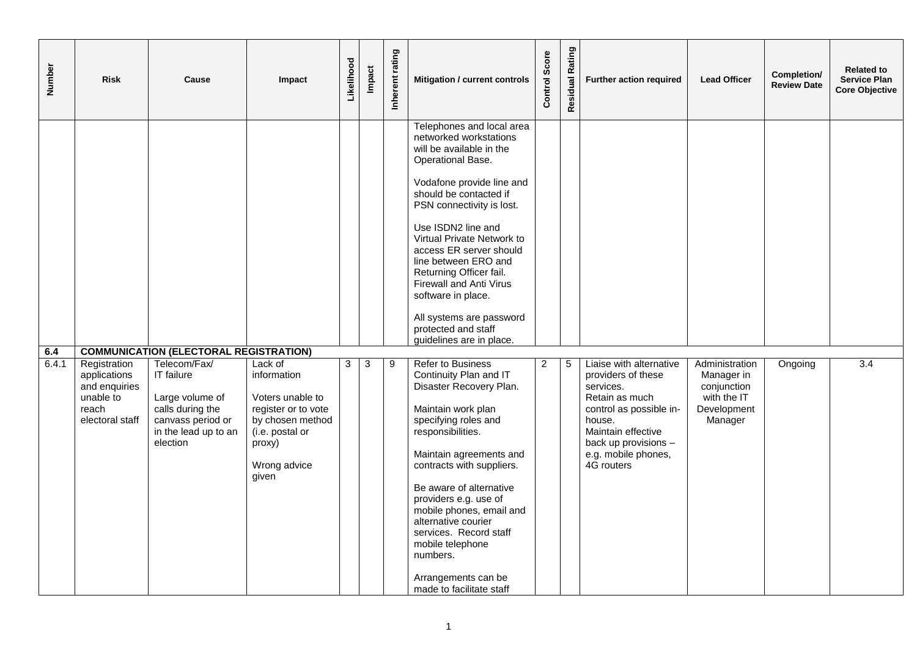| Number | Risk | Cause | Impact | Likelihood | Impact | Inherent rating | Mitigation / current controls | Control Score | Residual Rating | Further action required | Lead Officer | Completion/ Review Date | Related to Service Plan Core Objective |
|---|---|---|---|---|---|---|---|---|---|---|---|---|---|
| | | | | | | | Telephones and local area networked workstations will be available in the Operational Base.<br><br>Vodafone provide line and should be contacted if PSN connectivity is lost.<br><br>Use ISDN2 line and Virtual Private Network to access ER server should line between ERO and Returning Officer fail. Firewall and Anti Virus software in place.<br><br>All systems are password protected and staff guidelines are in place. | | | | | | |
| **6.4** | **COMMUNICATION (ELECTORAL REGISTRATION)** | | | | | | | | | | | | |
| 6.4.1 | Registration applications and enquiries unable to reach electoral staff | Telecom/Fax/ IT failure<br><br>Large volume of calls during the canvass period or in the lead up to an election | Lack of information<br><br>Voters unable to register or to vote by chosen method (i.e. postal or proxy)<br><br>Wrong advice given | 3 | 3 | 9 | Refer to Business Continuity Plan and IT Disaster Recovery Plan.<br><br>Maintain work plan specifying roles and responsibilities.<br><br>Maintain agreements and contracts with suppliers.<br><br>Be aware of alternative providers e.g. use of mobile phones, email and alternative courier services. Record staff mobile telephone numbers.<br><br>Arrangements can be made to facilitate staff | 2 | 5 | Liaise with alternative providers of these services.<br>Retain as much control as possible in-house.<br>Maintain effective back up provisions – e.g. mobile phones, 4G routers | Administration Manager in conjunction with the IT Development Manager | Ongoing | 3.4 |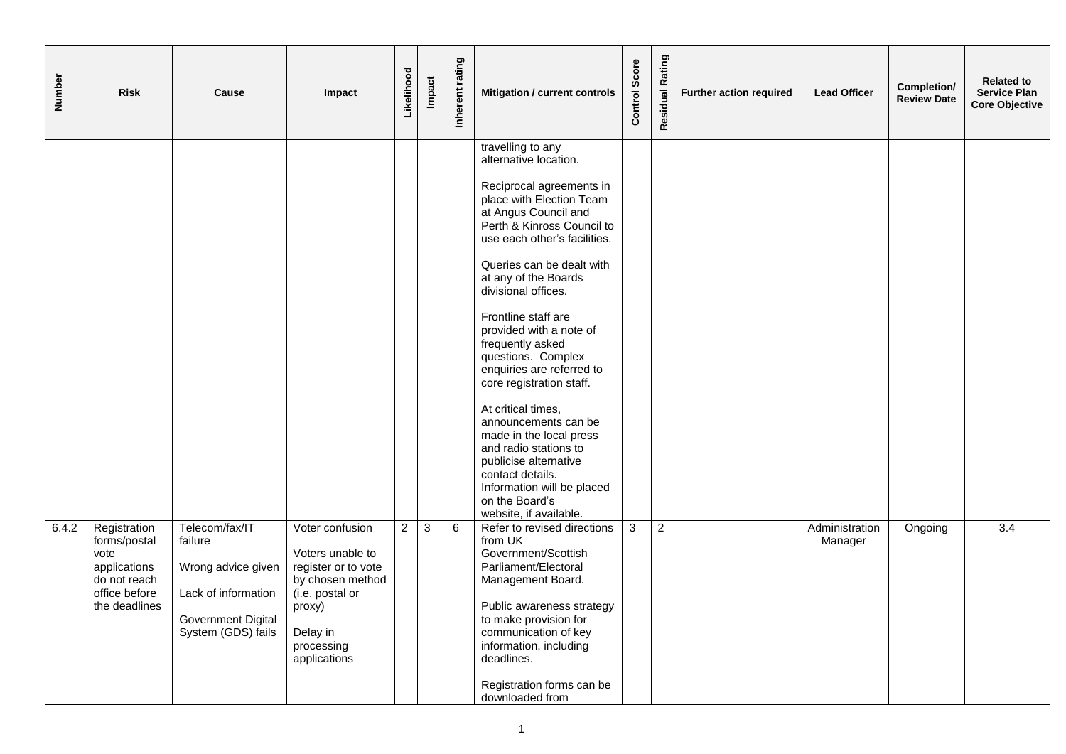| Number | Risk | Cause | Impact | Likelihood | Impact | Inherent rating | Mitigation / current controls | Control Score | Residual Rating | Further action required | Lead Officer | Completion/ Review Date | Related to Service Plan Core Objective |
|---|---|---|---|---|---|---|---|---|---|---|---|---|---|
| | | | | | | | travelling to any alternative location.<br><br>Reciprocal agreements in place with Election Team at Angus Council and Perth & Kinross Council to use each other's facilities.<br><br>Queries can be dealt with at any of the Boards divisional offices.<br><br>Frontline staff are provided with a note of frequently asked questions. Complex enquiries are referred to core registration staff.<br><br>At critical times, announcements can be made in the local press and radio stations to publicise alternative contact details. Information will be placed on the Board's website, if available. | | | | | | |
| 6.4.2 | Registration forms/postal vote applications do not reach office before the deadlines | Telecom/fax/IT failure<br><br>Wrong advice given<br><br>Lack of information<br><br>Government Digital System (GDS) fails | Voter confusion<br><br>Voters unable to register or to vote by chosen method (i.e. postal or proxy)<br><br>Delay in processing applications | 2 | 3 | 6 | Refer to revised directions from UK Government/Scottish Parliament/Electoral Management Board.<br><br>Public awareness strategy to make provision for communication of key information, including deadlines.<br><br>Registration forms can be downloaded from | 3 | 2 | | Administration Manager | Ongoing | 3.4 |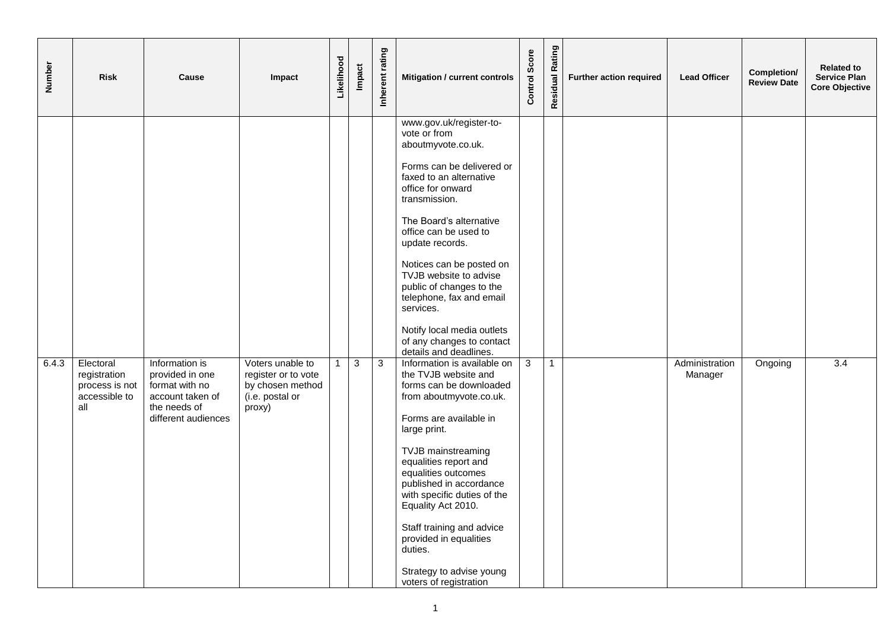| Number | Risk | Cause | Impact | Likelihood | Impact | Inherent rating | Mitigation / current controls | Control Score | Residual Rating | Further action required | Lead Officer | Completion/ Review Date | Related to Service Plan Core Objective |
|---|---|---|---|---|---|---|---|---|---|---|---|---|---|
| | | | | | | | www.gov.uk/register-to-vote or from aboutmyvote.co.uk.<br><br>Forms can be delivered or faxed to an alternative office for onward transmission.<br><br>The Board's alternative office can be used to update records.<br><br>Notices can be posted on TVJB website to advise public of changes to the telephone, fax and email services.<br><br>Notify local media outlets of any changes to contact details and deadlines. | | | | | | |
| 6.4.3 | Electoral registration process is not accessible to all | Information is provided in one format with no account taken of the needs of different audiences | Voters unable to register or to vote by chosen method (i.e. postal or proxy) | 1 | 3 | 3 | Information is available on the TVJB website and forms can be downloaded from aboutmyvote.co.uk.<br><br>Forms are available in large print.<br><br>TVJB mainstreaming equalities report and equalities outcomes published in accordance with specific duties of the Equality Act 2010.<br><br>Staff training and advice provided in equalities duties.<br><br>Strategy to advise young voters of registration | 3 | 1 | | Administration Manager | Ongoing | 3.4 |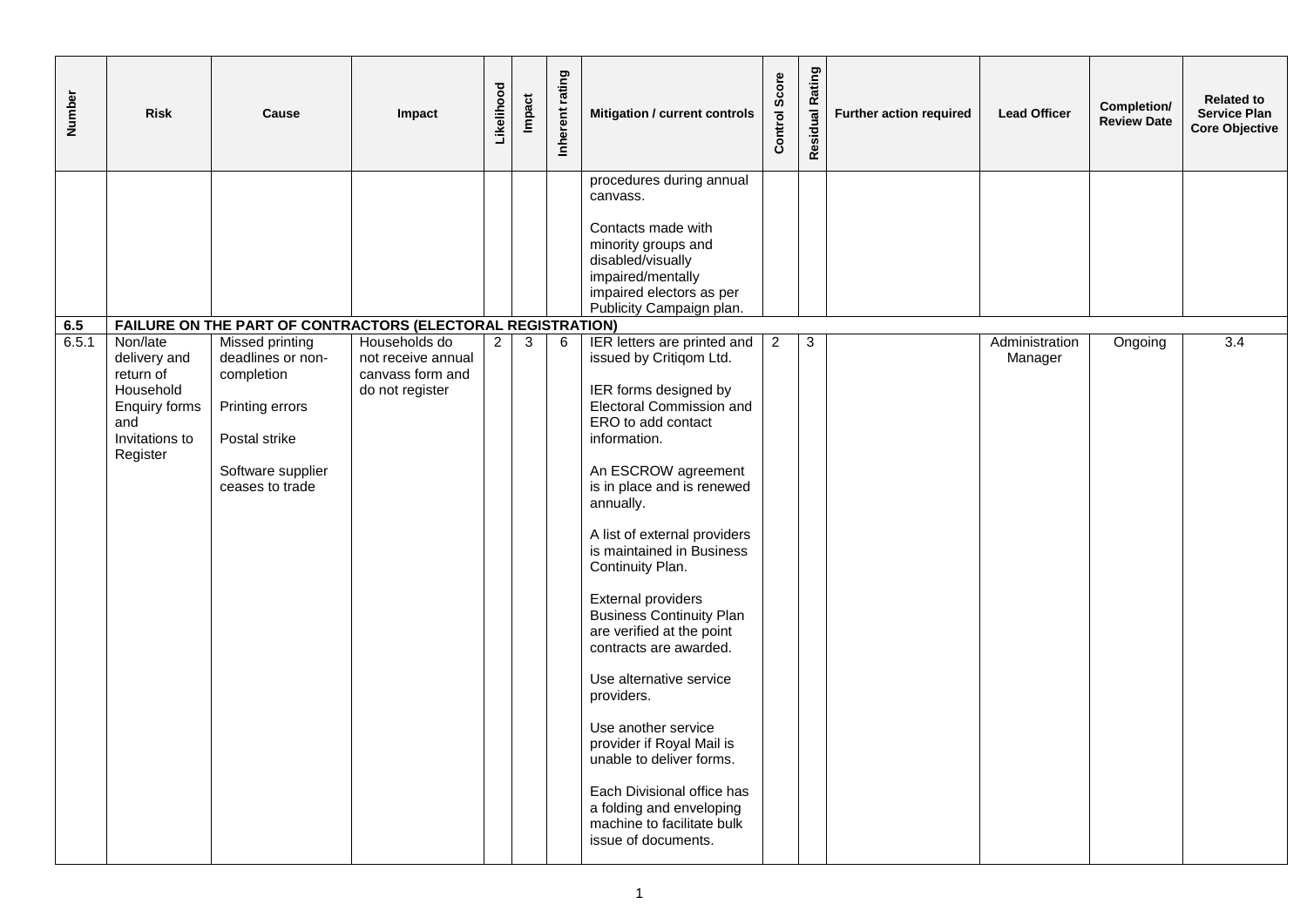| Number | Risk | Cause | Impact | Likelihood | Impact | Inherent rating | Mitigation / current controls | Control Score | Residual Rating | Further action required | Lead Officer | Completion/ Review Date | Related to Service Plan Core Objective |
|---|---|---|---|---|---|---|---|---|---|---|---|---|---|
| | | | | | | | procedures during annual canvass.<br><br>Contacts made with minority groups and disabled/visually impaired/mentally impaired electors as per Publicity Campaign plan. | | | | | | |
| **6.5** | **FAILURE ON THE PART OF CONTRACTORS (ELECTORAL REGISTRATION)** | | | | | | | | | | | | |
| 6.5.1 | Non/late delivery and return of Household Enquiry forms and Invitations to Register | Missed printing deadlines or non-completion<br><br>Printing errors<br><br>Postal strike<br><br>Software supplier ceases to trade | Households do not receive annual canvass form and do not register | 2 | 3 | 6 | IER letters are printed and issued by Critiqom Ltd.<br><br>IER forms designed by Electoral Commission and ERO to add contact information.<br><br>An ESCROW agreement is in place and is renewed annually.<br><br>A list of external providers is maintained in Business Continuity Plan.<br><br>External providers Business Continuity Plan are verified at the point contracts are awarded.<br><br>Use alternative service providers.<br><br>Use another service provider if Royal Mail is unable to deliver forms.<br><br>Each Divisional office has a folding and enveloping machine to facilitate bulk issue of documents. | 2 | 3 | | Administration Manager | Ongoing | 3.4 |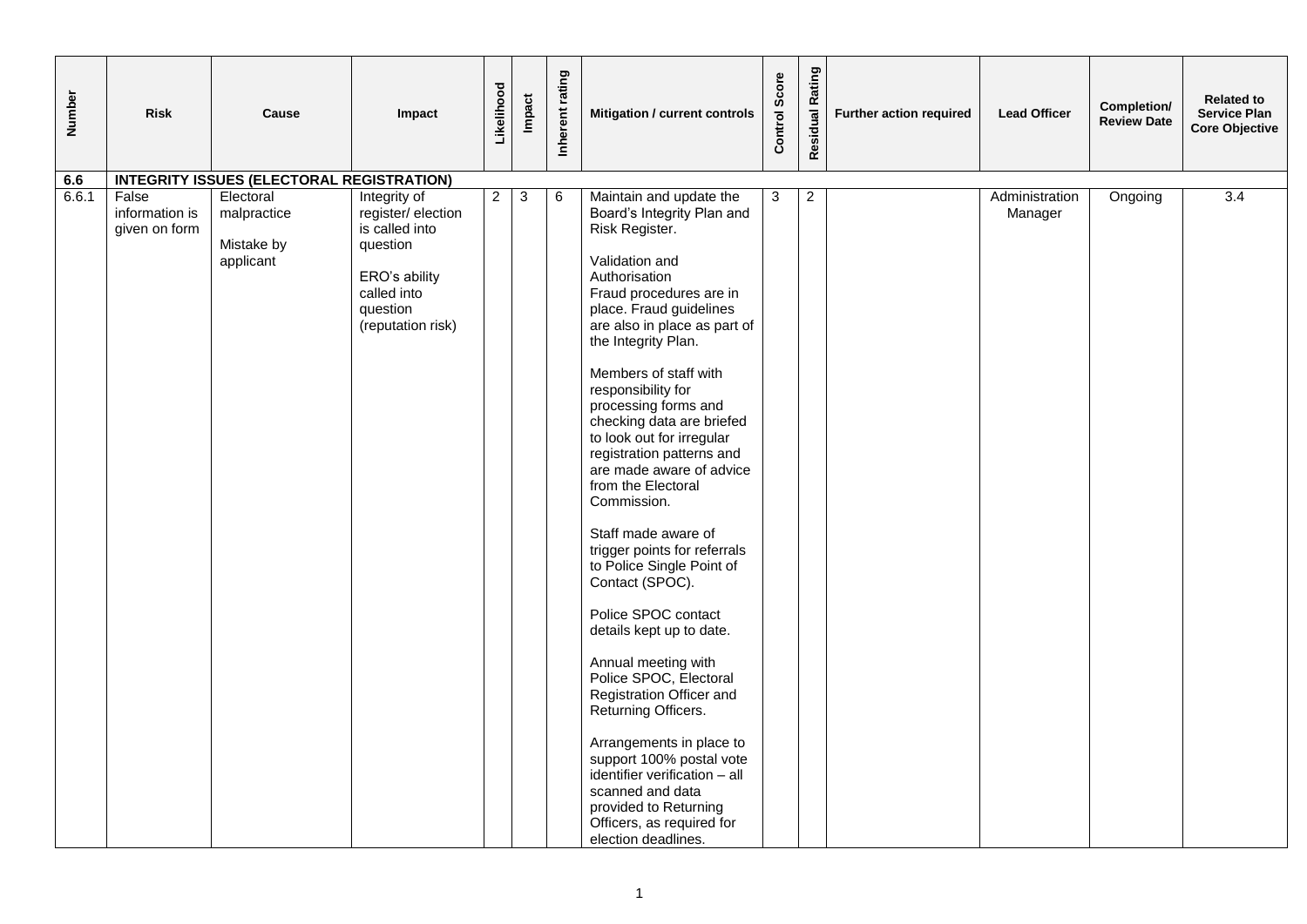| Number | Risk | Cause | Impact | Likelihood | Impact | Inherent rating | Mitigation / current controls | Control Score | Residual Rating | Further action required | Lead Officer | Completion/ Review Date | Related to Service Plan Core Objective |
|---|---|---|---|---|---|---|---|---|---|---|---|---|---|
| **6.6** | **INTEGRITY ISSUES (ELECTORAL REGISTRATION)** | | | | | | | | | | | | |
| 6.6.1 | False information is given on form | Electoral malpractice<br><br>Mistake by applicant | Integrity of register/ election is called into question<br><br>ERO's ability called into question (reputation risk) | 2 | 3 | 6 | Maintain and update the Board's Integrity Plan and Risk Register.<br><br>Validation and Authorisation<br>Fraud procedures are in place. Fraud guidelines are also in place as part of the Integrity Plan.<br><br>Members of staff with responsibility for processing forms and checking data are briefed to look out for irregular registration patterns and are made aware of advice from the Electoral Commission.<br><br>Staff made aware of trigger points for referrals to Police Single Point of Contact (SPOC).<br><br>Police SPOC contact details kept up to date.<br><br>Annual meeting with Police SPOC, Electoral Registration Officer and Returning Officers.<br><br>Arrangements in place to support 100% postal vote identifier verification – all scanned and data provided to Returning Officers, as required for election deadlines. | 3 | 2 | | Administration Manager | Ongoing | 3.4 |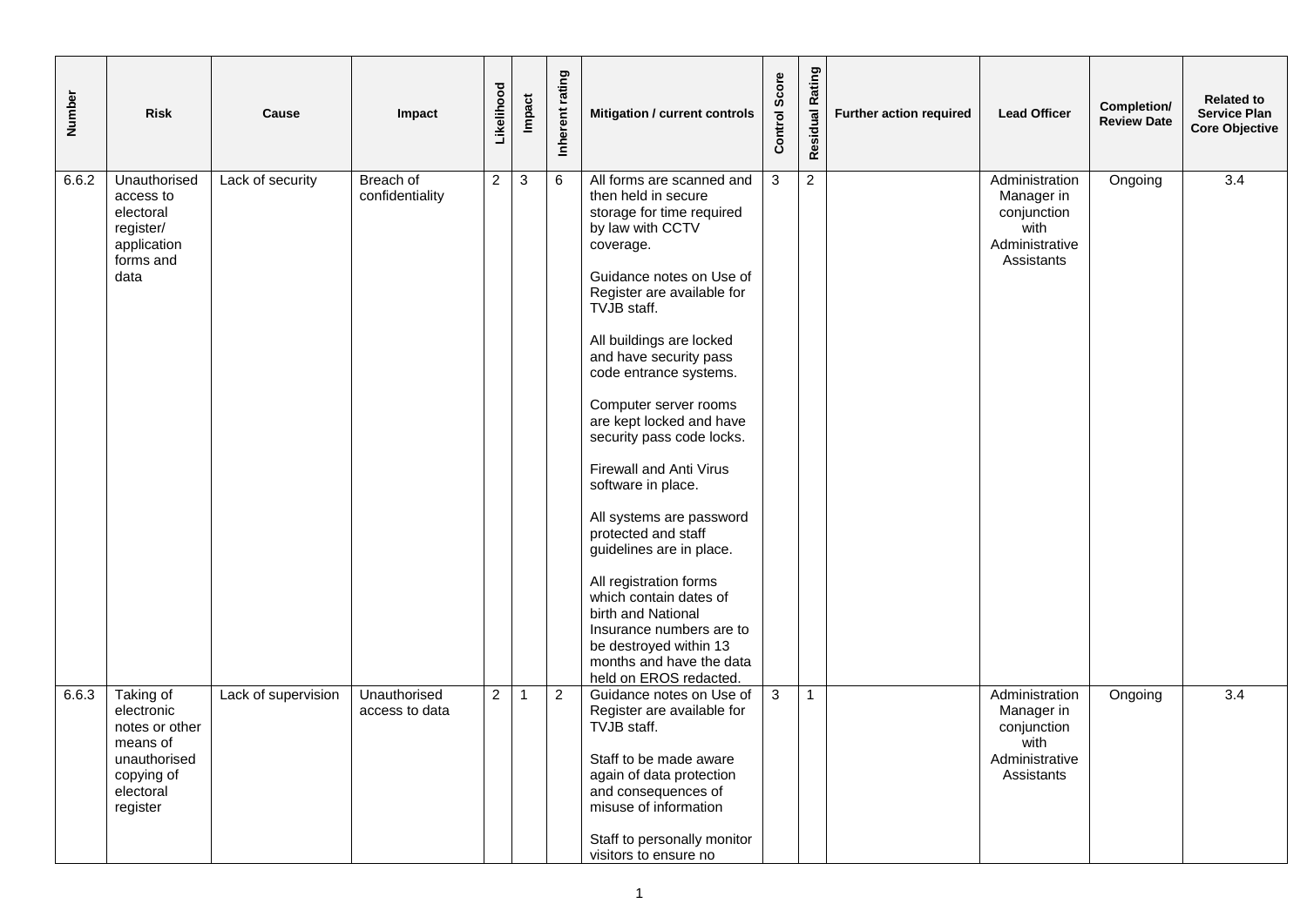| Number | Risk | Cause | Impact | Likelihood | Impact | Inherent rating | Mitigation / current controls | Control Score | Residual Rating | Further action required | Lead Officer | Completion/ Review Date | Related to Service Plan Core Objective |
|---|---|---|---|---|---|---|---|---|---|---|---|---|---|
| 6.6.2 | Unauthorised access to electoral register/ application forms and data | Lack of security | Breach of confidentiality | 2 | 3 | 6 | All forms are scanned and then held in secure storage for time required by law with CCTV coverage.<br><br>Guidance notes on Use of Register are available for TVJB staff.<br><br>All buildings are locked and have security pass code entrance systems.<br><br>Computer server rooms are kept locked and have security pass code locks.<br><br>Firewall and Anti Virus software in place.<br><br>All systems are password protected and staff guidelines are in place.<br><br>All registration forms which contain dates of birth and National Insurance numbers are to be destroyed within 13 months and have the data held on EROS redacted. | 3 | 2 | | Administration Manager in conjunction with Administrative Assistants | Ongoing | 3.4 |
| 6.6.3 | Taking of electronic notes or other means of unauthorised copying of electoral register | Lack of supervision | Unauthorised access to data | 2 | 1 | 2 | Guidance notes on Use of Register are available for TVJB staff.<br><br>Staff to be made aware again of data protection and consequences of misuse of information<br><br>Staff to personally monitor visitors to ensure no | 3 | 1 | | Administration Manager in conjunction with Administrative Assistants | Ongoing | 3.4 |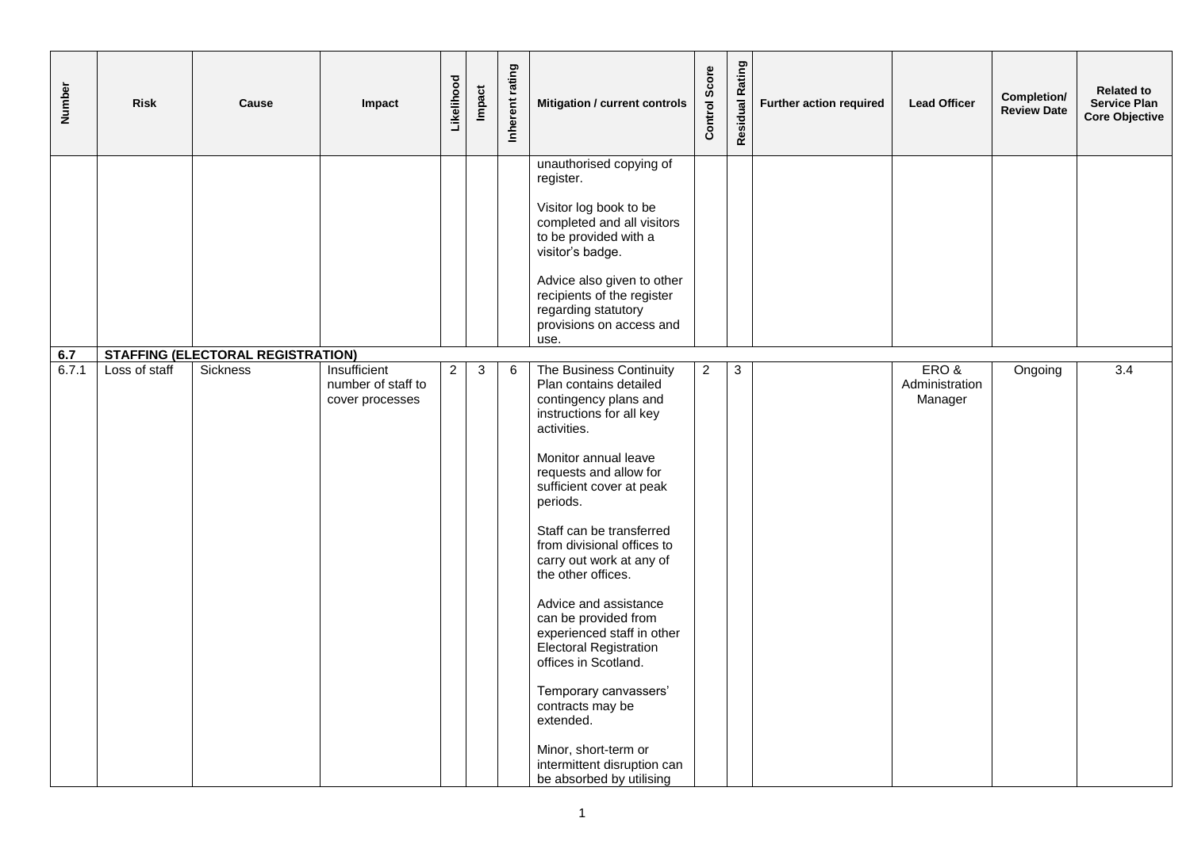| Number | Risk | Cause | Impact | Likelihood | Impact | Inherent rating | Mitigation / current controls | Control Score | Residual Rating | Further action required | Lead Officer | Completion/ Review Date | Related to Service Plan Core Objective |
|---|---|---|---|---|---|---|---|---|---|---|---|---|---|
| | | | | | | | unauthorised copying of register.<br><br>Visitor log book to be completed and all visitors to be provided with a visitor's badge.<br><br>Advice also given to other recipients of the register regarding statutory provisions on access and use. | | | | | | |
| **6.7** | **STAFFING (ELECTORAL REGISTRATION)** | | | | | | | | | | | | |
| 6.7.1 | Loss of staff | Sickness | Insufficient number of staff to cover processes | 2 | 3 | 6 | The Business Continuity Plan contains detailed contingency plans and instructions for all key activities.<br><br>Monitor annual leave requests and allow for sufficient cover at peak periods.<br><br>Staff can be transferred from divisional offices to carry out work at any of the other offices.<br><br>Advice and assistance can be provided from experienced staff in other Electoral Registration offices in Scotland.<br><br>Temporary canvassers' contracts may be extended.<br><br>Minor, short-term or intermittent disruption can be absorbed by utilising | 2 | 3 | | ERO & Administration Manager | Ongoing | 3.4 |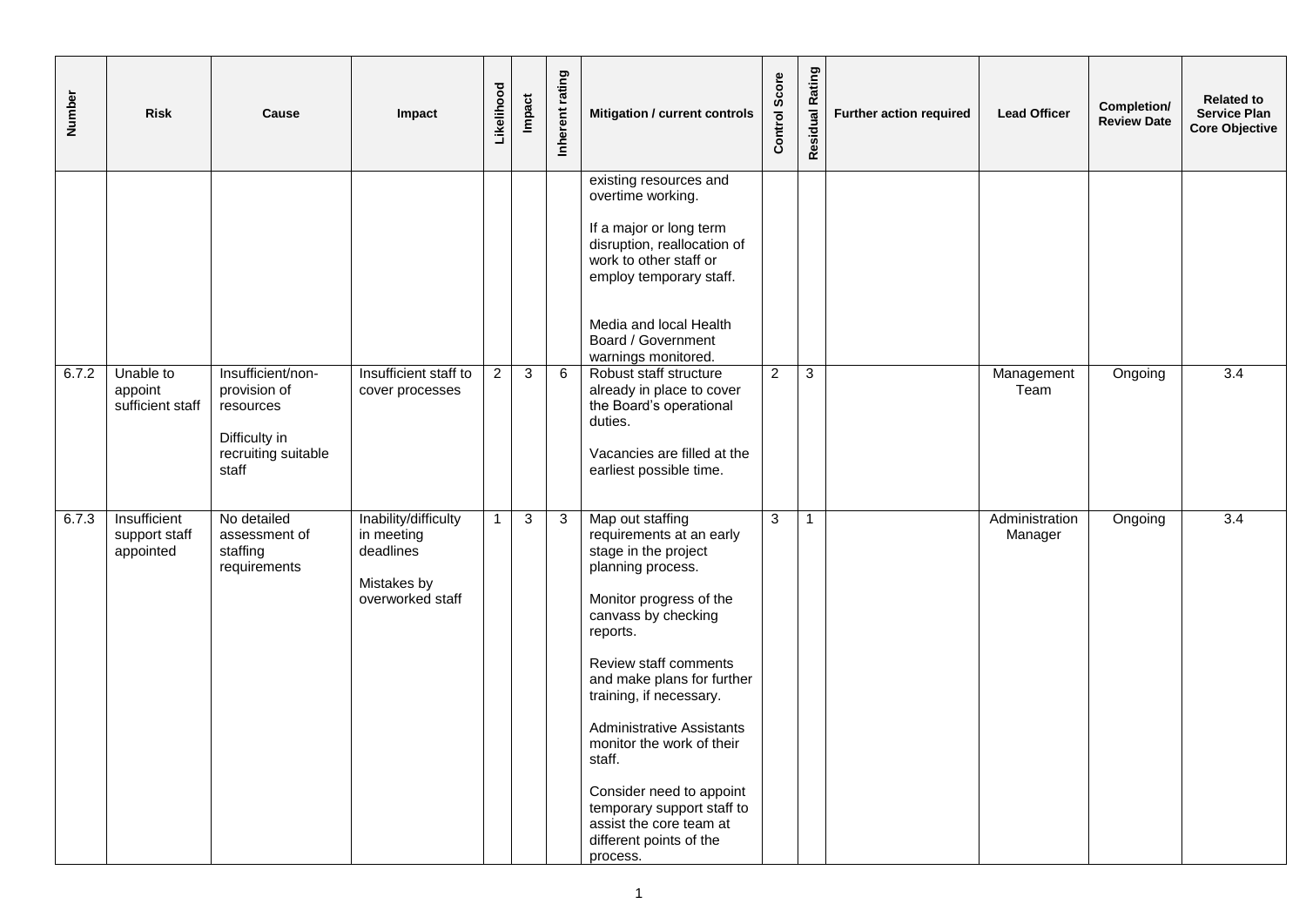| Number | Risk | Cause | Impact | Likelihood | Impact | Inherent rating | Mitigation / current controls | Control Score | Residual Rating | Further action required | Lead Officer | Completion/ Review Date | Related to Service Plan Core Objective |
|---|---|---|---|---|---|---|---|---|---|---|---|---|---|
| | | | | | | | existing resources and overtime working.<br><br>If a major or long term disruption, reallocation of work to other staff or employ temporary staff.<br><br>Media and local Health Board / Government warnings monitored. | | | | | | |
| 6.7.2 | Unable to appoint sufficient staff | Insufficient/non-provision of resources<br><br>Difficulty in recruiting suitable staff | Insufficient staff to cover processes | 2 | 3 | 6 | Robust staff structure already in place to cover the Board's operational duties.<br><br>Vacancies are filled at the earliest possible time. | 2 | 3 | | Management Team | Ongoing | 3.4 |
| 6.7.3 | Insufficient support staff appointed | No detailed assessment of staffing requirements | Inability/difficulty in meeting deadlines<br><br>Mistakes by overworked staff | 1 | 3 | 3 | Map out staffing requirements at an early stage in the project planning process.<br><br>Monitor progress of the canvass by checking reports.<br><br>Review staff comments and make plans for further training, if necessary.<br><br>Administrative Assistants monitor the work of their staff.<br><br>Consider need to appoint temporary support staff to assist the core team at different points of the process. | 3 | 1 | | Administration Manager | Ongoing | 3.4 |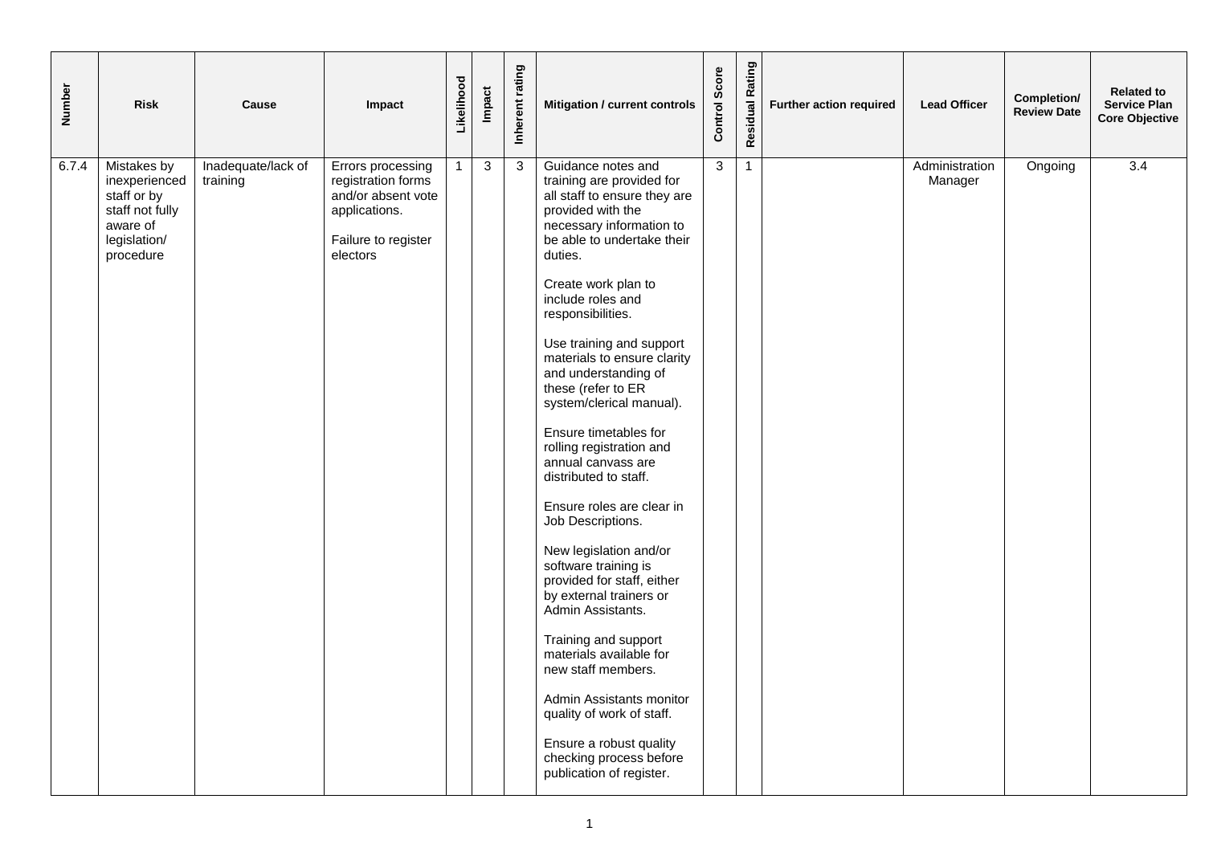| Number | Risk | Cause | Impact | Likelihood | Impact | Inherent rating | Mitigation / current controls | Control Score | Residual Rating | Further action required | Lead Officer | Completion/ Review Date | Related to Service Plan Core Objective |
|---|---|---|---|---|---|---|---|---|---|---|---|---|---|
| 6.7.4 | Mistakes by inexperienced staff or by staff not fully aware of legislation/ procedure | Inadequate/lack of training | Errors processing registration forms and/or absent vote applications.<br><br>Failure to register electors | 1 | 3 | 3 | Guidance notes and training are provided for all staff to ensure they are provided with the necessary information to be able to undertake their duties.<br><br>Create work plan to include roles and responsibilities.<br><br>Use training and support materials to ensure clarity and understanding of these (refer to ER system/clerical manual).<br><br>Ensure timetables for rolling registration and annual canvass are distributed to staff.<br><br>Ensure roles are clear in Job Descriptions.<br><br>New legislation and/or software training is provided for staff, either by external trainers or Admin Assistants.<br><br>Training and support materials available for new staff members.<br><br>Admin Assistants monitor quality of work of staff.<br><br>Ensure a robust quality checking process before publication of register. | 3 | 1 | | Administration Manager | Ongoing | 3.4 |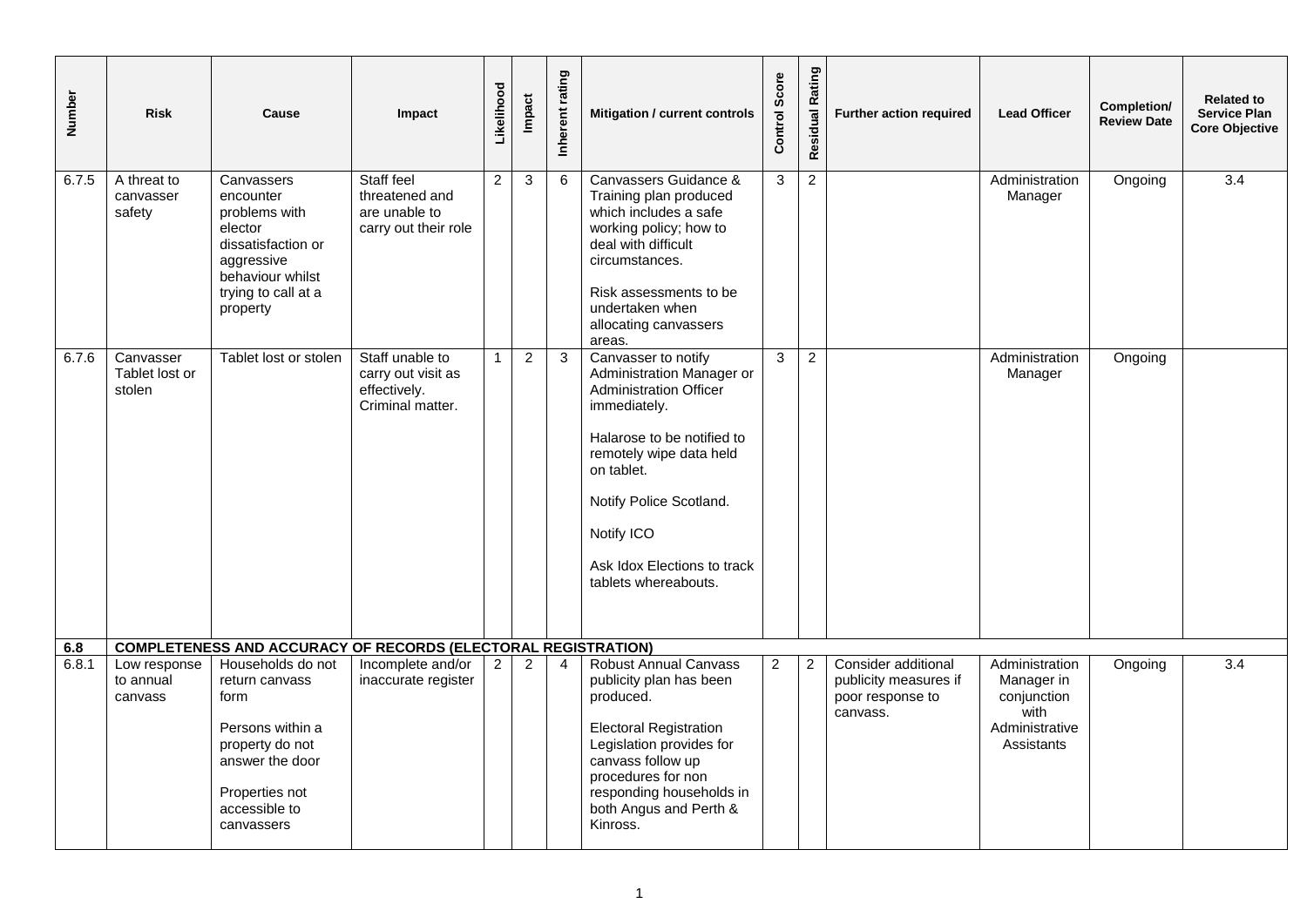| Number | Risk | Cause | Impact | Likelihood | Impact | Inherent rating | Mitigation / current controls | Control Score | Residual Rating | Further action required | Lead Officer | Completion/ Review Date | Related to Service Plan Core Objective |
|---|---|---|---|---|---|---|---|---|---|---|---|---|---|
| 6.7.5 | A threat to canvasser safety | Canvassers encounter problems with elector dissatisfaction or aggressive behaviour whilst trying to call at a property | Staff feel threatened and are unable to carry out their role | 2 | 3 | 6 | Canvassers Guidance & Training plan produced which includes a safe working policy; how to deal with difficult circumstances.<br><br>Risk assessments to be undertaken when allocating canvassers areas. | 3 | 2 | | Administration Manager | Ongoing | 3.4 |
| 6.7.6 | Canvasser Tablet lost or stolen | Tablet lost or stolen | Staff unable to carry out visit as effectively. Criminal matter. | 1 | 2 | 3 | Canvasser to notify Administration Manager or Administration Officer immediately.<br><br>Halarose to be notified to remotely wipe data held on tablet.<br><br>Notify Police Scotland.<br><br>Notify ICO<br><br>Ask Idox Elections to track tablets whereabouts. | 3 | 2 | | Administration Manager | Ongoing | |
| **6.8** | **COMPLETENESS AND ACCURACY OF RECORDS (ELECTORAL REGISTRATION)** | | | | | | | | | | | | |
| 6.8.1 | Low response to annual canvass | Households do not return canvass form<br><br>Persons within a property do not answer the door<br><br>Properties not accessible to canvassers | Incomplete and/or inaccurate register | 2 | 2 | 4 | Robust Annual Canvass publicity plan has been produced.<br><br>Electoral Registration Legislation provides for canvass follow up procedures for non responding households in both Angus and Perth & Kinross. | 2 | 2 | Consider additional publicity measures if poor response to canvass. | Administration Manager in conjunction with Administrative Assistants | Ongoing | 3.4 |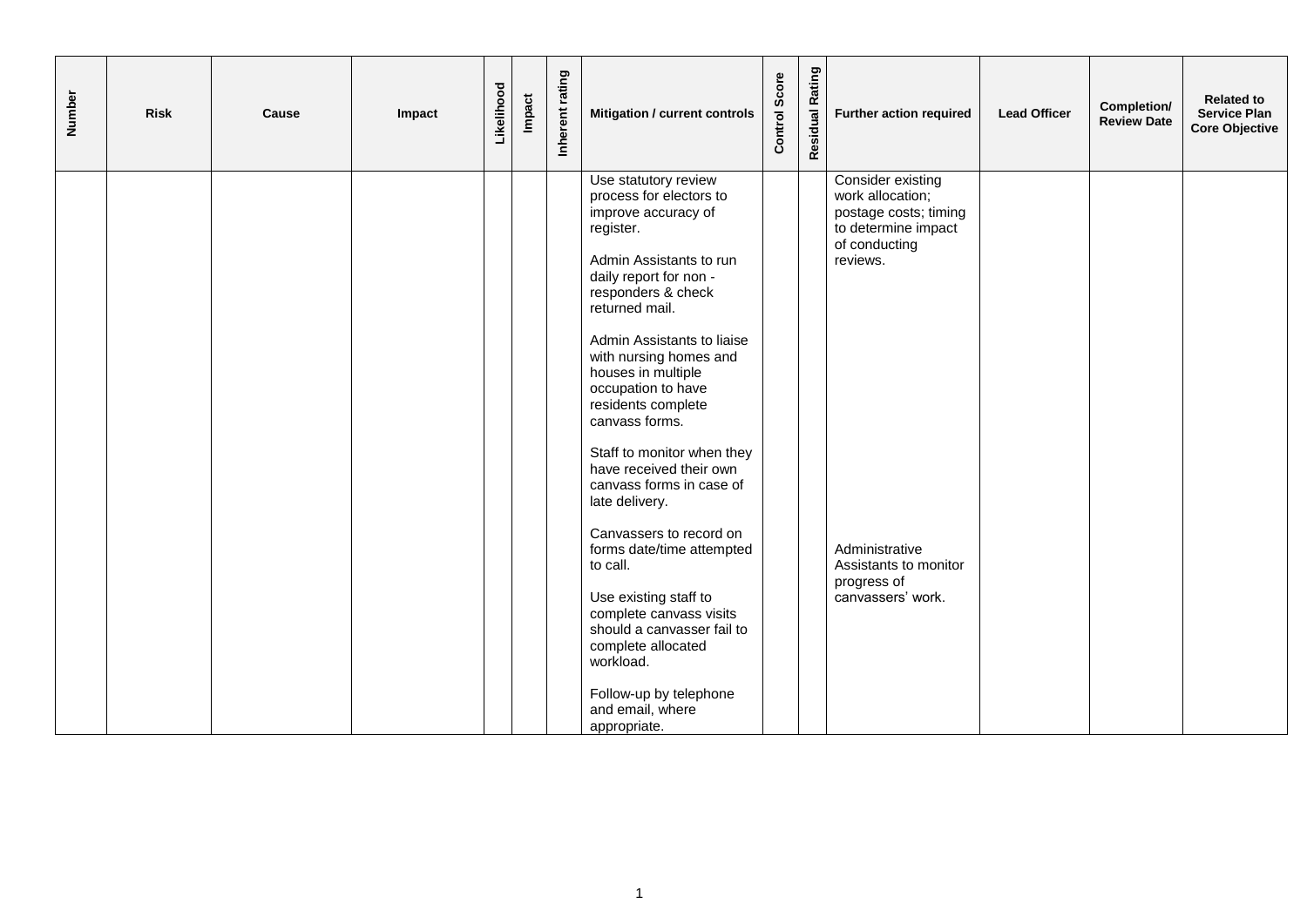| Number | Risk | Cause | Impact | Likelihood | Impact | Inherent rating | Mitigation / current controls | Control Score | Residual Rating | Further action required | Lead Officer | Completion/ Review Date | Related to Service Plan Core Objective |
|---|---|---|---|---|---|---|---|---|---|---|---|---|---|
| | | | | | | | Use statutory review process for electors to improve accuracy of register.<br><br>Admin Assistants to run daily report for non - responders & check returned mail.<br><br>Admin Assistants to liaise with nursing homes and houses in multiple occupation to have residents complete canvass forms.<br><br>Staff to monitor when they have received their own canvass forms in case of late delivery.<br><br>Canvassers to record on forms date/time attempted to call.<br><br>Use existing staff to complete canvass visits should a canvasser fail to complete allocated workload.<br><br>Follow-up by telephone and email, where appropriate. | | | Consider existing work allocation; postage costs; timing to determine impact of conducting reviews.<br><br>Administrative Assistants to monitor progress of canvassers' work. | | | |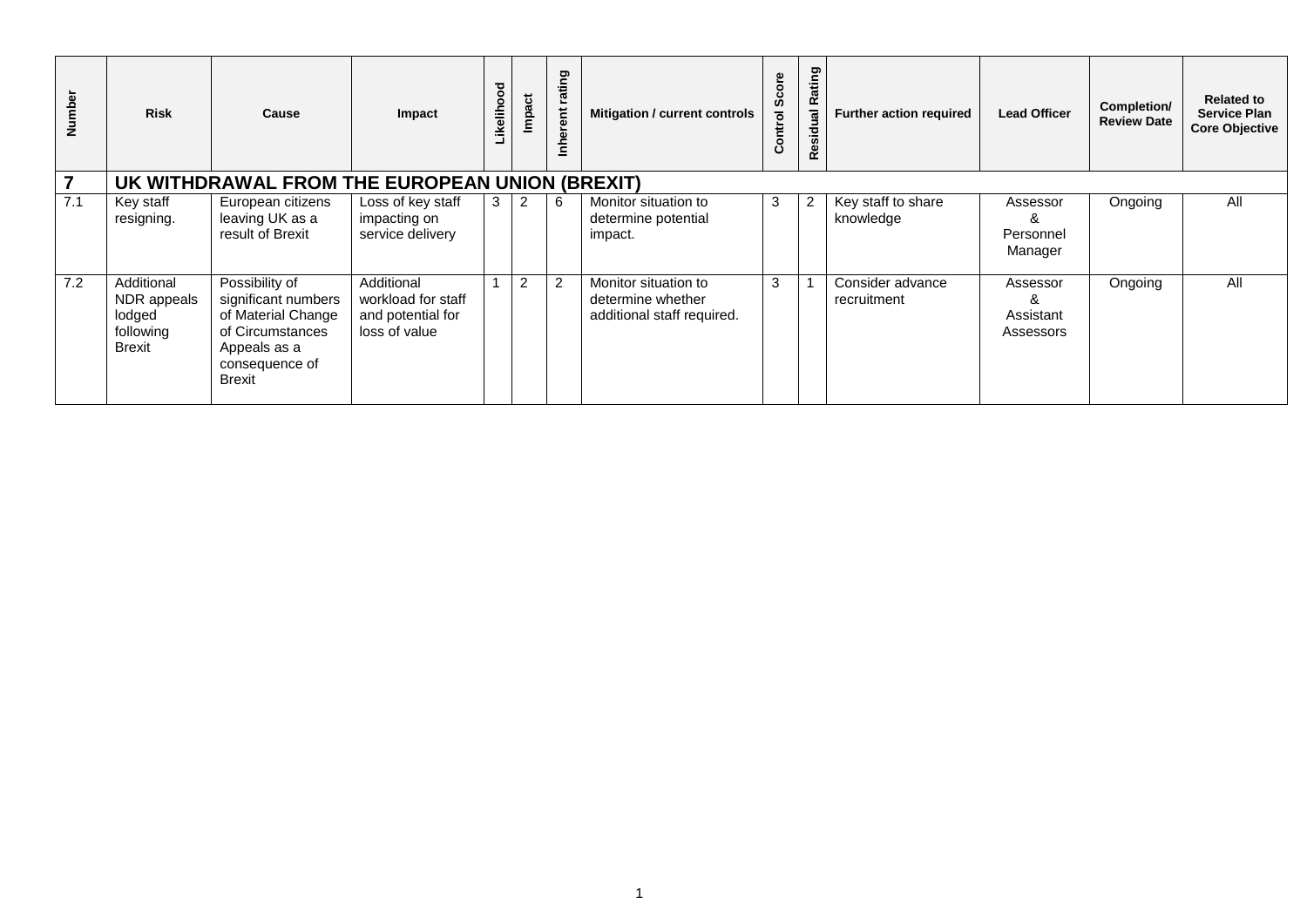| Number | Risk | Cause | Impact | Likelihood | Impact | Inherent rating | Mitigation / current controls | Control Score | Residual Rating | Further action required | Lead Officer | Completion/ Review Date | Related to Service Plan Core Objective |
|---|---|---|---|---|---|---|---|---|---|---|---|---|---|
| **7** | **UK WITHDRAWAL FROM THE EUROPEAN UNION (BREXIT)** | | | | | | | | | | | | |
| 7.1 | Key staff resigning. | European citizens leaving UK as a result of Brexit | Loss of key staff impacting on service delivery | 3 | 2 | 6 | Monitor situation to determine potential impact. | 3 | 2 | Key staff to share knowledge | Assessor & Personnel Manager | Ongoing | All |
| 7.2 | Additional NDR appeals lodged following Brexit | Possibility of significant numbers of Material Change of Circumstances Appeals as a consequence of Brexit | Additional workload for staff and potential for loss of value | 1 | 2 | 2 | Monitor situation to determine whether additional staff required. | 3 | 1 | Consider advance recruitment | Assessor & Assistant Assessors | Ongoing | All |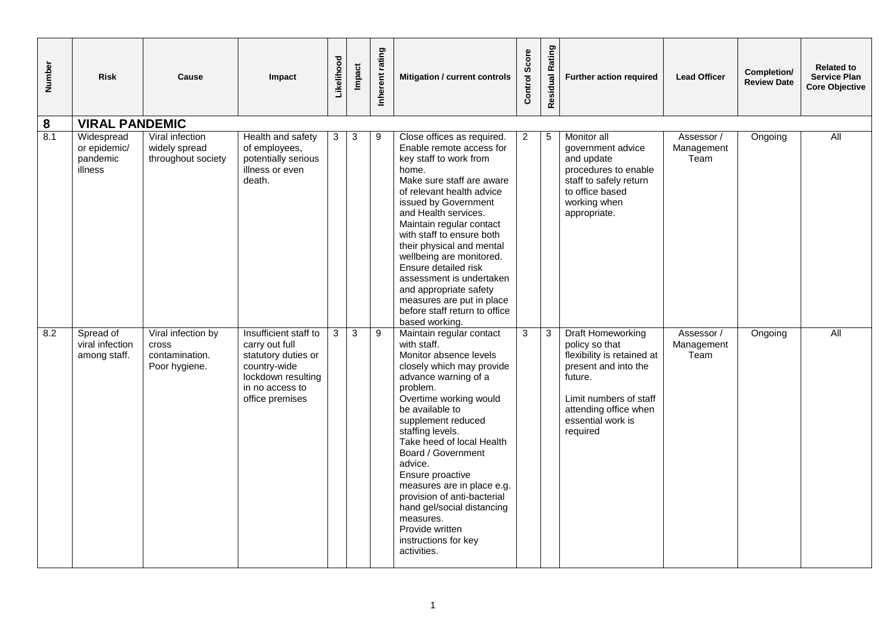| Number | Risk | Cause | Impact | Likelihood | Impact | Inherent rating | Mitigation / current controls | Control Score | Residual Rating | Further action required | Lead Officer | Completion/ Review Date | Related to Service Plan Core Objective |
|---|---|---|---|---|---|---|---|---|---|---|---|---|---|
| **8** | **VIRAL PANDEMIC** | | | | | | | | | | | | |
| 8.1 | Widespread or epidemic/ pandemic illness | Viral infection widely spread throughout society | Health and safety of employees, potentially serious illness or even death. | 3 | 3 | 9 | Close offices as required. Enable remote access for key staff to work from home. Make sure staff are aware of relevant health advice issued by Government and Health services. Maintain regular contact with staff to ensure both their physical and mental wellbeing are monitored. Ensure detailed risk assessment is undertaken and appropriate safety measures are put in place before staff return to office based working. | 2 | 5 | Monitor all government advice and update procedures to enable staff to safely return to office based working when appropriate. | Assessor / Management Team | Ongoing | All |
| 8.2 | Spread of viral infection among staff. | Viral infection by cross contamination. Poor hygiene. | Insufficient staff to carry out full statutory duties or country-wide lockdown resulting in no access to office premises | 3 | 3 | 9 | Maintain regular contact with staff. Monitor absence levels closely which may provide advance warning of a problem. Overtime working would be available to supplement reduced staffing levels. Take heed of local Health Board / Government advice. Ensure proactive measures are in place e.g. provision of anti-bacterial hand gel/social distancing measures. Provide written instructions for key activities. | 3 | 3 | Draft Homeworking policy so that flexibility is retained at present and into the future. Limit numbers of staff attending office when essential work is required | Assessor / Management Team | Ongoing | All |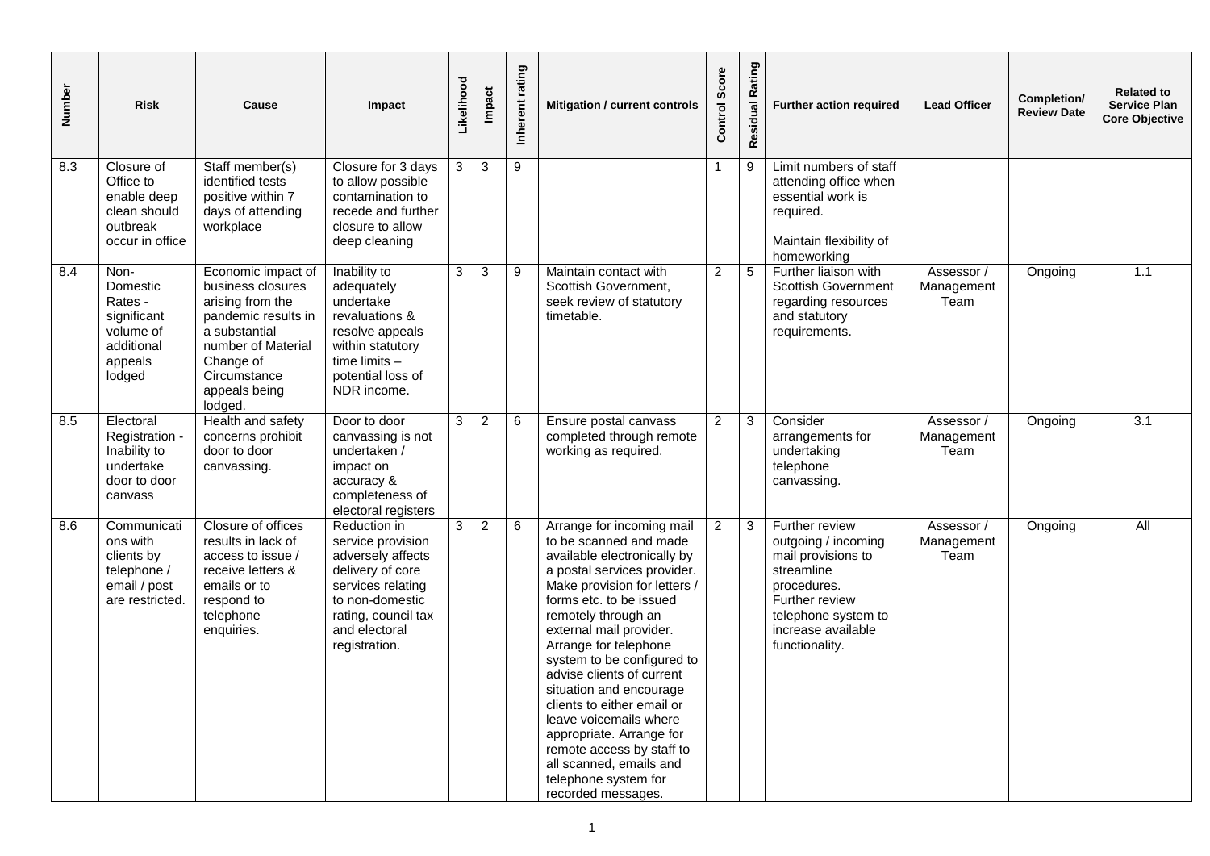| Number | Risk | Cause | Impact | Likelihood | Impact | Inherent rating | Mitigation / current controls | Control Score | Residual Rating | Further action required | Lead Officer | Completion/ Review Date | Related to Service Plan Core Objective |
|---|---|---|---|---|---|---|---|---|---|---|---|---|---|
| 8.3 | Closure of Office to enable deep clean should outbreak occur in office | Staff member(s) identified tests positive within 7 days of attending workplace | Closure for 3 days to allow possible contamination to recede and further closure to allow deep cleaning | 3 | 3 | 9 | | 1 | 9 | Limit numbers of staff attending office when essential work is required.<br><br>Maintain flexibility of homeworking | | | |
| 8.4 | Non-Domestic Rates - significant volume of additional appeals lodged | Economic impact of business closures arising from the pandemic results in a substantial number of Material Change of Circumstance appeals being lodged. | Inability to adequately undertake revaluations & resolve appeals within statutory time limits – potential loss of NDR income. | 3 | 3 | 9 | Maintain contact with Scottish Government, seek review of statutory timetable. | 2 | 5 | Further liaison with Scottish Government regarding resources and statutory requirements. | Assessor / Management Team | Ongoing | 1.1 |
| 8.5 | Electoral Registration - Inability to undertake door to door canvass | Health and safety concerns prohibit door to door canvassing. | Door to door canvassing is not undertaken / impact on accuracy & completeness of electoral registers | 3 | 2 | 6 | Ensure postal canvass completed through remote working as required. | 2 | 3 | Consider arrangements for undertaking telephone canvassing. | Assessor / Management Team | Ongoing | 3.1 |
| 8.6 | Communications with clients by telephone / email / post are restricted. | Closure of offices results in lack of access to issue / receive letters & emails or to respond to telephone enquiries. | Reduction in service provision adversely affects delivery of core services relating to non-domestic rating, council tax and electoral registration. | 3 | 2 | 6 | Arrange for incoming mail to be scanned and made available electronically by a postal services provider. Make provision for letters / forms etc. to be issued remotely through an external mail provider. Arrange for telephone system to be configured to advise clients of current situation and encourage clients to either email or leave voicemails where appropriate. Arrange for remote access by staff to all scanned, emails and telephone system for recorded messages. | 2 | 3 | Further review outgoing / incoming mail provisions to streamline procedures. Further review telephone system to increase available functionality. | Assessor / Management Team | Ongoing | All |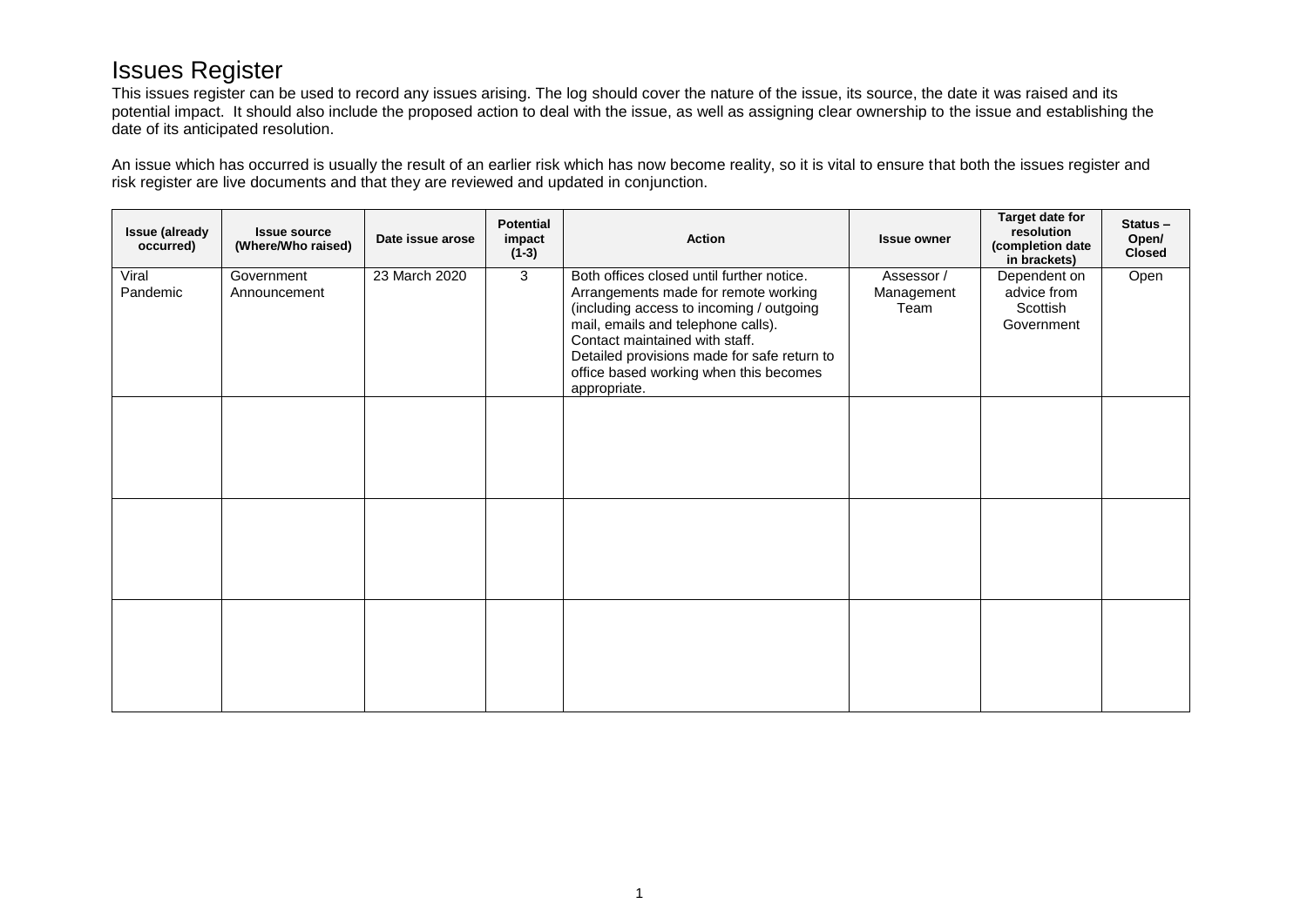# Issues Register

This issues register can be used to record any issues arising. The log should cover the nature of the issue, its source, the date it was raised and its potential impact. It should also include the proposed action to deal with the issue, as well as assigning clear ownership to the issue and establishing the date of its anticipated resolution.

An issue which has occurred is usually the result of an earlier risk which has now become reality, so it is vital to ensure that both the issues register and risk register are live documents and that they are reviewed and updated in conjunction.

| Issue (already occurred) | Issue source (Where/Who raised) | Date issue arose | Potential impact (1-3) | Action | Issue owner | Target date for resolution (completion date in brackets) | Status – Open/ Closed |
|---|---|---|---|---|---|---|---|
| Viral Pandemic | Government Announcement | 23 March 2020 | 3 | Both offices closed until further notice. Arrangements made for remote working (including access to incoming / outgoing mail, emails and telephone calls). Contact maintained with staff. Detailed provisions made for safe return to office based working when this becomes appropriate. | Assessor / Management Team | Dependent on advice from Scottish Government | Open |
| | | | | | | | |
| | | | | | | | |
| | | | | | | | |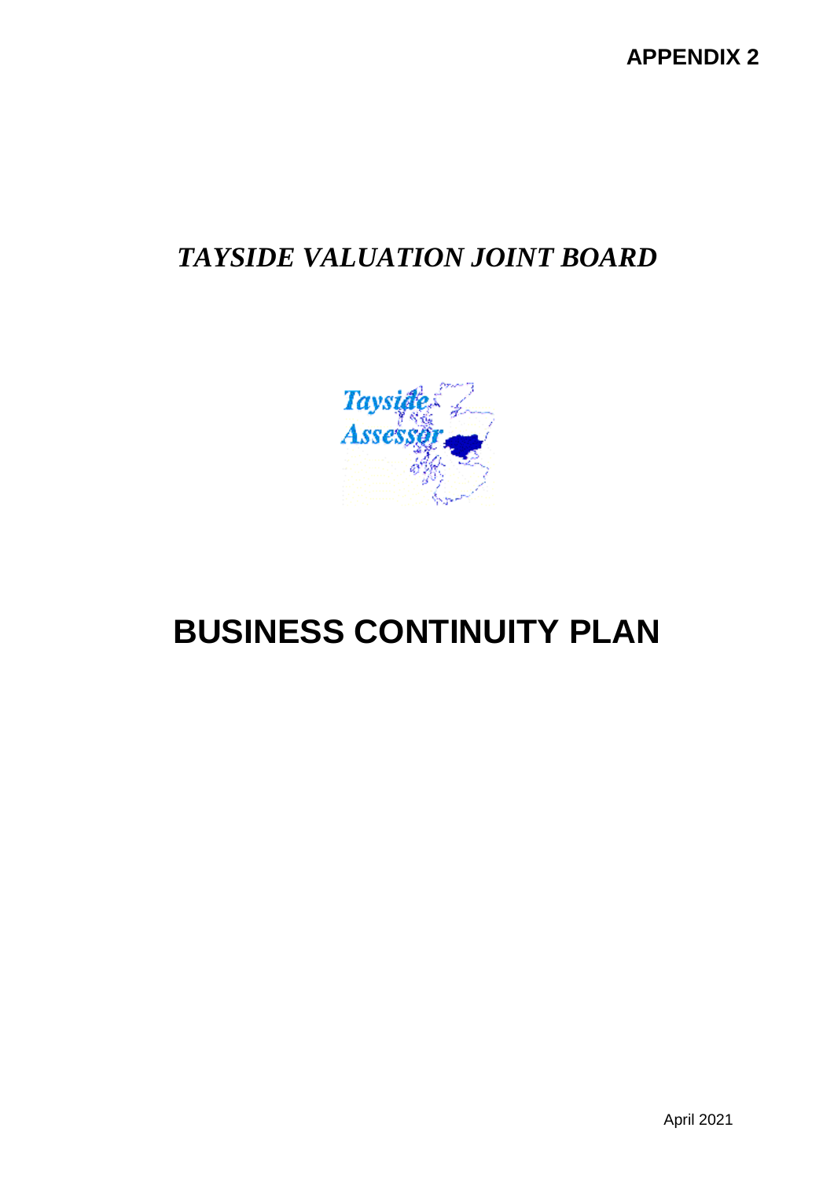**APPENDIX 2**

# *TAYSIDE VALUATION JOINT BOARD*

# BUSINESS CONTINUITY PLAN

April 2021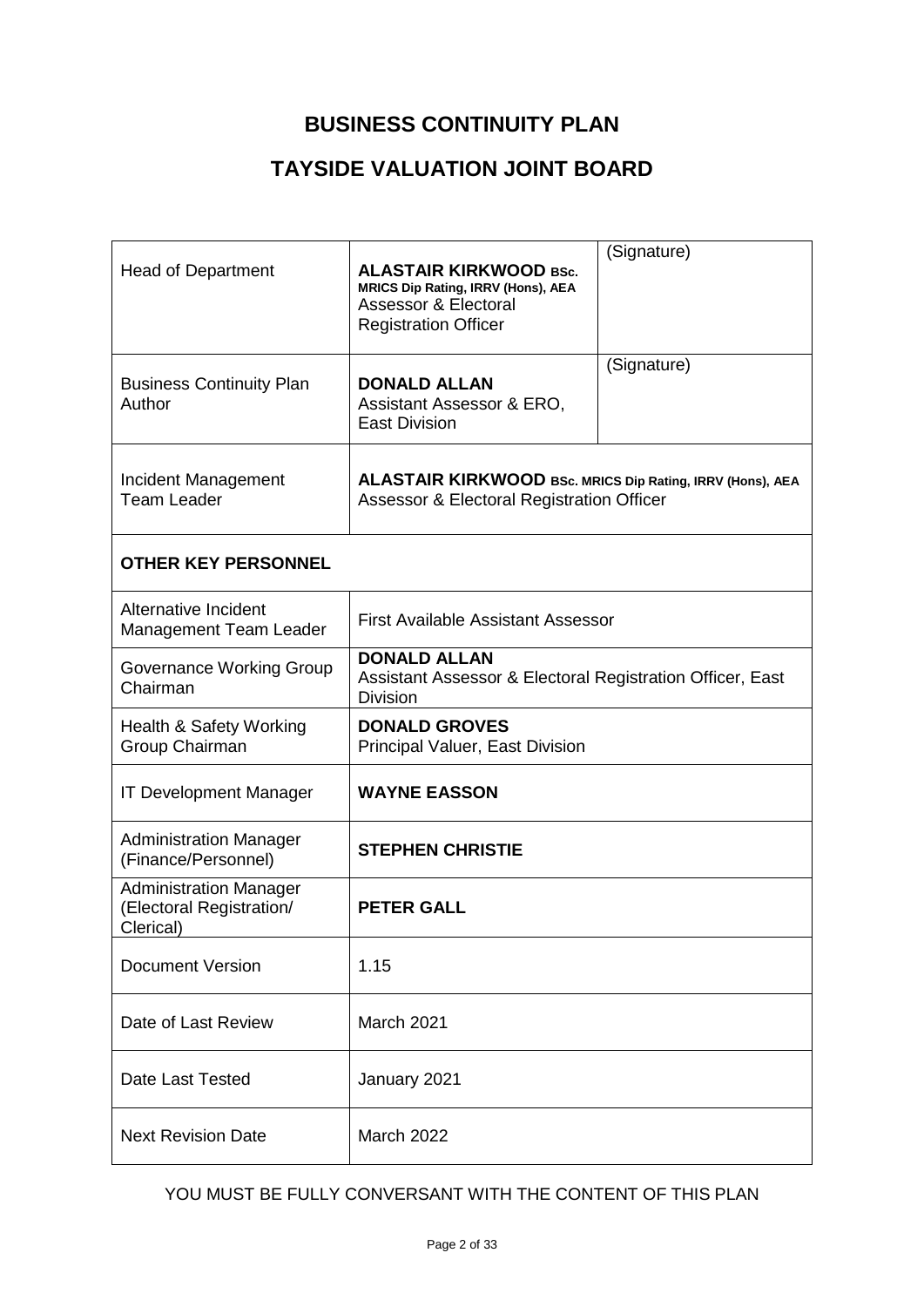# BUSINESS CONTINUITY PLAN

# TAYSIDE VALUATION JOINT BOARD

| Head of Department | **ALASTAIR KIRKWOOD BSc. MRICS Dip Rating, IRRV (Hons), AEA** Assessor & Electoral Registration Officer | (Signature) |
|---|---|---|
| Business Continuity Plan Author | **DONALD ALLAN** Assistant Assessor & ERO, East Division | (Signature) |
| Incident Management Team Leader | **ALASTAIR KIRKWOOD BSc. MRICS Dip Rating, IRRV (Hons), AEA** Assessor & Electoral Registration Officer | |
| **OTHER KEY PERSONNEL** | | |
| Alternative Incident Management Team Leader | First Available Assistant Assessor | |
| Governance Working Group Chairman | **DONALD ALLAN** Assistant Assessor & Electoral Registration Officer, East Division | |
| Health & Safety Working Group Chairman | **DONALD GROVES** Principal Valuer, East Division | |
| IT Development Manager | **WAYNE EASSON** | |
| Administration Manager (Finance/Personnel) | **STEPHEN CHRISTIE** | |
| Administration Manager (Electoral Registration/ Clerical) | **PETER GALL** | |
| Document Version | 1.15 | |
| Date of Last Review | March 2021 | |
| Date Last Tested | January 2021 | |
| Next Revision Date | March 2022 | |

YOU MUST BE FULLY CONVERSANT WITH THE CONTENT OF THIS PLAN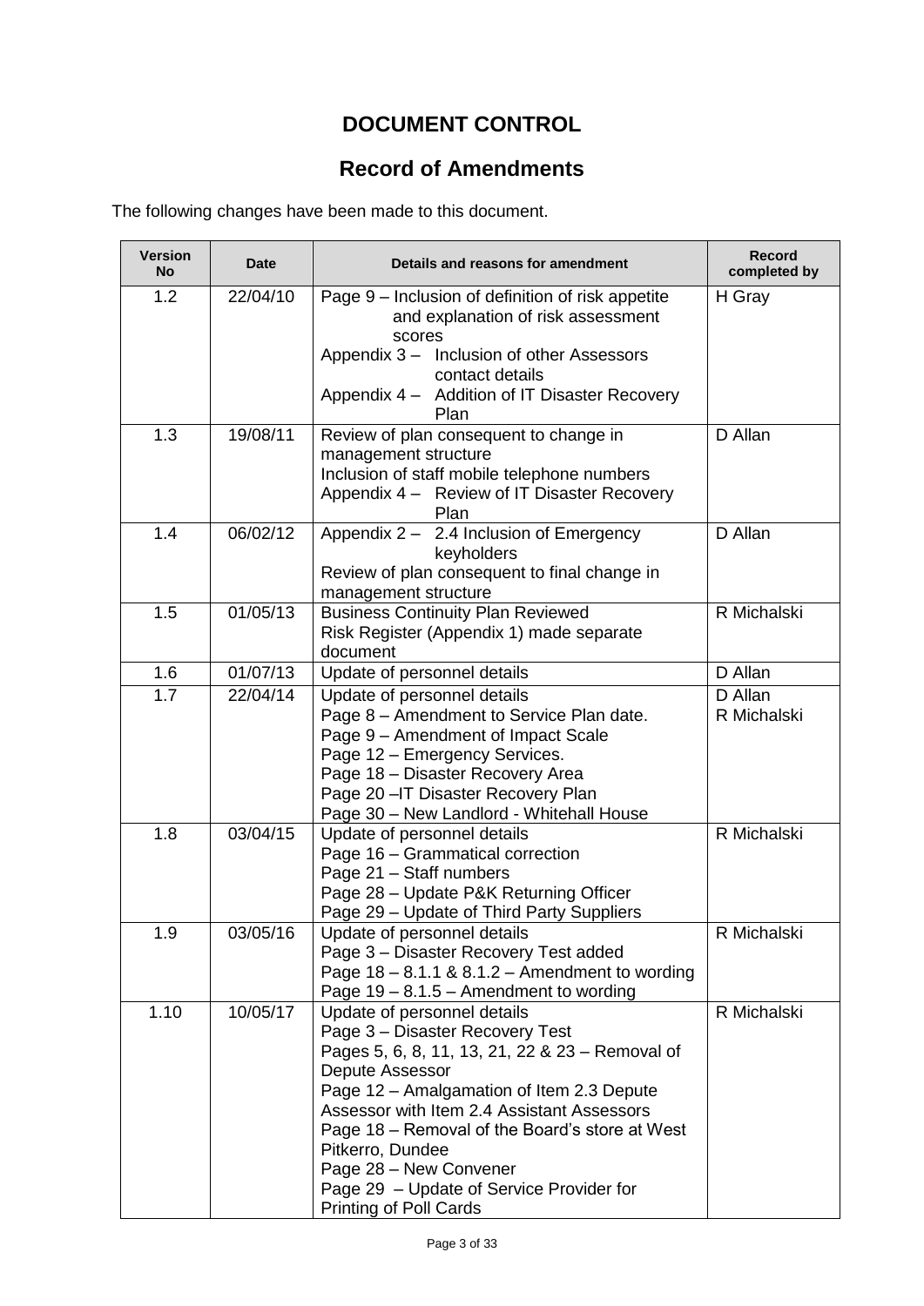# DOCUMENT CONTROL

## Record of Amendments

The following changes have been made to this document.

| Version No | Date | Details and reasons for amendment | Record completed by |
|---|---|---|---|
| 1.2 | 22/04/10 | Page 9 – Inclusion of definition of risk appetite and explanation of risk assessment scores<br>Appendix 3 – Inclusion of other Assessors contact details<br>Appendix 4 – Addition of IT Disaster Recovery Plan | H Gray |
| 1.3 | 19/08/11 | Review of plan consequent to change in management structure<br>Inclusion of staff mobile telephone numbers<br>Appendix 4 – Review of IT Disaster Recovery Plan | D Allan |
| 1.4 | 06/02/12 | Appendix 2 – 2.4 Inclusion of Emergency keyholders<br>Review of plan consequent to final change in management structure | D Allan |
| 1.5 | 01/05/13 | Business Continuity Plan Reviewed<br>Risk Register (Appendix 1) made separate document | R Michalski |
| 1.6 | 01/07/13 | Update of personnel details | D Allan |
| 1.7 | 22/04/14 | Update of personnel details<br>Page 8 – Amendment to Service Plan date.<br>Page 9 – Amendment of Impact Scale<br>Page 12 – Emergency Services.<br>Page 18 – Disaster Recovery Area<br>Page 20 –IT Disaster Recovery Plan<br>Page 30 – New Landlord - Whitehall House | D Allan<br>R Michalski |
| 1.8 | 03/04/15 | Update of personnel details<br>Page 16 – Grammatical correction<br>Page 21 – Staff numbers<br>Page 28 – Update P&K Returning Officer<br>Page 29 – Update of Third Party Suppliers | R Michalski |
| 1.9 | 03/05/16 | Update of personnel details<br>Page 3 – Disaster Recovery Test added<br>Page 18 – 8.1.1 & 8.1.2 – Amendment to wording<br>Page 19 – 8.1.5 – Amendment to wording | R Michalski |
| 1.10 | 10/05/17 | Update of personnel details<br>Page 3 – Disaster Recovery Test<br>Pages 5, 6, 8, 11, 13, 21, 22 & 23 – Removal of Depute Assessor<br>Page 12 – Amalgamation of Item 2.3 Depute Assessor with Item 2.4 Assistant Assessors<br>Page 18 – Removal of the Board's store at West Pitkerro, Dundee<br>Page 28 – New Convener<br>Page 29 – Update of Service Provider for Printing of Poll Cards | R Michalski |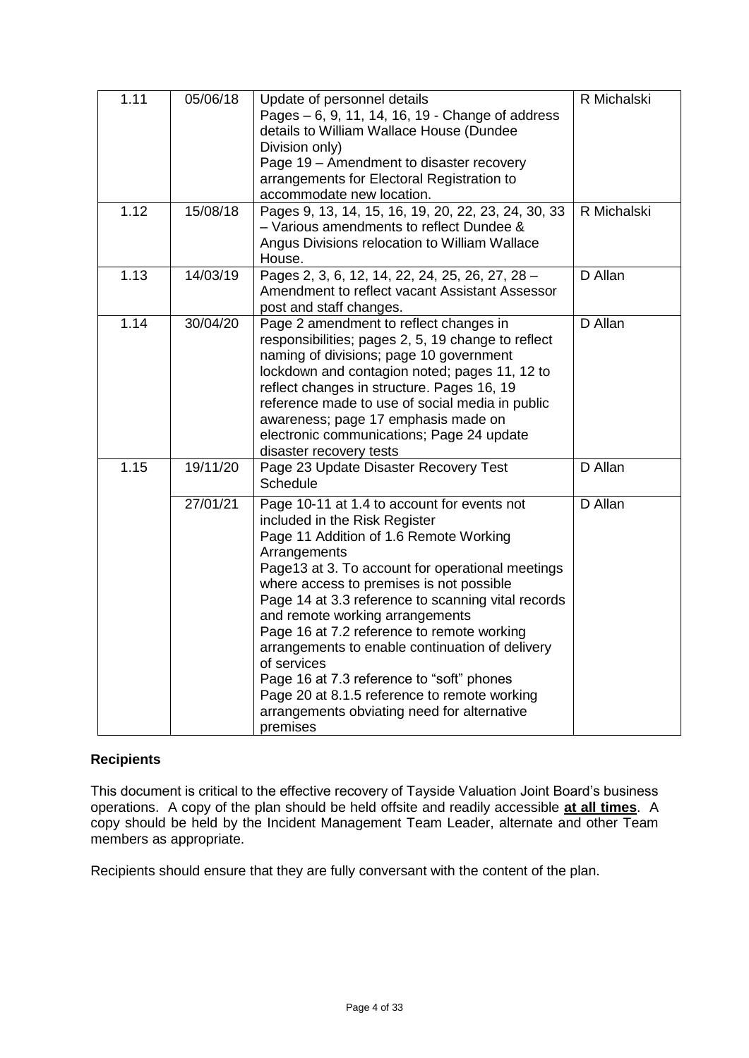| 1.11 | 05/06/18 | Update of personnel details<br>Pages – 6, 9, 11, 14, 16, 19 - Change of address details to William Wallace House (Dundee Division only)<br>Page 19 – Amendment to disaster recovery arrangements for Electoral Registration to accommodate new location. | R Michalski |
|---|---|---|---|
| 1.12 | 15/08/18 | Pages 9, 13, 14, 15, 16, 19, 20, 22, 23, 24, 30, 33 – Various amendments to reflect Dundee & Angus Divisions relocation to William Wallace House. | R Michalski |
| 1.13 | 14/03/19 | Pages 2, 3, 6, 12, 14, 22, 24, 25, 26, 27, 28 – Amendment to reflect vacant Assistant Assessor post and staff changes. | D Allan |
| 1.14 | 30/04/20 | Page 2 amendment to reflect changes in responsibilities; pages 2, 5, 19 change to reflect naming of divisions; page 10 government lockdown and contagion noted; pages 11, 12 to reflect changes in structure. Pages 16, 19 reference made to use of social media in public awareness; page 17 emphasis made on electronic communications; Page 24 update disaster recovery tests | D Allan |
| 1.15 | 19/11/20 | Page 23 Update Disaster Recovery Test Schedule | D Allan |
| | 27/01/21 | Page 10-11 at 1.4 to account for events not included in the Risk Register<br>Page 11 Addition of 1.6 Remote Working Arrangements<br>Page13 at 3. To account for operational meetings where access to premises is not possible<br>Page 14 at 3.3 reference to scanning vital records and remote working arrangements<br>Page 16 at 7.2 reference to remote working arrangements to enable continuation of delivery of services<br>Page 16 at 7.3 reference to "soft" phones<br>Page 20 at 8.1.5 reference to remote working arrangements obviating need for alternative premises | D Allan |

**Recipients**

This document is critical to the effective recovery of Tayside Valuation Joint Board's business operations. A copy of the plan should be held offsite and readily accessible **at all times**. A copy should be held by the Incident Management Team Leader, alternate and other Team members as appropriate.

Recipients should ensure that they are fully conversant with the content of the plan.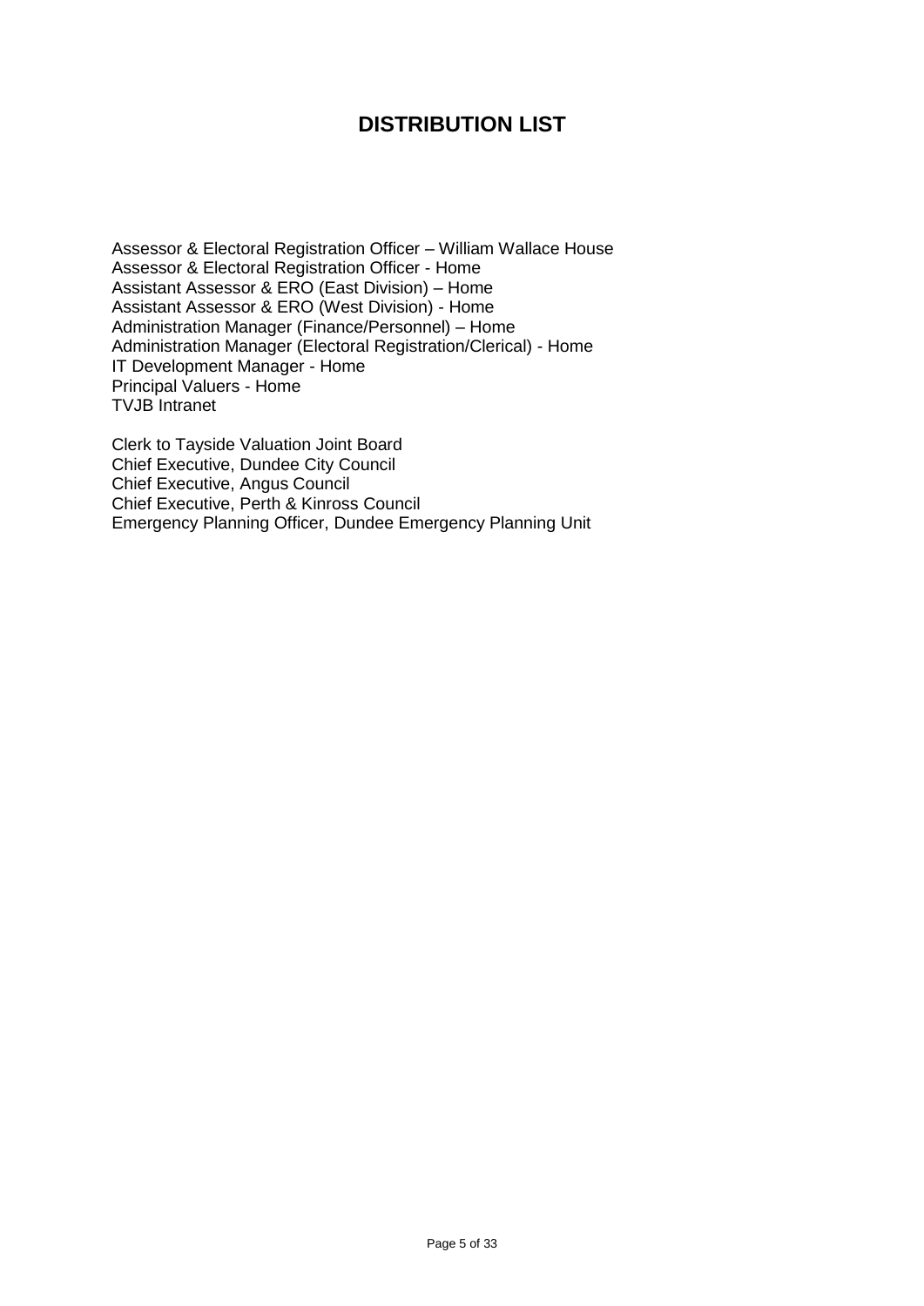# DISTRIBUTION LIST

Assessor & Electoral Registration Officer – William Wallace House
Assessor & Electoral Registration Officer - Home
Assistant Assessor & ERO (East Division) – Home
Assistant Assessor & ERO (West Division) - Home
Administration Manager (Finance/Personnel) – Home
Administration Manager (Electoral Registration/Clerical) - Home
IT Development Manager - Home
Principal Valuers - Home
TVJB Intranet

Clerk to Tayside Valuation Joint Board
Chief Executive, Dundee City Council
Chief Executive, Angus Council
Chief Executive, Perth & Kinross Council
Emergency Planning Officer, Dundee Emergency Planning Unit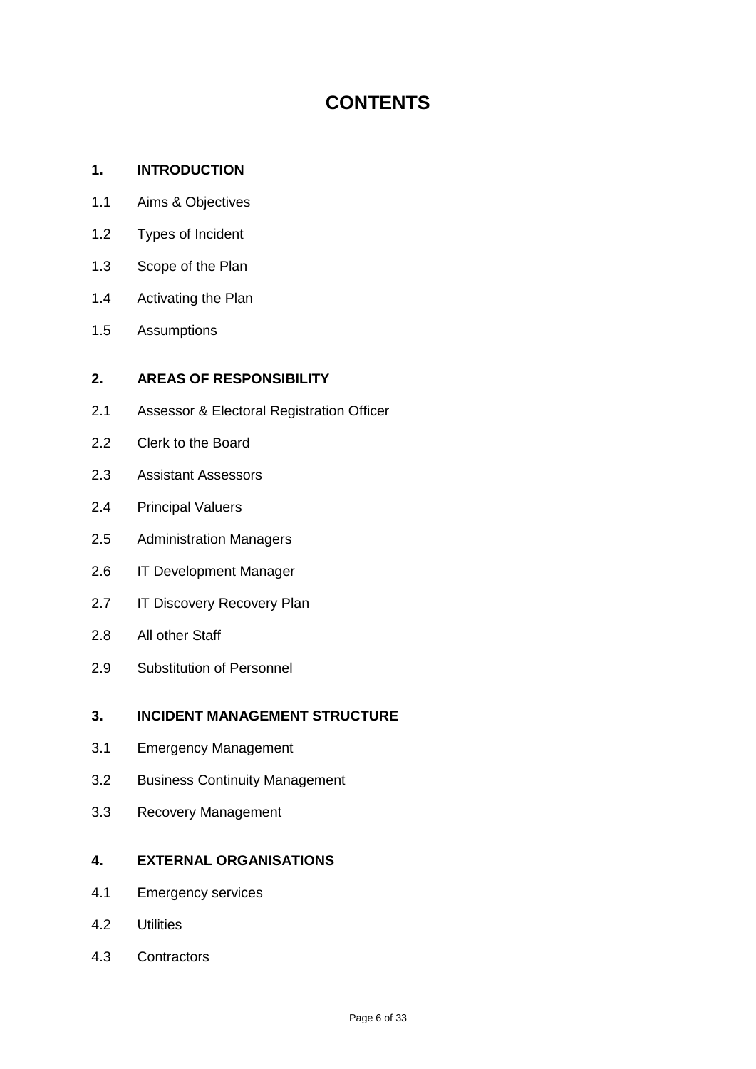# CONTENTS

**1. INTRODUCTION**

1.1 Aims & Objectives

1.2 Types of Incident

1.3 Scope of the Plan

1.4 Activating the Plan

1.5 Assumptions

**2. AREAS OF RESPONSIBILITY**

2.1 Assessor & Electoral Registration Officer

2.2 Clerk to the Board

2.3 Assistant Assessors

2.4 Principal Valuers

2.5 Administration Managers

2.6 IT Development Manager

2.7 IT Discovery Recovery Plan

2.8 All other Staff

2.9 Substitution of Personnel

**3. INCIDENT MANAGEMENT STRUCTURE**

3.1 Emergency Management

3.2 Business Continuity Management

3.3 Recovery Management

**4. EXTERNAL ORGANISATIONS**

4.1 Emergency services

4.2 Utilities

4.3 Contractors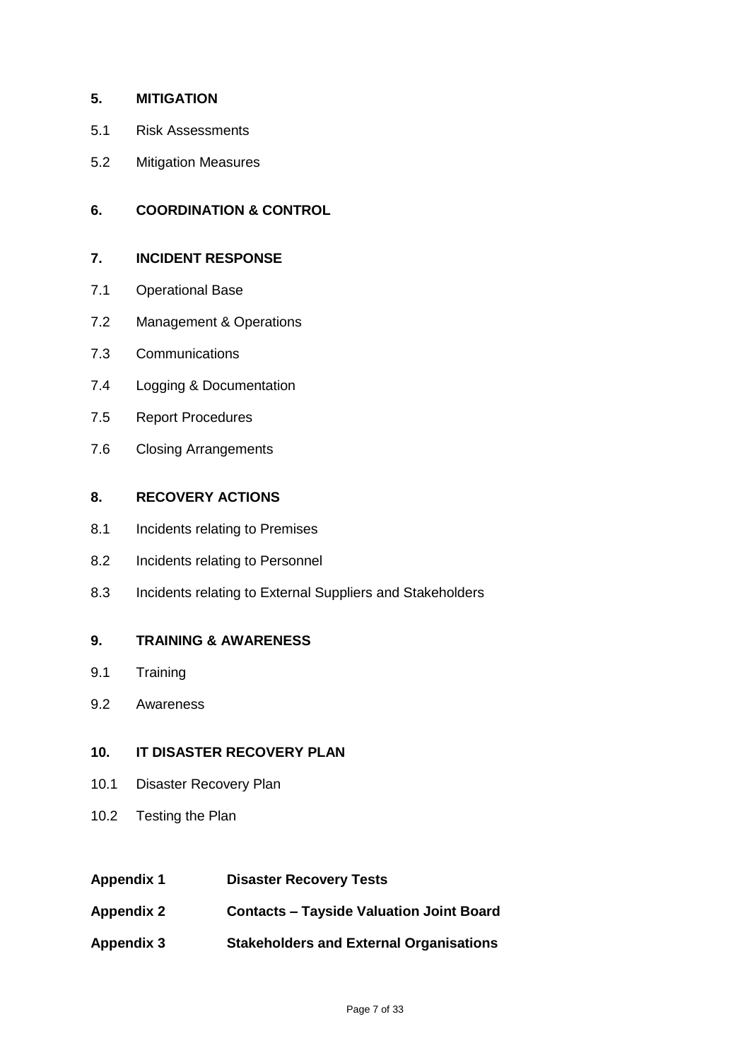**5. MITIGATION**

5.1 Risk Assessments

5.2 Mitigation Measures

**6. COORDINATION & CONTROL**

**7. INCIDENT RESPONSE**

7.1 Operational Base

7.2 Management & Operations

7.3 Communications

7.4 Logging & Documentation

7.5 Report Procedures

7.6 Closing Arrangements

**8. RECOVERY ACTIONS**

8.1 Incidents relating to Premises

8.2 Incidents relating to Personnel

8.3 Incidents relating to External Suppliers and Stakeholders

**9. TRAINING & AWARENESS**

9.1 Training

9.2 Awareness

**10. IT DISASTER RECOVERY PLAN**

10.1 Disaster Recovery Plan

10.2 Testing the Plan

**Appendix 1** **Disaster Recovery Tests**

**Appendix 2** **Contacts – Tayside Valuation Joint Board**

**Appendix 3** **Stakeholders and External Organisations**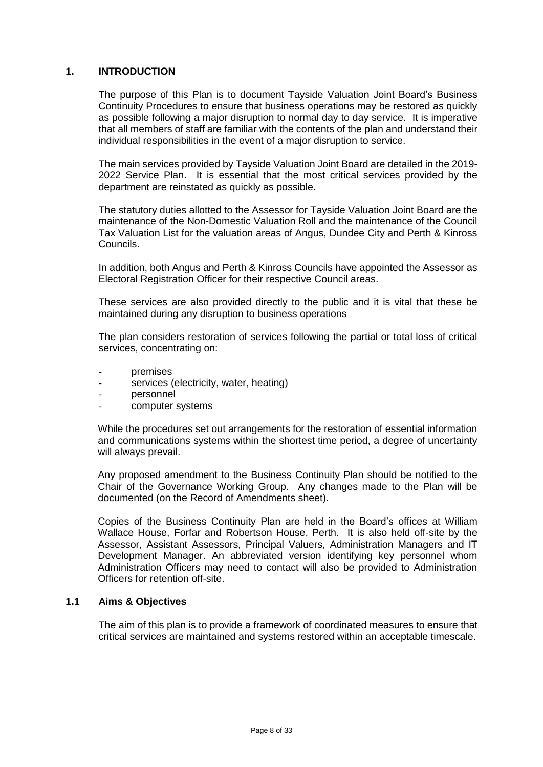## 1. INTRODUCTION

The purpose of this Plan is to document Tayside Valuation Joint Board's Business Continuity Procedures to ensure that business operations may be restored as quickly as possible following a major disruption to normal day to day service. It is imperative that all members of staff are familiar with the contents of the plan and understand their individual responsibilities in the event of a major disruption to service.

The main services provided by Tayside Valuation Joint Board are detailed in the 2019-2022 Service Plan. It is essential that the most critical services provided by the department are reinstated as quickly as possible.

The statutory duties allotted to the Assessor for Tayside Valuation Joint Board are the maintenance of the Non-Domestic Valuation Roll and the maintenance of the Council Tax Valuation List for the valuation areas of Angus, Dundee City and Perth & Kinross Councils.

In addition, both Angus and Perth & Kinross Councils have appointed the Assessor as Electoral Registration Officer for their respective Council areas.

These services are also provided directly to the public and it is vital that these be maintained during any disruption to business operations

The plan considers restoration of services following the partial or total loss of critical services, concentrating on:

- premises
- services (electricity, water, heating)
- personnel
- computer systems

While the procedures set out arrangements for the restoration of essential information and communications systems within the shortest time period, a degree of uncertainty will always prevail.

Any proposed amendment to the Business Continuity Plan should be notified to the Chair of the Governance Working Group. Any changes made to the Plan will be documented (on the Record of Amendments sheet).

Copies of the Business Continuity Plan are held in the Board's offices at William Wallace House, Forfar and Robertson House, Perth. It is also held off-site by the Assessor, Assistant Assessors, Principal Valuers, Administration Managers and IT Development Manager. An abbreviated version identifying key personnel whom Administration Officers may need to contact will also be provided to Administration Officers for retention off-site.

### 1.1 Aims & Objectives

The aim of this plan is to provide a framework of coordinated measures to ensure that critical services are maintained and systems restored within an acceptable timescale.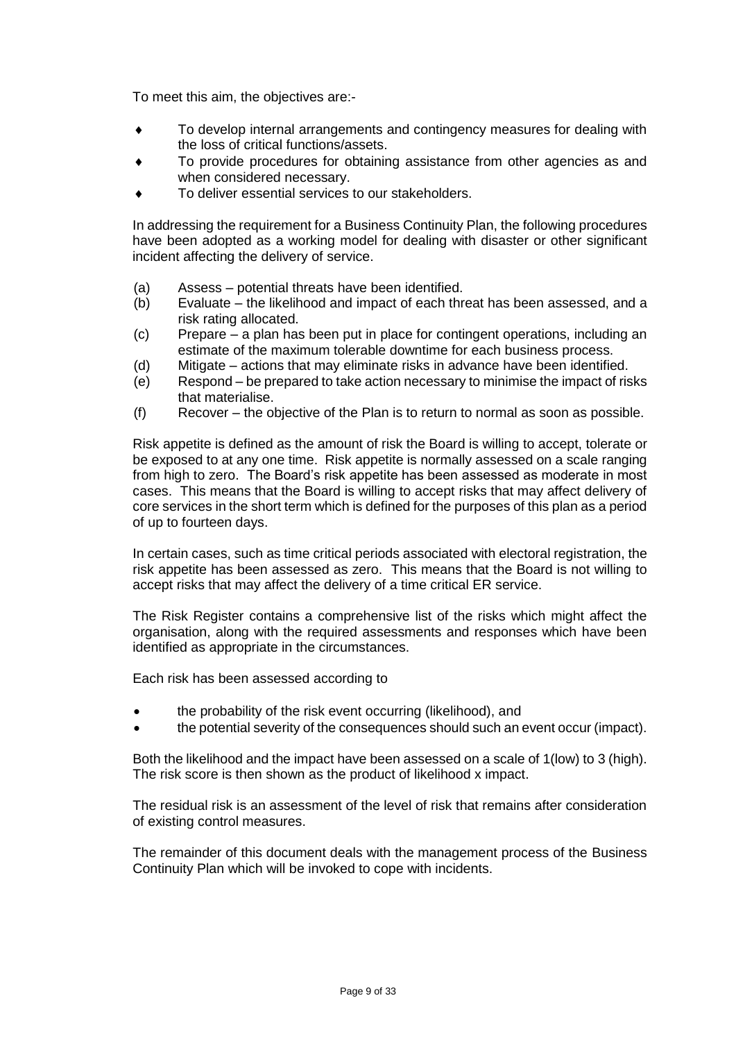To meet this aim, the objectives are:-

- To develop internal arrangements and contingency measures for dealing with the loss of critical functions/assets.
- To provide procedures for obtaining assistance from other agencies as and when considered necessary.
- To deliver essential services to our stakeholders.

In addressing the requirement for a Business Continuity Plan, the following procedures have been adopted as a working model for dealing with disaster or other significant incident affecting the delivery of service.

(a) Assess – potential threats have been identified.
(b) Evaluate – the likelihood and impact of each threat has been assessed, and a risk rating allocated.
(c) Prepare – a plan has been put in place for contingent operations, including an estimate of the maximum tolerable downtime for each business process.
(d) Mitigate – actions that may eliminate risks in advance have been identified.
(e) Respond – be prepared to take action necessary to minimise the impact of risks that materialise.
(f) Recover – the objective of the Plan is to return to normal as soon as possible.

Risk appetite is defined as the amount of risk the Board is willing to accept, tolerate or be exposed to at any one time. Risk appetite is normally assessed on a scale ranging from high to zero. The Board's risk appetite has been assessed as moderate in most cases. This means that the Board is willing to accept risks that may affect delivery of core services in the short term which is defined for the purposes of this plan as a period of up to fourteen days.

In certain cases, such as time critical periods associated with electoral registration, the risk appetite has been assessed as zero. This means that the Board is not willing to accept risks that may affect the delivery of a time critical ER service.

The Risk Register contains a comprehensive list of the risks which might affect the organisation, along with the required assessments and responses which have been identified as appropriate in the circumstances.

Each risk has been assessed according to

- the probability of the risk event occurring (likelihood), and
- the potential severity of the consequences should such an event occur (impact).

Both the likelihood and the impact have been assessed on a scale of 1(low) to 3 (high). The risk score is then shown as the product of likelihood x impact.

The residual risk is an assessment of the level of risk that remains after consideration of existing control measures.

The remainder of this document deals with the management process of the Business Continuity Plan which will be invoked to cope with incidents.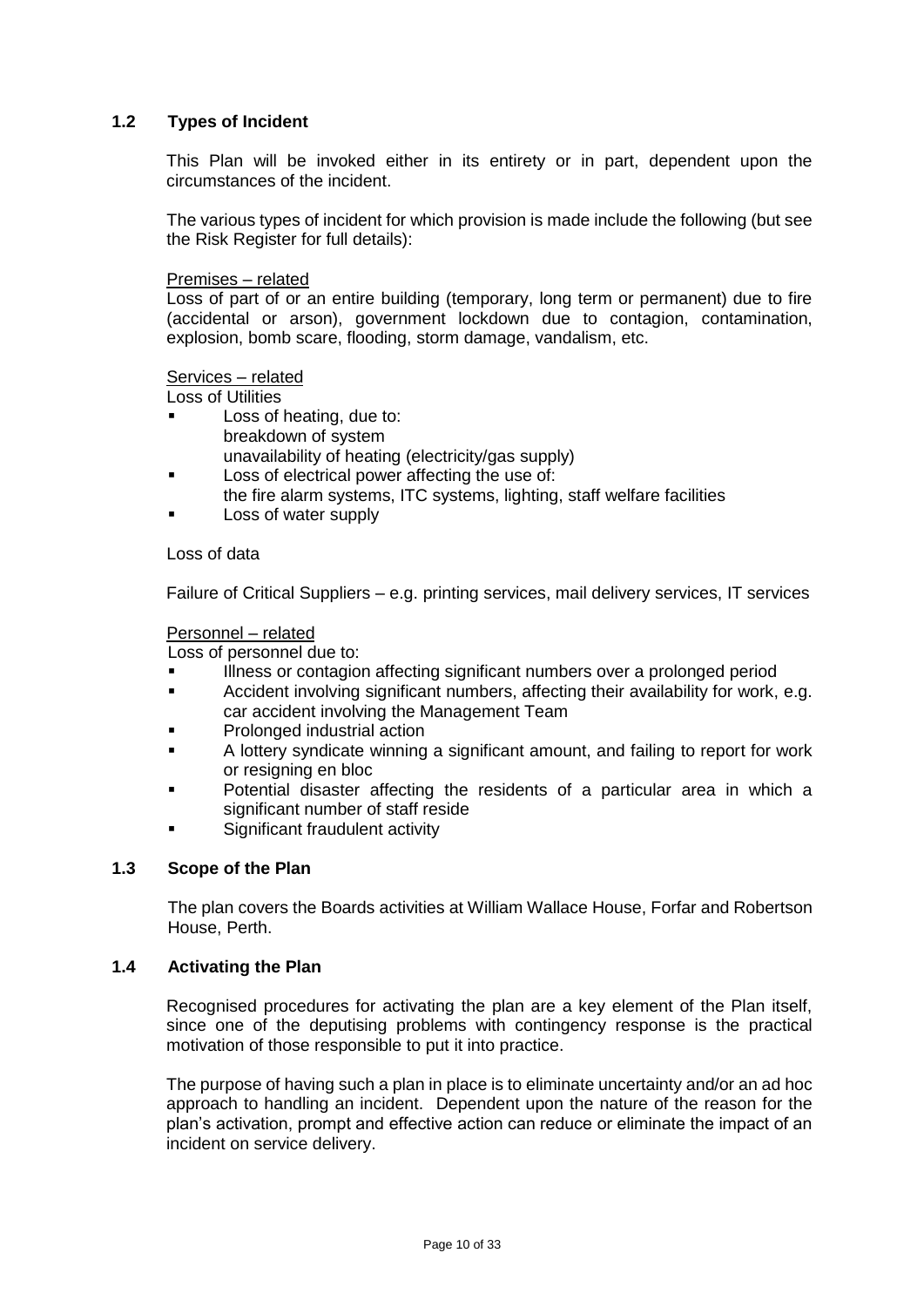## 1.2 Types of Incident

This Plan will be invoked either in its entirety or in part, dependent upon the circumstances of the incident.

The various types of incident for which provision is made include the following (but see the Risk Register for full details):

<u>Premises – related</u>
Loss of part of or an entire building (temporary, long term or permanent) due to fire (accidental or arson), government lockdown due to contagion, contamination, explosion, bomb scare, flooding, storm damage, vandalism, etc.

<u>Services – related</u>
Loss of Utilities

- Loss of heating, due to:
  breakdown of system
  unavailability of heating (electricity/gas supply)
- Loss of electrical power affecting the use of:
  the fire alarm systems, ITC systems, lighting, staff welfare facilities
- Loss of water supply

Loss of data

Failure of Critical Suppliers – e.g. printing services, mail delivery services, IT services

<u>Personnel – related</u>
Loss of personnel due to:

- Illness or contagion affecting significant numbers over a prolonged period
- Accident involving significant numbers, affecting their availability for work, e.g. car accident involving the Management Team
- Prolonged industrial action
- A lottery syndicate winning a significant amount, and failing to report for work or resigning en bloc
- Potential disaster affecting the residents of a particular area in which a significant number of staff reside
- Significant fraudulent activity

## 1.3 Scope of the Plan

The plan covers the Boards activities at William Wallace House, Forfar and Robertson House, Perth.

## 1.4 Activating the Plan

Recognised procedures for activating the plan are a key element of the Plan itself, since one of the deputising problems with contingency response is the practical motivation of those responsible to put it into practice.

The purpose of having such a plan in place is to eliminate uncertainty and/or an ad hoc approach to handling an incident. Dependent upon the nature of the reason for the plan's activation, prompt and effective action can reduce or eliminate the impact of an incident on service delivery.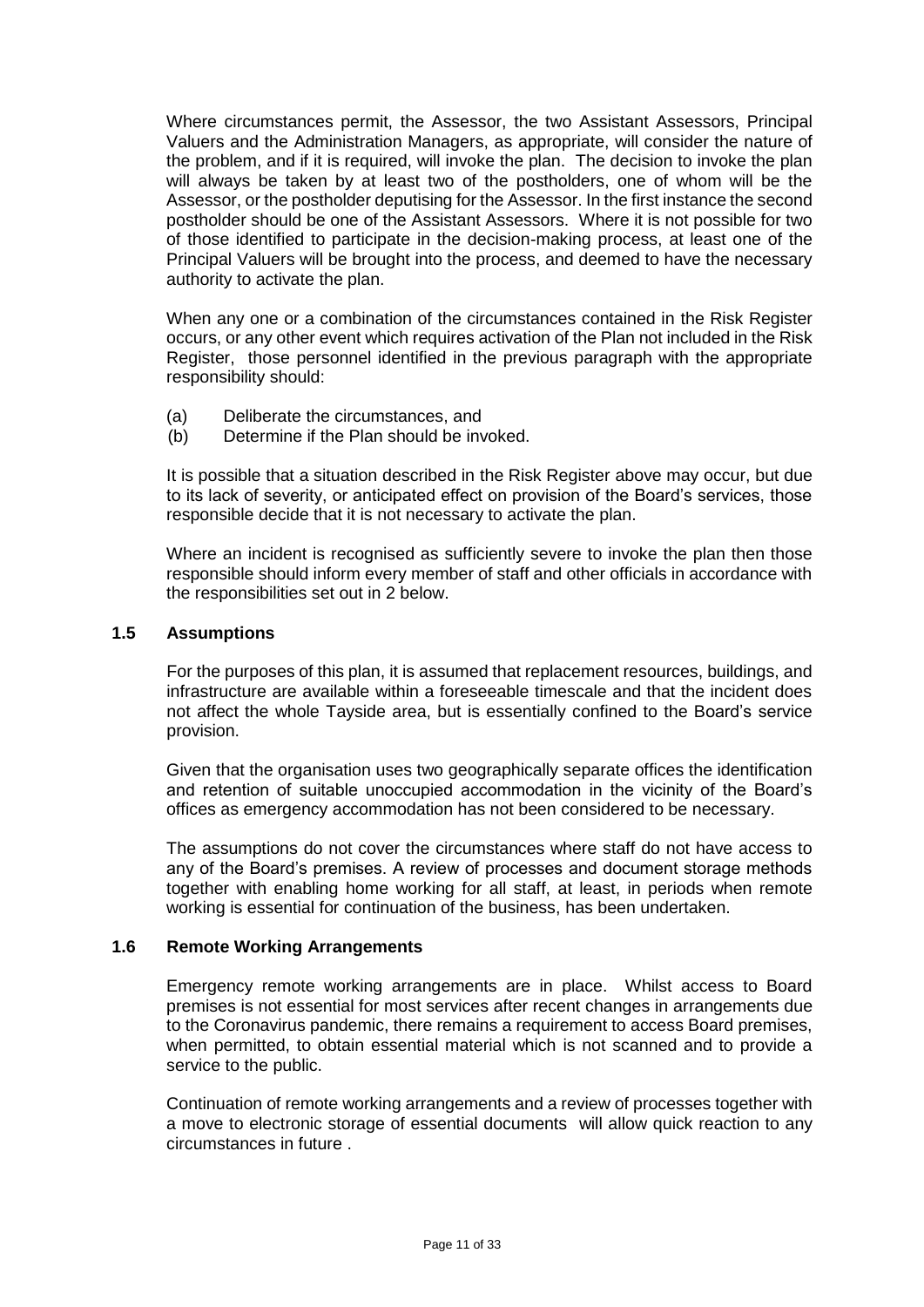Where circumstances permit, the Assessor, the two Assistant Assessors, Principal Valuers and the Administration Managers, as appropriate, will consider the nature of the problem, and if it is required, will invoke the plan. The decision to invoke the plan will always be taken by at least two of the postholders, one of whom will be the Assessor, or the postholder deputising for the Assessor. In the first instance the second postholder should be one of the Assistant Assessors. Where it is not possible for two of those identified to participate in the decision-making process, at least one of the Principal Valuers will be brought into the process, and deemed to have the necessary authority to activate the plan.

When any one or a combination of the circumstances contained in the Risk Register occurs, or any other event which requires activation of the Plan not included in the Risk Register, those personnel identified in the previous paragraph with the appropriate responsibility should:

(a) Deliberate the circumstances, and
(b) Determine if the Plan should be invoked.

It is possible that a situation described in the Risk Register above may occur, but due to its lack of severity, or anticipated effect on provision of the Board's services, those responsible decide that it is not necessary to activate the plan.

Where an incident is recognised as sufficiently severe to invoke the plan then those responsible should inform every member of staff and other officials in accordance with the responsibilities set out in 2 below.

### 1.5 Assumptions

For the purposes of this plan, it is assumed that replacement resources, buildings, and infrastructure are available within a foreseeable timescale and that the incident does not affect the whole Tayside area, but is essentially confined to the Board's service provision.

Given that the organisation uses two geographically separate offices the identification and retention of suitable unoccupied accommodation in the vicinity of the Board's offices as emergency accommodation has not been considered to be necessary.

The assumptions do not cover the circumstances where staff do not have access to any of the Board's premises. A review of processes and document storage methods together with enabling home working for all staff, at least, in periods when remote working is essential for continuation of the business, has been undertaken.

### 1.6 Remote Working Arrangements

Emergency remote working arrangements are in place. Whilst access to Board premises is not essential for most services after recent changes in arrangements due to the Coronavirus pandemic, there remains a requirement to access Board premises, when permitted, to obtain essential material which is not scanned and to provide a service to the public.

Continuation of remote working arrangements and a review of processes together with a move to electronic storage of essential documents will allow quick reaction to any circumstances in future .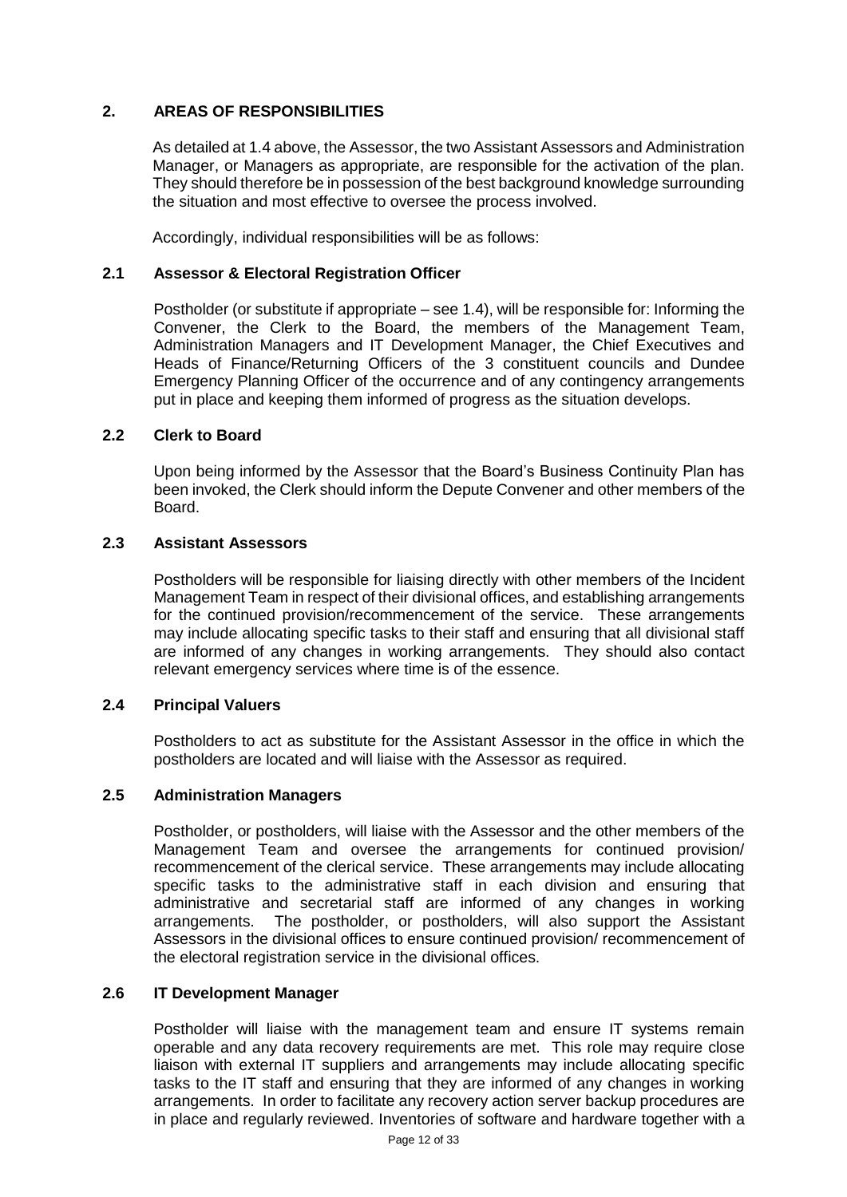## 2. AREAS OF RESPONSIBILITIES

As detailed at 1.4 above, the Assessor, the two Assistant Assessors and Administration Manager, or Managers as appropriate, are responsible for the activation of the plan. They should therefore be in possession of the best background knowledge surrounding the situation and most effective to oversee the process involved.

Accordingly, individual responsibilities will be as follows:

### 2.1 Assessor & Electoral Registration Officer

Postholder (or substitute if appropriate – see 1.4), will be responsible for: Informing the Convener, the Clerk to the Board, the members of the Management Team, Administration Managers and IT Development Manager, the Chief Executives and Heads of Finance/Returning Officers of the 3 constituent councils and Dundee Emergency Planning Officer of the occurrence and of any contingency arrangements put in place and keeping them informed of progress as the situation develops.

### 2.2 Clerk to Board

Upon being informed by the Assessor that the Board's Business Continuity Plan has been invoked, the Clerk should inform the Depute Convener and other members of the Board.

### 2.3 Assistant Assessors

Postholders will be responsible for liaising directly with other members of the Incident Management Team in respect of their divisional offices, and establishing arrangements for the continued provision/recommencement of the service. These arrangements may include allocating specific tasks to their staff and ensuring that all divisional staff are informed of any changes in working arrangements. They should also contact relevant emergency services where time is of the essence.

### 2.4 Principal Valuers

Postholders to act as substitute for the Assistant Assessor in the office in which the postholders are located and will liaise with the Assessor as required.

### 2.5 Administration Managers

Postholder, or postholders, will liaise with the Assessor and the other members of the Management Team and oversee the arrangements for continued provision/ recommencement of the clerical service. These arrangements may include allocating specific tasks to the administrative staff in each division and ensuring that administrative and secretarial staff are informed of any changes in working arrangements. The postholder, or postholders, will also support the Assistant Assessors in the divisional offices to ensure continued provision/ recommencement of the electoral registration service in the divisional offices.

### 2.6 IT Development Manager

Postholder will liaise with the management team and ensure IT systems remain operable and any data recovery requirements are met. This role may require close liaison with external IT suppliers and arrangements may include allocating specific tasks to the IT staff and ensuring that they are informed of any changes in working arrangements. In order to facilitate any recovery action server backup procedures are in place and regularly reviewed. Inventories of software and hardware together with a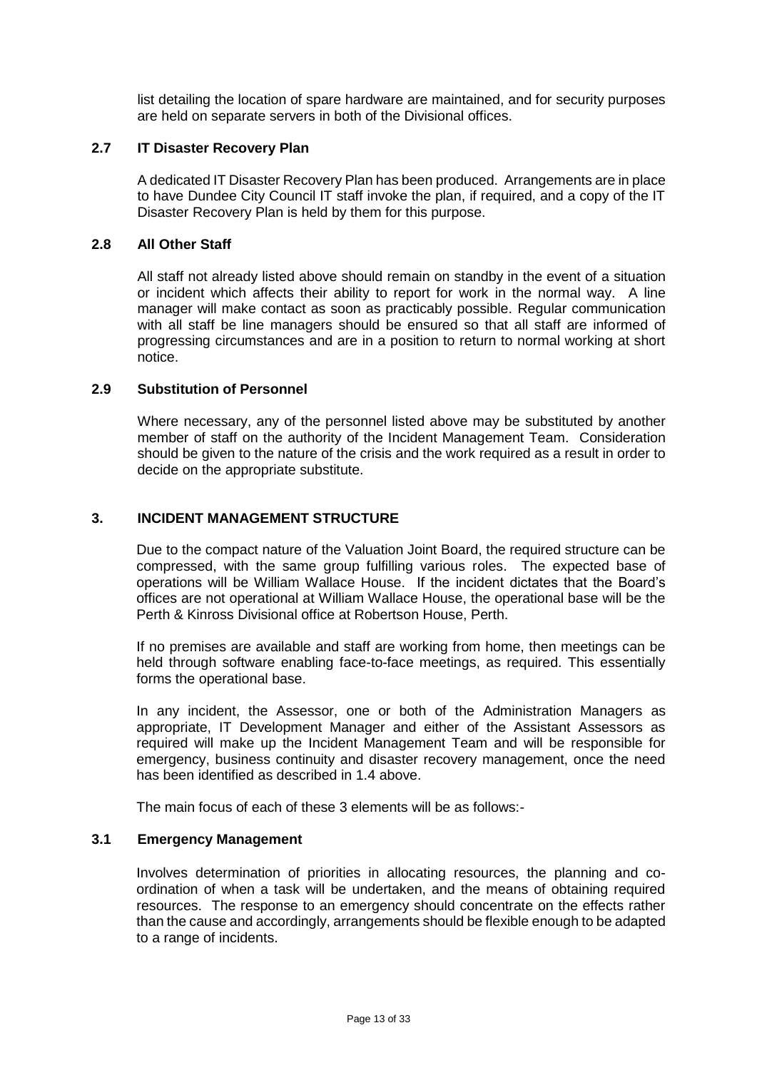list detailing the location of spare hardware are maintained, and for security purposes are held on separate servers in both of the Divisional offices.

### 2.7 IT Disaster Recovery Plan

A dedicated IT Disaster Recovery Plan has been produced. Arrangements are in place to have Dundee City Council IT staff invoke the plan, if required, and a copy of the IT Disaster Recovery Plan is held by them for this purpose.

### 2.8 All Other Staff

All staff not already listed above should remain on standby in the event of a situation or incident which affects their ability to report for work in the normal way. A line manager will make contact as soon as practicably possible. Regular communication with all staff be line managers should be ensured so that all staff are informed of progressing circumstances and are in a position to return to normal working at short notice.

### 2.9 Substitution of Personnel

Where necessary, any of the personnel listed above may be substituted by another member of staff on the authority of the Incident Management Team. Consideration should be given to the nature of the crisis and the work required as a result in order to decide on the appropriate substitute.

## 3. INCIDENT MANAGEMENT STRUCTURE

Due to the compact nature of the Valuation Joint Board, the required structure can be compressed, with the same group fulfilling various roles. The expected base of operations will be William Wallace House. If the incident dictates that the Board's offices are not operational at William Wallace House, the operational base will be the Perth & Kinross Divisional office at Robertson House, Perth.

If no premises are available and staff are working from home, then meetings can be held through software enabling face-to-face meetings, as required. This essentially forms the operational base.

In any incident, the Assessor, one or both of the Administration Managers as appropriate, IT Development Manager and either of the Assistant Assessors as required will make up the Incident Management Team and will be responsible for emergency, business continuity and disaster recovery management, once the need has been identified as described in 1.4 above.

The main focus of each of these 3 elements will be as follows:-

### 3.1 Emergency Management

Involves determination of priorities in allocating resources, the planning and co-ordination of when a task will be undertaken, and the means of obtaining required resources. The response to an emergency should concentrate on the effects rather than the cause and accordingly, arrangements should be flexible enough to be adapted to a range of incidents.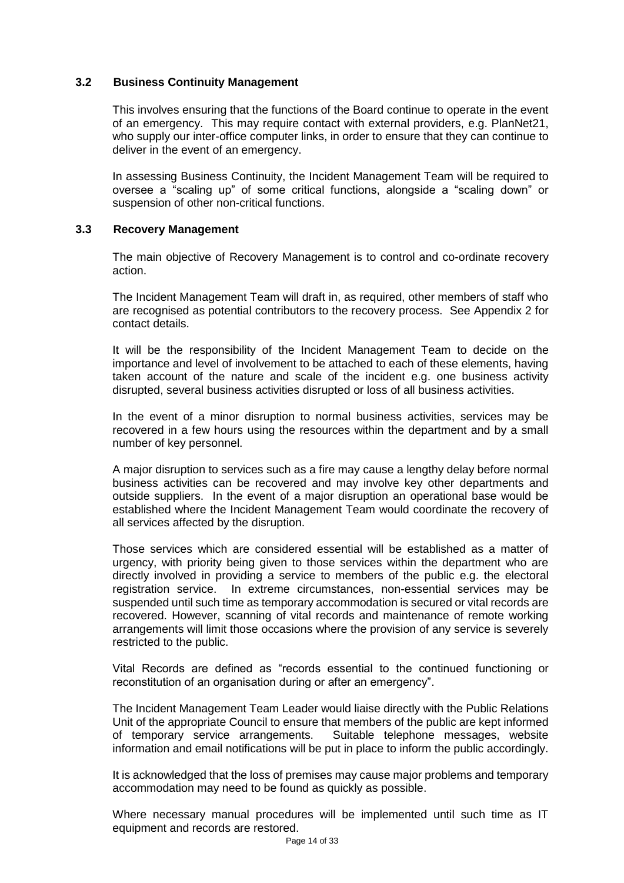### 3.2 Business Continuity Management

This involves ensuring that the functions of the Board continue to operate in the event of an emergency. This may require contact with external providers, e.g. PlanNet21, who supply our inter-office computer links, in order to ensure that they can continue to deliver in the event of an emergency.

In assessing Business Continuity, the Incident Management Team will be required to oversee a "scaling up" of some critical functions, alongside a "scaling down" or suspension of other non-critical functions.

### 3.3 Recovery Management

The main objective of Recovery Management is to control and co-ordinate recovery action.

The Incident Management Team will draft in, as required, other members of staff who are recognised as potential contributors to the recovery process. See Appendix 2 for contact details.

It will be the responsibility of the Incident Management Team to decide on the importance and level of involvement to be attached to each of these elements, having taken account of the nature and scale of the incident e.g. one business activity disrupted, several business activities disrupted or loss of all business activities.

In the event of a minor disruption to normal business activities, services may be recovered in a few hours using the resources within the department and by a small number of key personnel.

A major disruption to services such as a fire may cause a lengthy delay before normal business activities can be recovered and may involve key other departments and outside suppliers. In the event of a major disruption an operational base would be established where the Incident Management Team would coordinate the recovery of all services affected by the disruption.

Those services which are considered essential will be established as a matter of urgency, with priority being given to those services within the department who are directly involved in providing a service to members of the public e.g. the electoral registration service. In extreme circumstances, non-essential services may be suspended until such time as temporary accommodation is secured or vital records are recovered. However, scanning of vital records and maintenance of remote working arrangements will limit those occasions where the provision of any service is severely restricted to the public.

Vital Records are defined as "records essential to the continued functioning or reconstitution of an organisation during or after an emergency".

The Incident Management Team Leader would liaise directly with the Public Relations Unit of the appropriate Council to ensure that members of the public are kept informed of temporary service arrangements. Suitable telephone messages, website information and email notifications will be put in place to inform the public accordingly.

It is acknowledged that the loss of premises may cause major problems and temporary accommodation may need to be found as quickly as possible.

Where necessary manual procedures will be implemented until such time as IT equipment and records are restored.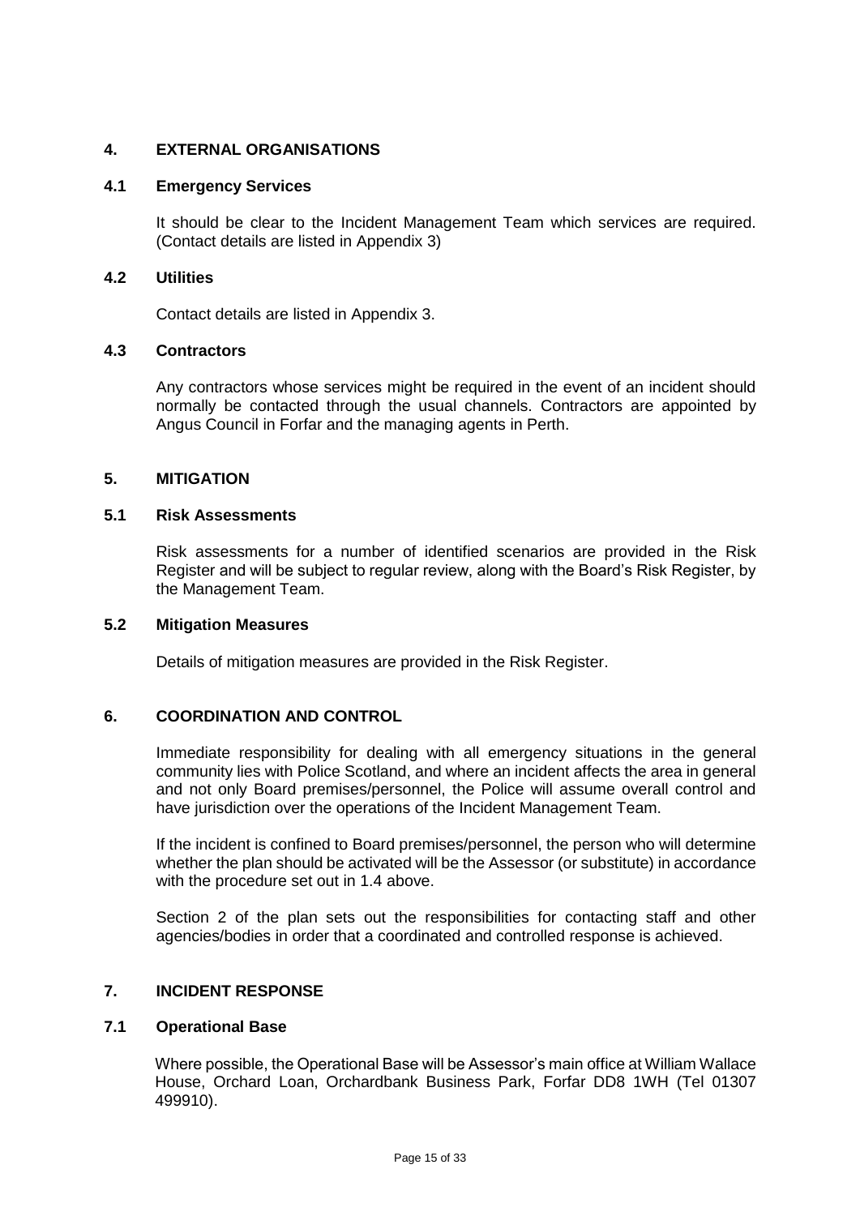## 4. EXTERNAL ORGANISATIONS

### 4.1 Emergency Services

It should be clear to the Incident Management Team which services are required. (Contact details are listed in Appendix 3)

### 4.2 Utilities

Contact details are listed in Appendix 3.

### 4.3 Contractors

Any contractors whose services might be required in the event of an incident should normally be contacted through the usual channels. Contractors are appointed by Angus Council in Forfar and the managing agents in Perth.

## 5. MITIGATION

### 5.1 Risk Assessments

Risk assessments for a number of identified scenarios are provided in the Risk Register and will be subject to regular review, along with the Board's Risk Register, by the Management Team.

### 5.2 Mitigation Measures

Details of mitigation measures are provided in the Risk Register.

## 6. COORDINATION AND CONTROL

Immediate responsibility for dealing with all emergency situations in the general community lies with Police Scotland, and where an incident affects the area in general and not only Board premises/personnel, the Police will assume overall control and have jurisdiction over the operations of the Incident Management Team.

If the incident is confined to Board premises/personnel, the person who will determine whether the plan should be activated will be the Assessor (or substitute) in accordance with the procedure set out in 1.4 above.

Section 2 of the plan sets out the responsibilities for contacting staff and other agencies/bodies in order that a coordinated and controlled response is achieved.

## 7. INCIDENT RESPONSE

### 7.1 Operational Base

Where possible, the Operational Base will be Assessor's main office at William Wallace House, Orchard Loan, Orchardbank Business Park, Forfar DD8 1WH (Tel 01307 499910).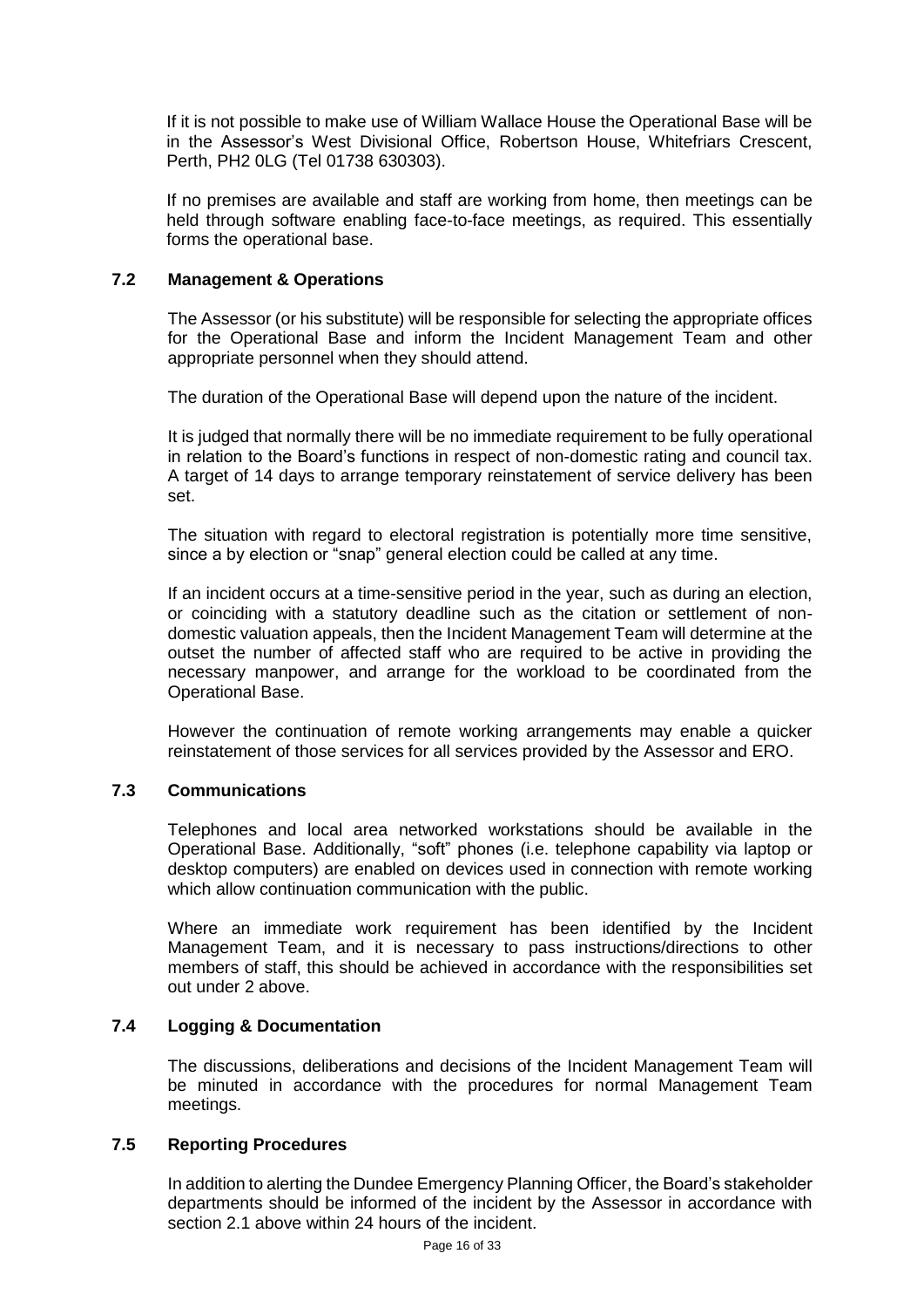If it is not possible to make use of William Wallace House the Operational Base will be in the Assessor's West Divisional Office, Robertson House, Whitefriars Crescent, Perth, PH2 0LG (Tel 01738 630303).

If no premises are available and staff are working from home, then meetings can be held through software enabling face-to-face meetings, as required. This essentially forms the operational base.

### 7.2 Management & Operations

The Assessor (or his substitute) will be responsible for selecting the appropriate offices for the Operational Base and inform the Incident Management Team and other appropriate personnel when they should attend.

The duration of the Operational Base will depend upon the nature of the incident.

It is judged that normally there will be no immediate requirement to be fully operational in relation to the Board's functions in respect of non-domestic rating and council tax. A target of 14 days to arrange temporary reinstatement of service delivery has been set.

The situation with regard to electoral registration is potentially more time sensitive, since a by election or "snap" general election could be called at any time.

If an incident occurs at a time-sensitive period in the year, such as during an election, or coinciding with a statutory deadline such as the citation or settlement of non-domestic valuation appeals, then the Incident Management Team will determine at the outset the number of affected staff who are required to be active in providing the necessary manpower, and arrange for the workload to be coordinated from the Operational Base.

However the continuation of remote working arrangements may enable a quicker reinstatement of those services for all services provided by the Assessor and ERO.

### 7.3 Communications

Telephones and local area networked workstations should be available in the Operational Base. Additionally, "soft" phones (i.e. telephone capability via laptop or desktop computers) are enabled on devices used in connection with remote working which allow continuation communication with the public.

Where an immediate work requirement has been identified by the Incident Management Team, and it is necessary to pass instructions/directions to other members of staff, this should be achieved in accordance with the responsibilities set out under 2 above.

### 7.4 Logging & Documentation

The discussions, deliberations and decisions of the Incident Management Team will be minuted in accordance with the procedures for normal Management Team meetings.

### 7.5 Reporting Procedures

In addition to alerting the Dundee Emergency Planning Officer, the Board's stakeholder departments should be informed of the incident by the Assessor in accordance with section 2.1 above within 24 hours of the incident.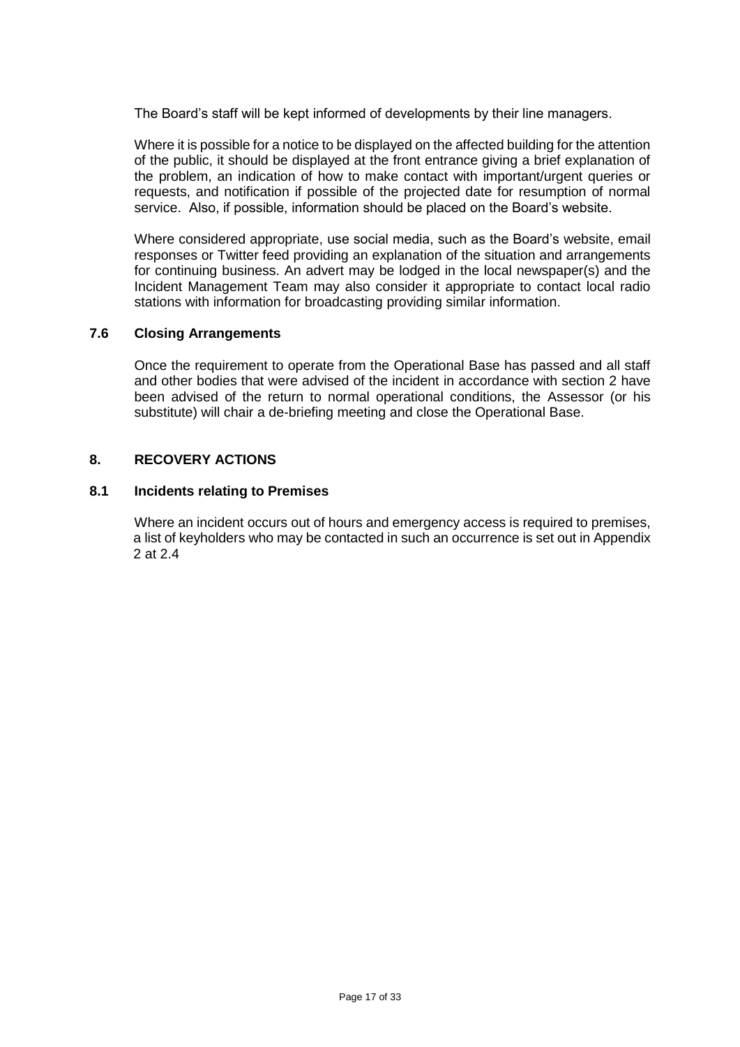The Board's staff will be kept informed of developments by their line managers.

Where it is possible for a notice to be displayed on the affected building for the attention of the public, it should be displayed at the front entrance giving a brief explanation of the problem, an indication of how to make contact with important/urgent queries or requests, and notification if possible of the projected date for resumption of normal service. Also, if possible, information should be placed on the Board's website.

Where considered appropriate, use social media, such as the Board's website, email responses or Twitter feed providing an explanation of the situation and arrangements for continuing business. An advert may be lodged in the local newspaper(s) and the Incident Management Team may also consider it appropriate to contact local radio stations with information for broadcasting providing similar information.

### 7.6 Closing Arrangements

Once the requirement to operate from the Operational Base has passed and all staff and other bodies that were advised of the incident in accordance with section 2 have been advised of the return to normal operational conditions, the Assessor (or his substitute) will chair a de-briefing meeting and close the Operational Base.

## 8. RECOVERY ACTIONS

### 8.1 Incidents relating to Premises

Where an incident occurs out of hours and emergency access is required to premises, a list of keyholders who may be contacted in such an occurrence is set out in Appendix 2 at 2.4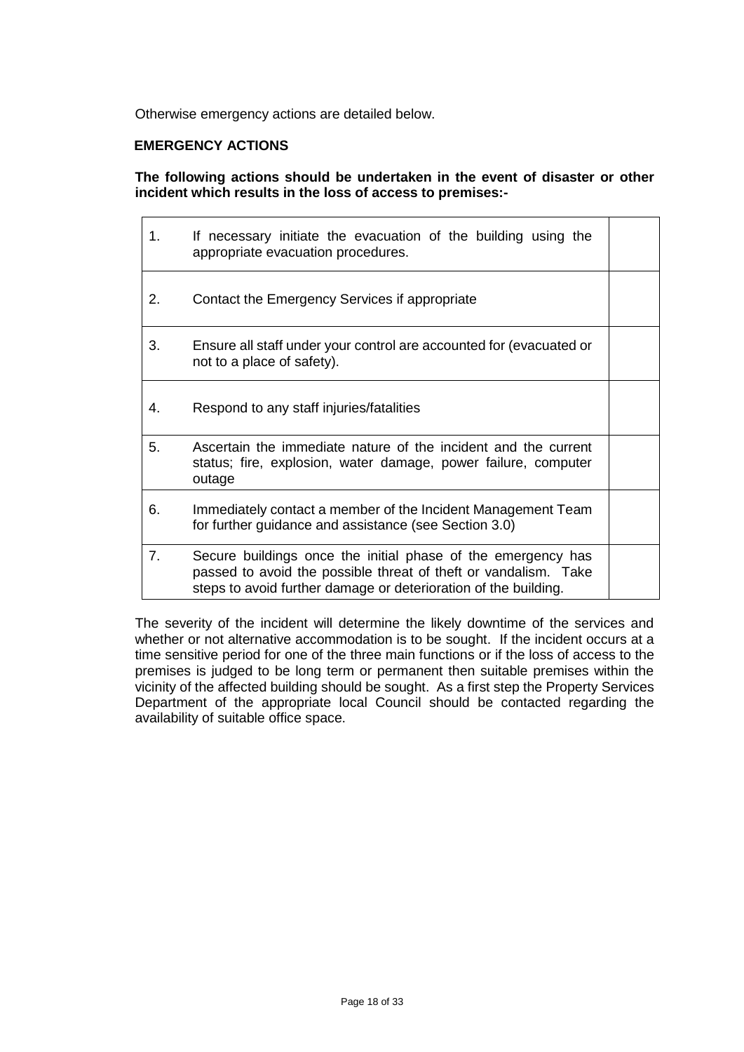Otherwise emergency actions are detailed below.

**EMERGENCY ACTIONS**

**The following actions should be undertaken in the event of disaster or other incident which results in the loss of access to premises:-**

| | | |
|---|---|---|
| 1. | If necessary initiate the evacuation of the building using the appropriate evacuation procedures. | |
| 2. | Contact the Emergency Services if appropriate | |
| 3. | Ensure all staff under your control are accounted for (evacuated or not to a place of safety). | |
| 4. | Respond to any staff injuries/fatalities | |
| 5. | Ascertain the immediate nature of the incident and the current status; fire, explosion, water damage, power failure, computer outage | |
| 6. | Immediately contact a member of the Incident Management Team for further guidance and assistance (see Section 3.0) | |
| 7. | Secure buildings once the initial phase of the emergency has passed to avoid the possible threat of theft or vandalism. Take steps to avoid further damage or deterioration of the building. | |

The severity of the incident will determine the likely downtime of the services and whether or not alternative accommodation is to be sought. If the incident occurs at a time sensitive period for one of the three main functions or if the loss of access to the premises is judged to be long term or permanent then suitable premises within the vicinity of the affected building should be sought. As a first step the Property Services Department of the appropriate local Council should be contacted regarding the availability of suitable office space.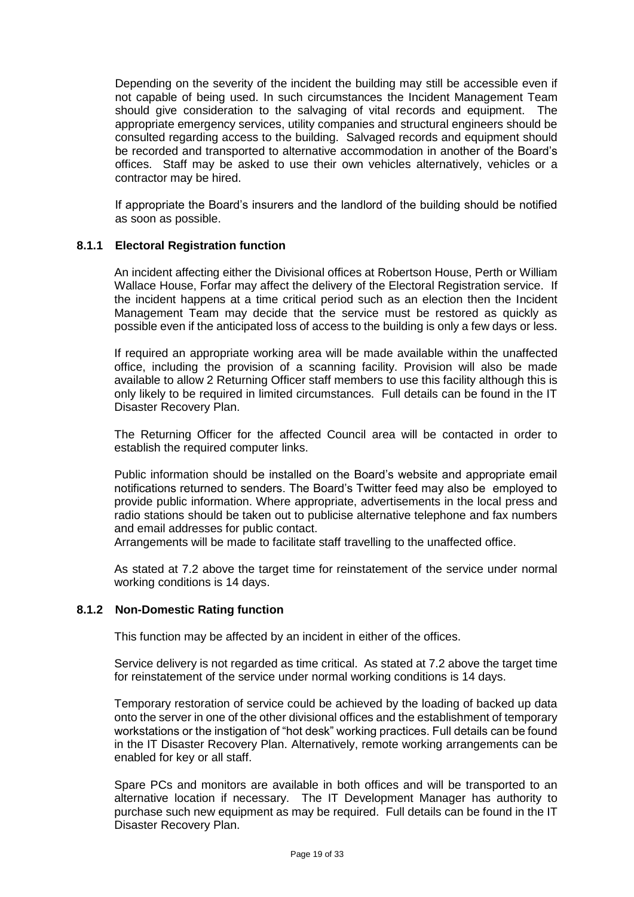Depending on the severity of the incident the building may still be accessible even if not capable of being used. In such circumstances the Incident Management Team should give consideration to the salvaging of vital records and equipment. The appropriate emergency services, utility companies and structural engineers should be consulted regarding access to the building. Salvaged records and equipment should be recorded and transported to alternative accommodation in another of the Board's offices. Staff may be asked to use their own vehicles alternatively, vehicles or a contractor may be hired.

If appropriate the Board's insurers and the landlord of the building should be notified as soon as possible.

### 8.1.1 Electoral Registration function

An incident affecting either the Divisional offices at Robertson House, Perth or William Wallace House, Forfar may affect the delivery of the Electoral Registration service. If the incident happens at a time critical period such as an election then the Incident Management Team may decide that the service must be restored as quickly as possible even if the anticipated loss of access to the building is only a few days or less.

If required an appropriate working area will be made available within the unaffected office, including the provision of a scanning facility. Provision will also be made available to allow 2 Returning Officer staff members to use this facility although this is only likely to be required in limited circumstances. Full details can be found in the IT Disaster Recovery Plan.

The Returning Officer for the affected Council area will be contacted in order to establish the required computer links.

Public information should be installed on the Board's website and appropriate email notifications returned to senders. The Board's Twitter feed may also be employed to provide public information. Where appropriate, advertisements in the local press and radio stations should be taken out to publicise alternative telephone and fax numbers and email addresses for public contact.
Arrangements will be made to facilitate staff travelling to the unaffected office.

As stated at 7.2 above the target time for reinstatement of the service under normal working conditions is 14 days.

### 8.1.2 Non-Domestic Rating function

This function may be affected by an incident in either of the offices.

Service delivery is not regarded as time critical. As stated at 7.2 above the target time for reinstatement of the service under normal working conditions is 14 days.

Temporary restoration of service could be achieved by the loading of backed up data onto the server in one of the other divisional offices and the establishment of temporary workstations or the instigation of "hot desk" working practices. Full details can be found in the IT Disaster Recovery Plan. Alternatively, remote working arrangements can be enabled for key or all staff.

Spare PCs and monitors are available in both offices and will be transported to an alternative location if necessary. The IT Development Manager has authority to purchase such new equipment as may be required. Full details can be found in the IT Disaster Recovery Plan.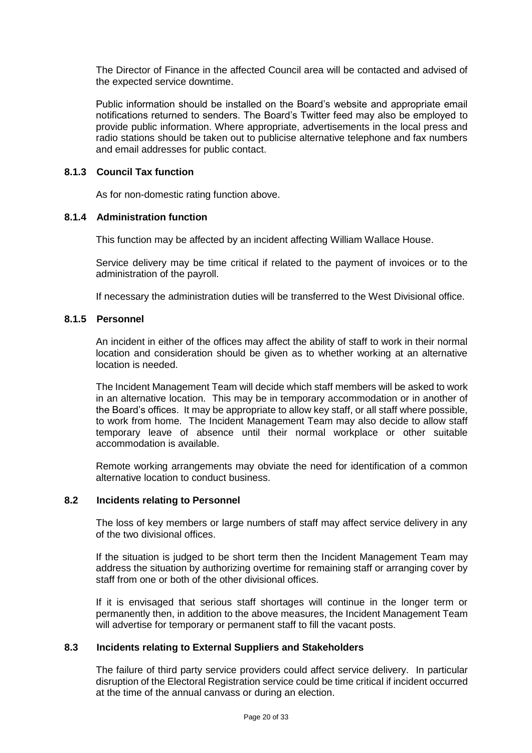The Director of Finance in the affected Council area will be contacted and advised of the expected service downtime.

Public information should be installed on the Board's website and appropriate email notifications returned to senders. The Board's Twitter feed may also be employed to provide public information. Where appropriate, advertisements in the local press and radio stations should be taken out to publicise alternative telephone and fax numbers and email addresses for public contact.

#### 8.1.3 Council Tax function

As for non-domestic rating function above.

#### 8.1.4 Administration function

This function may be affected by an incident affecting William Wallace House.

Service delivery may be time critical if related to the payment of invoices or to the administration of the payroll.

If necessary the administration duties will be transferred to the West Divisional office.

#### 8.1.5 Personnel

An incident in either of the offices may affect the ability of staff to work in their normal location and consideration should be given as to whether working at an alternative location is needed.

The Incident Management Team will decide which staff members will be asked to work in an alternative location. This may be in temporary accommodation or in another of the Board's offices. It may be appropriate to allow key staff, or all staff where possible, to work from home. The Incident Management Team may also decide to allow staff temporary leave of absence until their normal workplace or other suitable accommodation is available.

Remote working arrangements may obviate the need for identification of a common alternative location to conduct business.

### 8.2 Incidents relating to Personnel

The loss of key members or large numbers of staff may affect service delivery in any of the two divisional offices.

If the situation is judged to be short term then the Incident Management Team may address the situation by authorizing overtime for remaining staff or arranging cover by staff from one or both of the other divisional offices.

If it is envisaged that serious staff shortages will continue in the longer term or permanently then, in addition to the above measures, the Incident Management Team will advertise for temporary or permanent staff to fill the vacant posts.

### 8.3 Incidents relating to External Suppliers and Stakeholders

The failure of third party service providers could affect service delivery. In particular disruption of the Electoral Registration service could be time critical if incident occurred at the time of the annual canvass or during an election.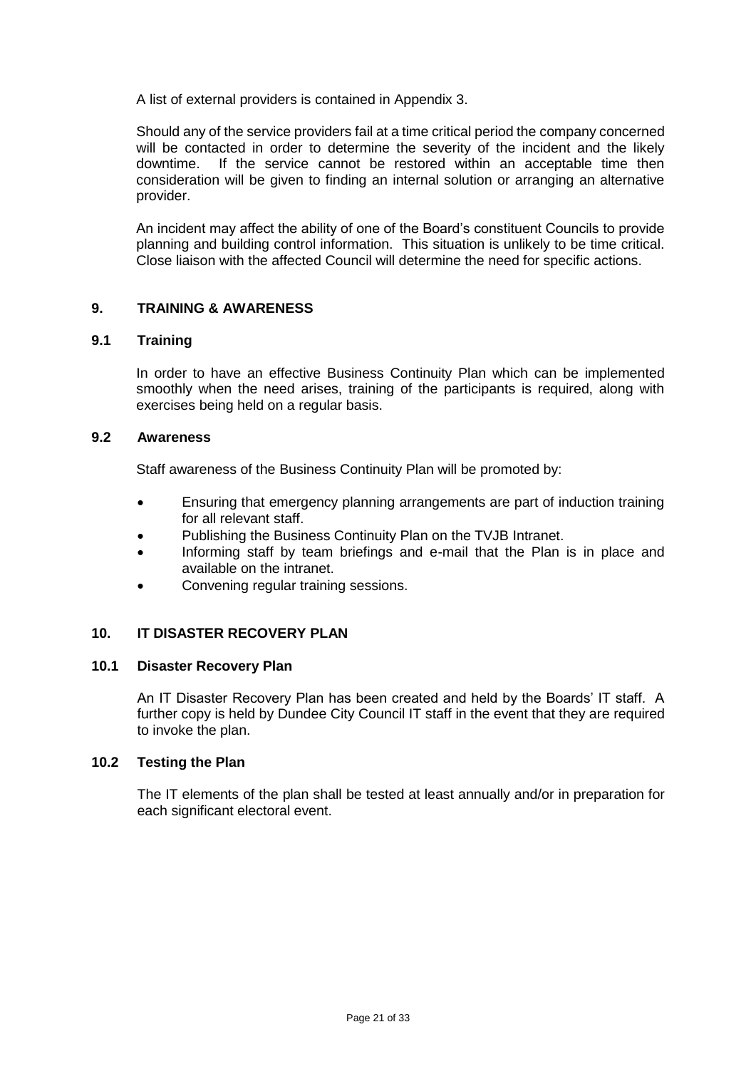A list of external providers is contained in Appendix 3.

Should any of the service providers fail at a time critical period the company concerned will be contacted in order to determine the severity of the incident and the likely downtime. If the service cannot be restored within an acceptable time then consideration will be given to finding an internal solution or arranging an alternative provider.

An incident may affect the ability of one of the Board's constituent Councils to provide planning and building control information. This situation is unlikely to be time critical. Close liaison with the affected Council will determine the need for specific actions.

## 9. TRAINING & AWARENESS

### 9.1 Training

In order to have an effective Business Continuity Plan which can be implemented smoothly when the need arises, training of the participants is required, along with exercises being held on a regular basis.

### 9.2 Awareness

Staff awareness of the Business Continuity Plan will be promoted by:

- Ensuring that emergency planning arrangements are part of induction training for all relevant staff.
- Publishing the Business Continuity Plan on the TVJB Intranet.
- Informing staff by team briefings and e-mail that the Plan is in place and available on the intranet.
- Convening regular training sessions.

## 10. IT DISASTER RECOVERY PLAN

### 10.1 Disaster Recovery Plan

An IT Disaster Recovery Plan has been created and held by the Boards' IT staff. A further copy is held by Dundee City Council IT staff in the event that they are required to invoke the plan.

### 10.2 Testing the Plan

The IT elements of the plan shall be tested at least annually and/or in preparation for each significant electoral event.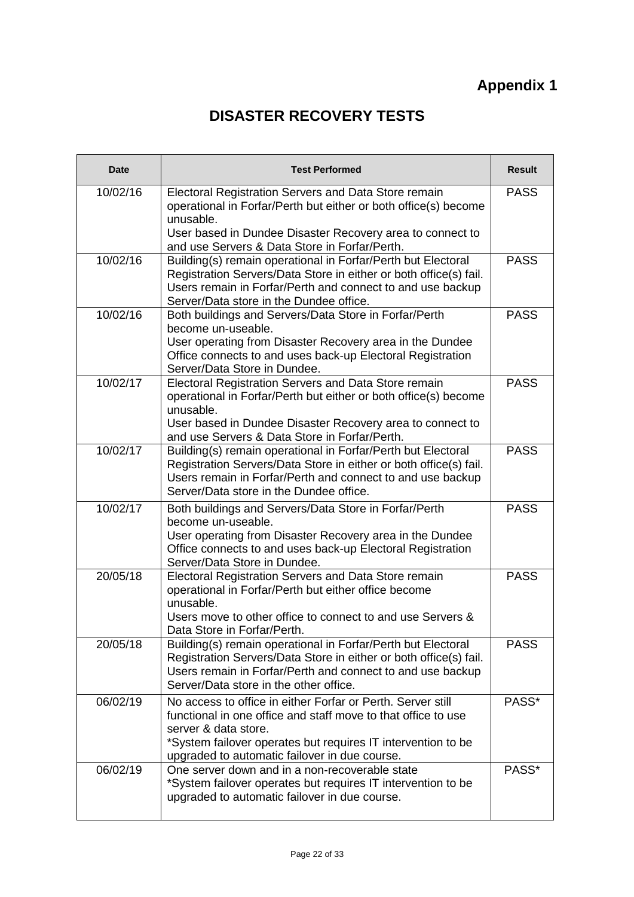**Appendix 1**

# DISASTER RECOVERY TESTS

| Date | Test Performed | Result |
|---|---|---|
| 10/02/16 | Electoral Registration Servers and Data Store remain operational in Forfar/Perth but either or both office(s) become unusable.<br>User based in Dundee Disaster Recovery area to connect to and use Servers & Data Store in Forfar/Perth. | PASS |
| 10/02/16 | Building(s) remain operational in Forfar/Perth but Electoral Registration Servers/Data Store in either or both office(s) fail. Users remain in Forfar/Perth and connect to and use backup Server/Data store in the Dundee office. | PASS |
| 10/02/16 | Both buildings and Servers/Data Store in Forfar/Perth become un-useable.<br>User operating from Disaster Recovery area in the Dundee Office connects to and uses back-up Electoral Registration Server/Data Store in Dundee. | PASS |
| 10/02/17 | Electoral Registration Servers and Data Store remain operational in Forfar/Perth but either or both office(s) become unusable.<br>User based in Dundee Disaster Recovery area to connect to and use Servers & Data Store in Forfar/Perth. | PASS |
| 10/02/17 | Building(s) remain operational in Forfar/Perth but Electoral Registration Servers/Data Store in either or both office(s) fail. Users remain in Forfar/Perth and connect to and use backup Server/Data store in the Dundee office. | PASS |
| 10/02/17 | Both buildings and Servers/Data Store in Forfar/Perth become un-useable.<br>User operating from Disaster Recovery area in the Dundee Office connects to and uses back-up Electoral Registration Server/Data Store in Dundee. | PASS |
| 20/05/18 | Electoral Registration Servers and Data Store remain operational in Forfar/Perth but either office become unusable.<br>Users move to other office to connect to and use Servers & Data Store in Forfar/Perth. | PASS |
| 20/05/18 | Building(s) remain operational in Forfar/Perth but Electoral Registration Servers/Data Store in either or both office(s) fail. Users remain in Forfar/Perth and connect to and use backup Server/Data store in the other office. | PASS |
| 06/02/19 | No access to office in either Forfar or Perth. Server still functional in one office and staff move to that office to use server & data store.<br>*System failover operates but requires IT intervention to be upgraded to automatic failover in due course. | PASS* |
| 06/02/19 | One server down and in a non-recoverable state<br>*System failover operates but requires IT intervention to be upgraded to automatic failover in due course. | PASS* |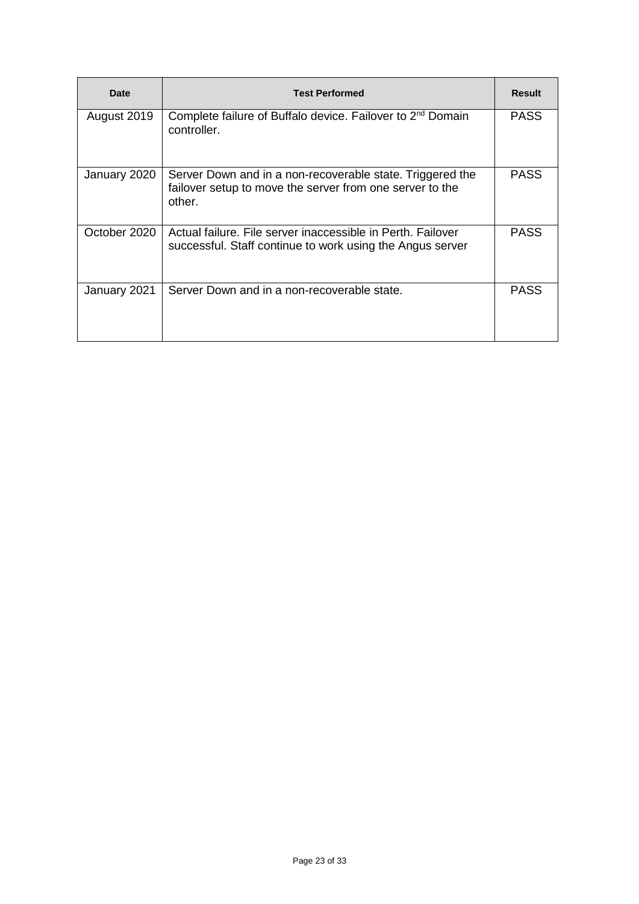| Date | Test Performed | Result |
| --- | --- | --- |
| August 2019 | Complete failure of Buffalo device. Failover to 2nd Domain controller. | PASS |
| January 2020 | Server Down and in a non-recoverable state. Triggered the failover setup to move the server from one server to the other. | PASS |
| October 2020 | Actual failure. File server inaccessible in Perth. Failover successful. Staff continue to work using the Angus server | PASS |
| January 2021 | Server Down and in a non-recoverable state. | PASS |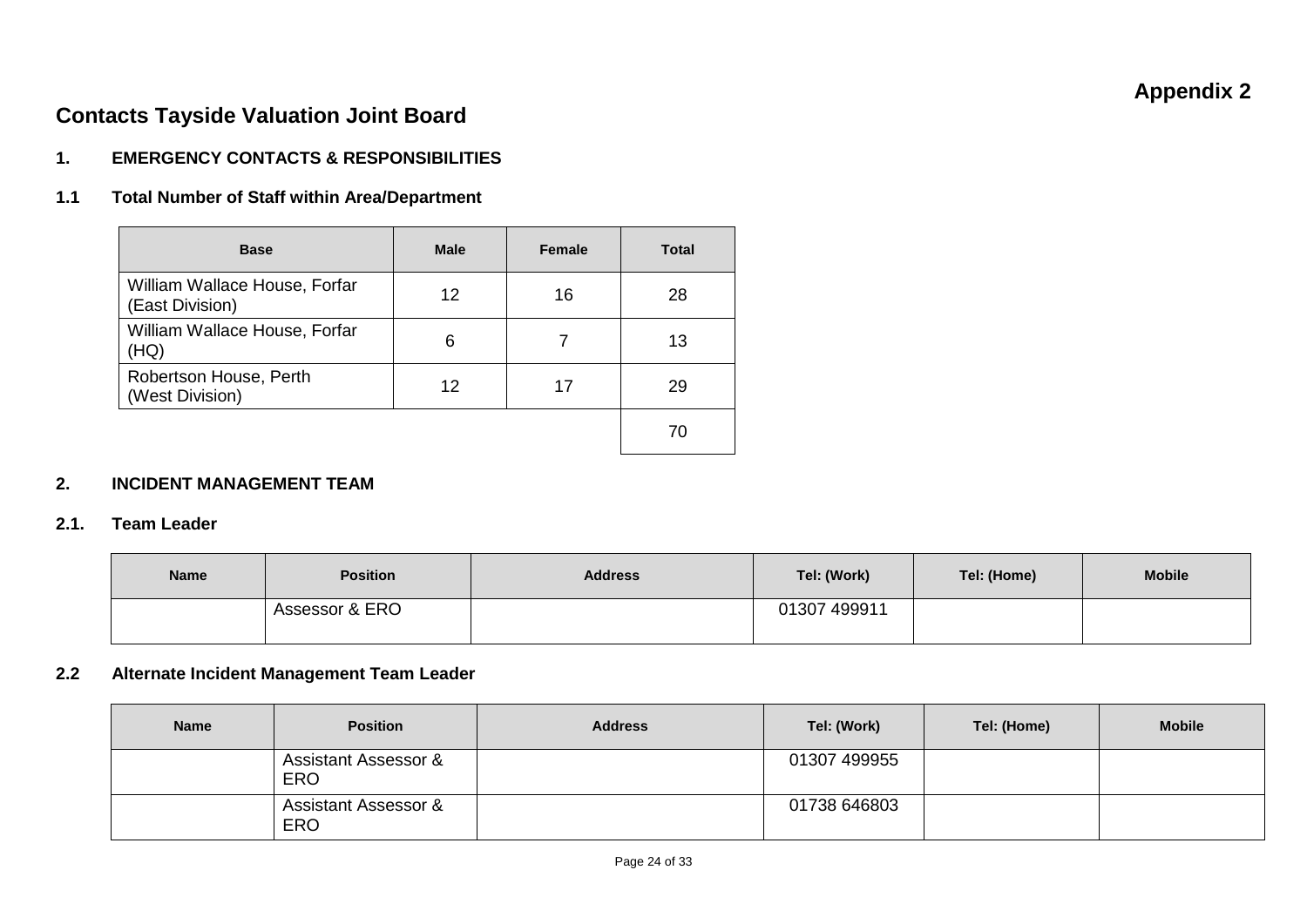**Appendix 2**

## Contacts Tayside Valuation Joint Board

### 1. EMERGENCY CONTACTS & RESPONSIBILITIES

### 1.1 Total Number of Staff within Area/Department

| Base | Male | Female | Total |
|---|---|---|---|
| William Wallace House, Forfar (East Division) | 12 | 16 | 28 |
| William Wallace House, Forfar (HQ) | 6 | 7 | 13 |
| Robertson House, Perth (West Division) | 12 | 17 | 29 |
| | | | 70 |

### 2. INCIDENT MANAGEMENT TEAM

### 2.1. Team Leader

| Name | Position | Address | Tel: (Work) | Tel: (Home) | Mobile |
|---|---|---|---|---|---|
| | Assessor & ERO | | 01307 499911 | | |

### 2.2 Alternate Incident Management Team Leader

| Name | Position | Address | Tel: (Work) | Tel: (Home) | Mobile |
|---|---|---|---|---|---|
| | Assistant Assessor & ERO | | 01307 499955 | | |
| | Assistant Assessor & ERO | | 01738 646803 | | |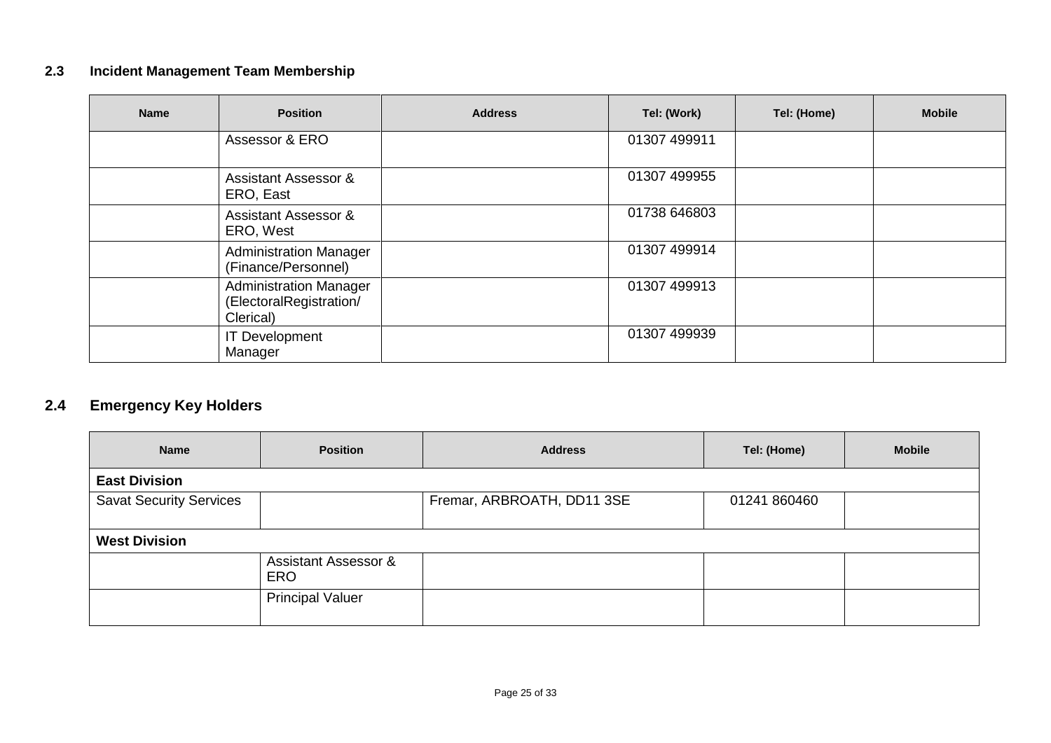### 2.3 Incident Management Team Membership

| Name | Position | Address | Tel: (Work) | Tel: (Home) | Mobile |
|---|---|---|---|---|---|
| | Assessor & ERO | | 01307 499911 | | |
| | Assistant Assessor & ERO, East | | 01307 499955 | | |
| | Assistant Assessor & ERO, West | | 01738 646803 | | |
| | Administration Manager (Finance/Personnel) | | 01307 499914 | | |
| | Administration Manager (ElectoralRegistration/ Clerical) | | 01307 499913 | | |
| | IT Development Manager | | 01307 499939 | | |

### 2.4 Emergency Key Holders

| Name | Position | Address | Tel: (Home) | Mobile |
|---|---|---|---|---|
| **East Division** | | | | |
| Savat Security Services | | Fremar, ARBROATH, DD11 3SE | 01241 860460 | |
| **West Division** | | | | |
| | Assistant Assessor & ERO | | | |
| | Principal Valuer | | | |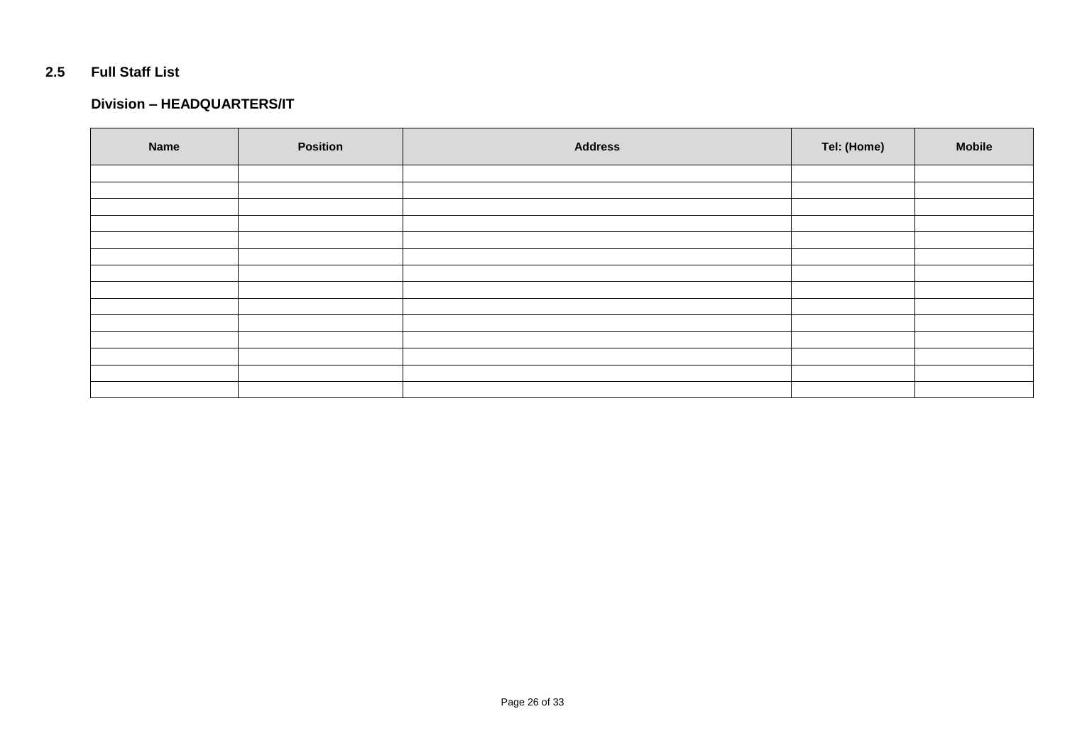## 2.5 Full Staff List

### Division – HEADQUARTERS/IT

| Name | Position | Address | Tel: (Home) | Mobile |
|---|---|---|---|---|
| | | | | |
| | | | | |
| | | | | |
| | | | | |
| | | | | |
| | | | | |
| | | | | |
| | | | | |
| | | | | |
| | | | | |
| | | | | |
| | | | | |
| | | | | |
| | | | | |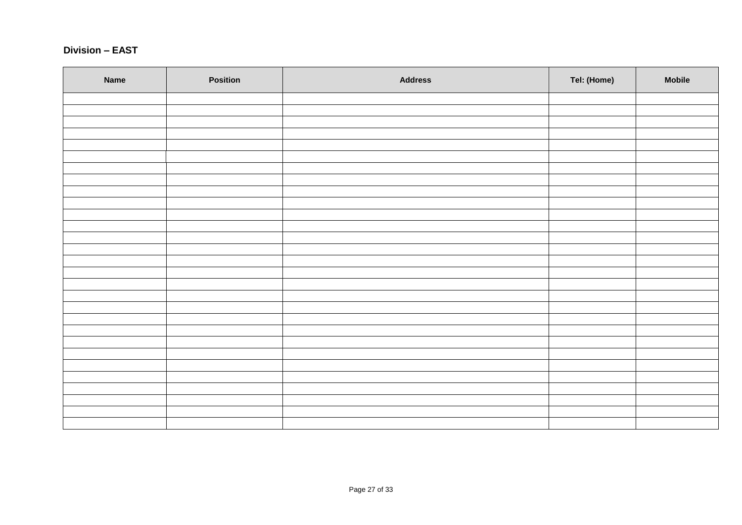## Division – EAST

| Name | Position | Address | Tel: (Home) | Mobile |
|---|---|---|---|---|
| | | | | |
| | | | | |
| | | | | |
| | | | | |
| | | | | |
| | | | | |
| | | | | |
| | | | | |
| | | | | |
| | | | | |
| | | | | |
| | | | | |
| | | | | |
| | | | | |
| | | | | |
| | | | | |
| | | | | |
| | | | | |
| | | | | |
| | | | | |
| | | | | |
| | | | | |
| | | | | |
| | | | | |
| | | | | |
| | | | | |
| | | | | |
| | | | | |
| | | | | |
| | | | | |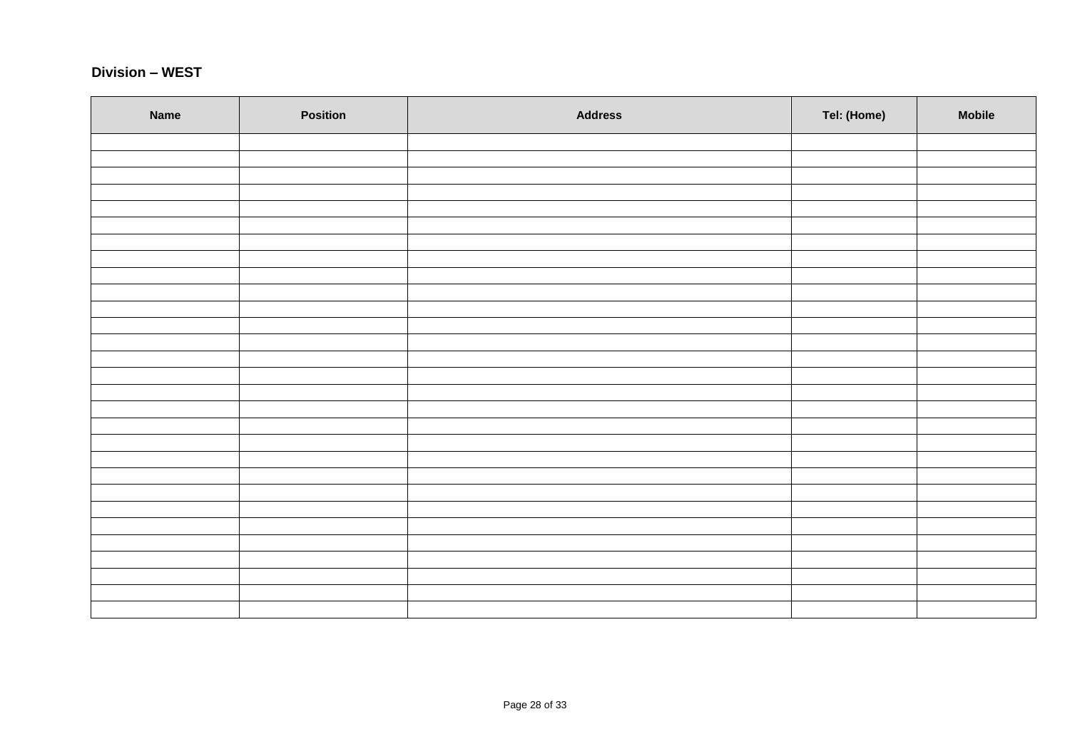**Division – WEST**

| Name | Position | Address | Tel: (Home) | Mobile |
|---|---|---|---|---|
| | | | | |
| | | | | |
| | | | | |
| | | | | |
| | | | | |
| | | | | |
| | | | | |
| | | | | |
| | | | | |
| | | | | |
| | | | | |
| | | | | |
| | | | | |
| | | | | |
| | | | | |
| | | | | |
| | | | | |
| | | | | |
| | | | | |
| | | | | |
| | | | | |
| | | | | |
| | | | | |
| | | | | |
| | | | | |
| | | | | |
| | | | | |
| | | | | |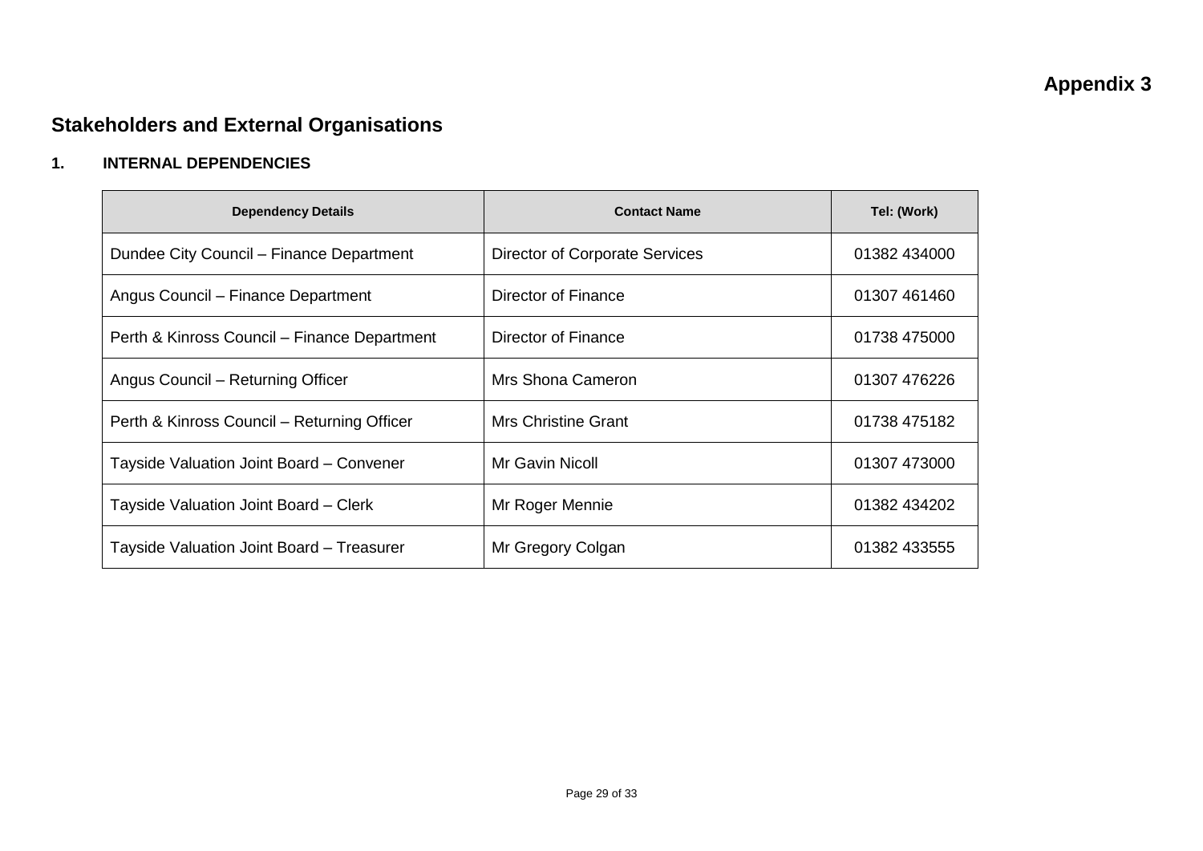**Appendix 3**

## Stakeholders and External Organisations

### 1. INTERNAL DEPENDENCIES

| Dependency Details | Contact Name | Tel: (Work) |
|---|---|---|
| Dundee City Council – Finance Department | Director of Corporate Services | 01382 434000 |
| Angus Council – Finance Department | Director of Finance | 01307 461460 |
| Perth & Kinross Council – Finance Department | Director of Finance | 01738 475000 |
| Angus Council – Returning Officer | Mrs Shona Cameron | 01307 476226 |
| Perth & Kinross Council – Returning Officer | Mrs Christine Grant | 01738 475182 |
| Tayside Valuation Joint Board – Convener | Mr Gavin Nicoll | 01307 473000 |
| Tayside Valuation Joint Board – Clerk | Mr Roger Mennie | 01382 434202 |
| Tayside Valuation Joint Board – Treasurer | Mr Gregory Colgan | 01382 433555 |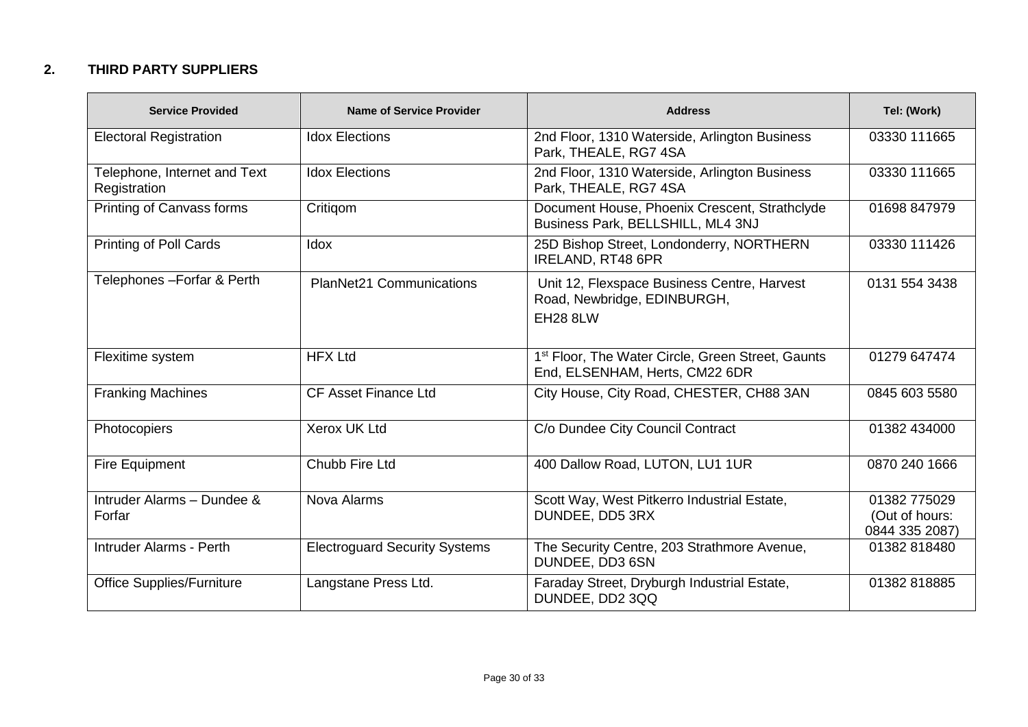## 2. THIRD PARTY SUPPLIERS

| Service Provided | Name of Service Provider | Address | Tel: (Work) |
|---|---|---|---|
| Electoral Registration | Idox Elections | 2nd Floor, 1310 Waterside, Arlington Business Park, THEALE, RG7 4SA | 03330 111665 |
| Telephone, Internet and Text Registration | Idox Elections | 2nd Floor, 1310 Waterside, Arlington Business Park, THEALE, RG7 4SA | 03330 111665 |
| Printing of Canvass forms | Critiqom | Document House, Phoenix Crescent, Strathclyde Business Park, BELLSHILL, ML4 3NJ | 01698 847979 |
| Printing of Poll Cards | Idox | 25D Bishop Street, Londonderry, NORTHERN IRELAND, RT48 6PR | 03330 111426 |
| Telephones –Forfar & Perth | PlanNet21 Communications | Unit 12, Flexspace Business Centre, Harvest Road, Newbridge, EDINBURGH, EH28 8LW | 0131 554 3438 |
| Flexitime system | HFX Ltd | 1st Floor, The Water Circle, Green Street, Gaunts End, ELSENHAM, Herts, CM22 6DR | 01279 647474 |
| Franking Machines | CF Asset Finance Ltd | City House, City Road, CHESTER, CH88 3AN | 0845 603 5580 |
| Photocopiers | Xerox UK Ltd | C/o Dundee City Council Contract | 01382 434000 |
| Fire Equipment | Chubb Fire Ltd | 400 Dallow Road, LUTON, LU1 1UR | 0870 240 1666 |
| Intruder Alarms – Dundee & Forfar | Nova Alarms | Scott Way, West Pitkerro Industrial Estate, DUNDEE, DD5 3RX | 01382 775029 (Out of hours: 0844 335 2087) |
| Intruder Alarms - Perth | Electroguard Security Systems | The Security Centre, 203 Strathmore Avenue, DUNDEE, DD3 6SN | 01382 818480 |
| Office Supplies/Furniture | Langstane Press Ltd. | Faraday Street, Dryburgh Industrial Estate, DUNDEE, DD2 3QQ | 01382 818885 |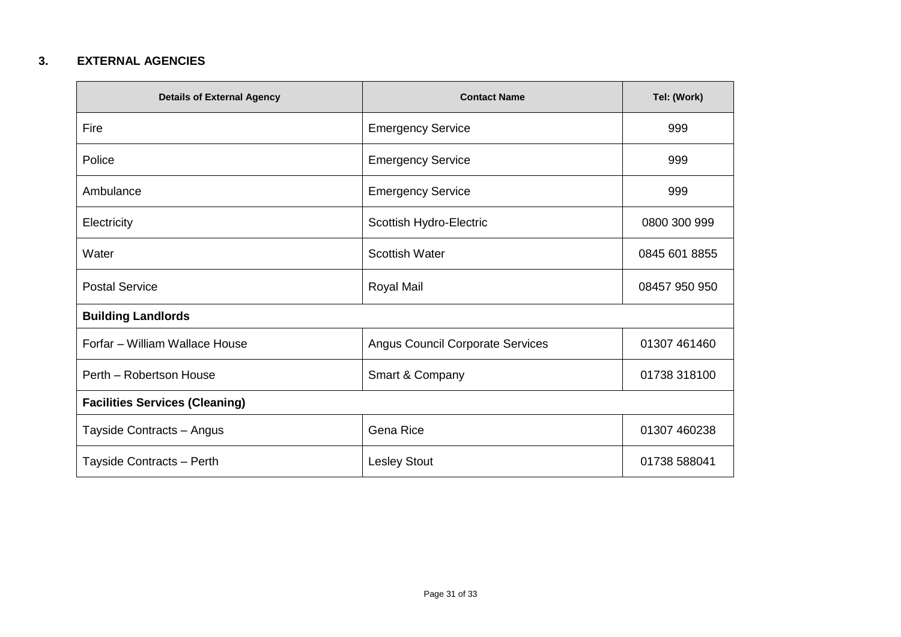## 3. EXTERNAL AGENCIES

| Details of External Agency | Contact Name | Tel: (Work) |
|---|---|---|
| Fire | Emergency Service | 999 |
| Police | Emergency Service | 999 |
| Ambulance | Emergency Service | 999 |
| Electricity | Scottish Hydro-Electric | 0800 300 999 |
| Water | Scottish Water | 0845 601 8855 |
| Postal Service | Royal Mail | 08457 950 950 |
| **Building Landlords** | | |
| Forfar – William Wallace House | Angus Council Corporate Services | 01307 461460 |
| Perth – Robertson House | Smart & Company | 01738 318100 |
| **Facilities Services (Cleaning)** | | |
| Tayside Contracts – Angus | Gena Rice | 01307 460238 |
| Tayside Contracts – Perth | Lesley Stout | 01738 588041 |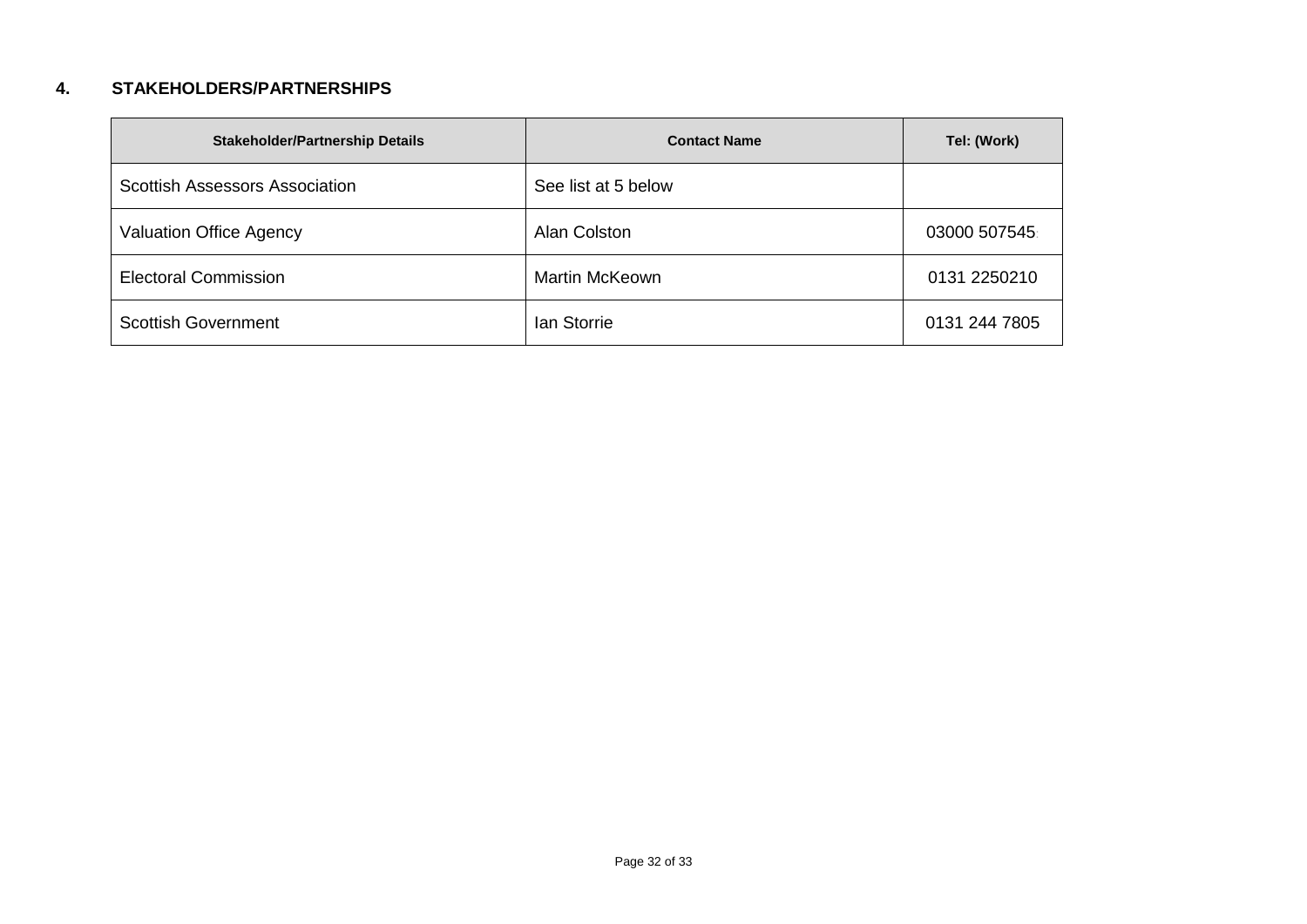## 4. STAKEHOLDERS/PARTNERSHIPS

| Stakeholder/Partnership Details | Contact Name | Tel: (Work) |
|---|---|---|
| Scottish Assessors Association | See list at 5 below | |
| Valuation Office Agency | Alan Colston | 03000 507545 |
| Electoral Commission | Martin McKeown | 0131 2250210 |
| Scottish Government | Ian Storrie | 0131 244 7805 |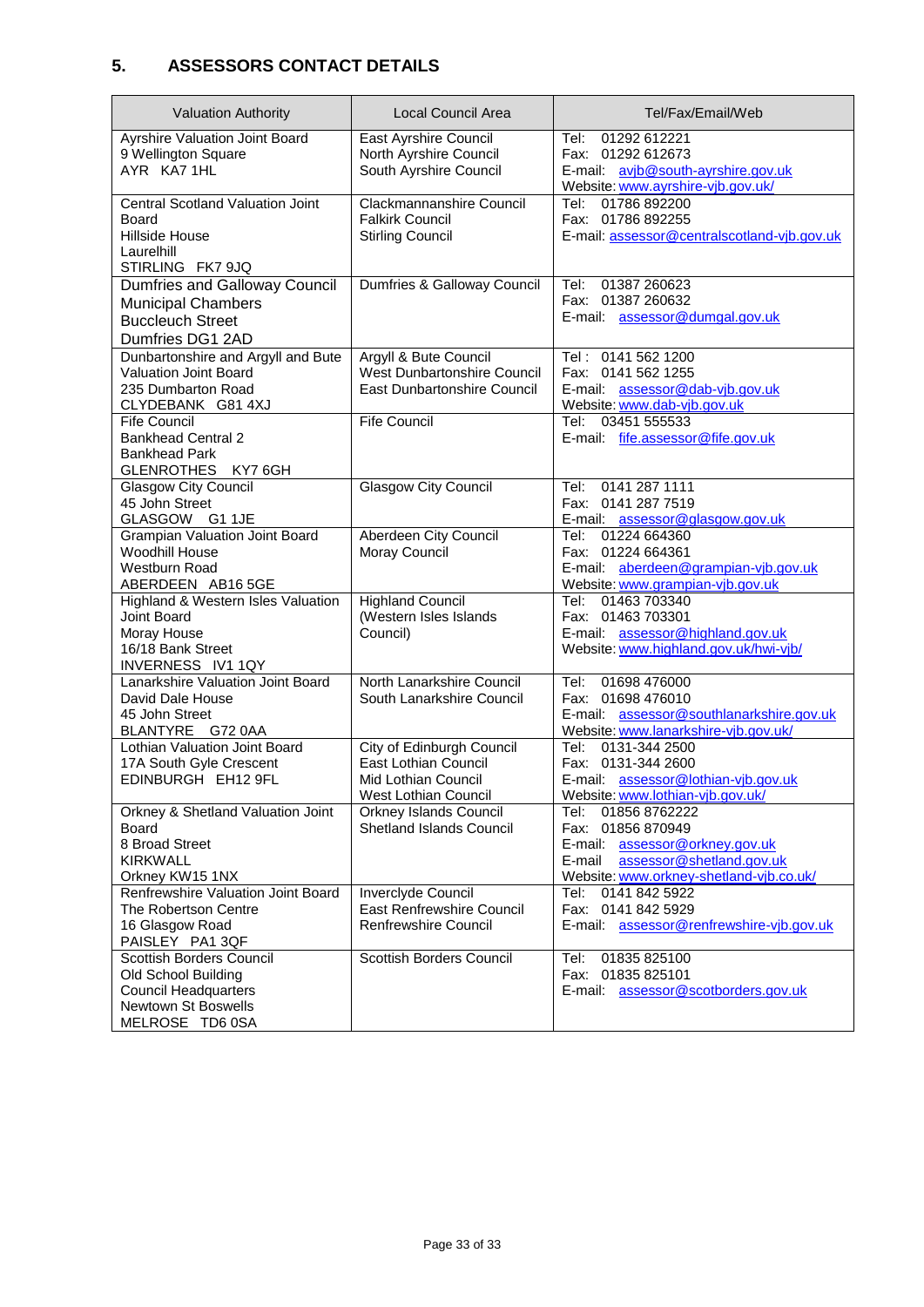## 5. ASSESSORS CONTACT DETAILS

| Valuation Authority | Local Council Area | Tel/Fax/Email/Web |
|---|---|---|
| Ayrshire Valuation Joint Board<br>9 Wellington Square<br>AYR KA7 1HL | East Ayrshire Council<br>North Ayrshire Council<br>South Ayrshire Council | Tel: 01292 612221<br>Fax: 01292 612673<br>E-mail: avjb@south-ayrshire.gov.uk<br>Website: www.ayrshire-vjb.gov.uk/ |
| Central Scotland Valuation Joint Board<br>Hillside House<br>Laurelhill<br>STIRLING FK7 9JQ | Clackmannanshire Council<br>Falkirk Council<br>Stirling Council | Tel: 01786 892200<br>Fax: 01786 892255<br>E-mail: assessor@centralscotland-vjb.gov.uk |
| Dumfries and Galloway Council<br>Municipal Chambers<br>Buccleuch Street<br>Dumfries DG1 2AD | Dumfries & Galloway Council | Tel: 01387 260623<br>Fax: 01387 260632<br>E-mail: assessor@dumgal.gov.uk |
| Dunbartonshire and Argyll and Bute Valuation Joint Board<br>235 Dumbarton Road<br>CLYDEBANK G81 4XJ | Argyll & Bute Council<br>West Dunbartonshire Council<br>East Dunbartonshire Council | Tel : 0141 562 1200<br>Fax: 0141 562 1255<br>E-mail: assessor@dab-vjb.gov.uk<br>Website: www.dab-vjb.gov.uk |
| Fife Council<br>Bankhead Central 2<br>Bankhead Park<br>GLENROTHES KY7 6GH | Fife Council | Tel: 03451 555533<br>E-mail: fife.assessor@fife.gov.uk |
| Glasgow City Council<br>45 John Street<br>GLASGOW G1 1JE | Glasgow City Council | Tel: 0141 287 1111<br>Fax: 0141 287 7519<br>E-mail: assessor@glasgow.gov.uk |
| Grampian Valuation Joint Board<br>Woodhill House<br>Westburn Road<br>ABERDEEN AB16 5GE | Aberdeen City Council<br>Moray Council | Tel: 01224 664360<br>Fax: 01224 664361<br>E-mail: aberdeen@grampian-vjb.gov.uk<br>Website: www.grampian-vjb.gov.uk |
| Highland & Western Isles Valuation Joint Board<br>Moray House<br>16/18 Bank Street<br>INVERNESS IV1 1QY | Highland Council<br>(Western Isles Islands Council) | Tel: 01463 703340<br>Fax: 01463 703301<br>E-mail: assessor@highland.gov.uk<br>Website: www.highland.gov.uk/hwi-vjb/ |
| Lanarkshire Valuation Joint Board<br>David Dale House<br>45 John Street<br>BLANTYRE G72 0AA | North Lanarkshire Council<br>South Lanarkshire Council | Tel: 01698 476000<br>Fax: 01698 476010<br>E-mail: assessor@southlanarkshire.gov.uk<br>Website: www.lanarkshire-vjb.gov.uk/ |
| Lothian Valuation Joint Board<br>17A South Gyle Crescent<br>EDINBURGH EH12 9FL | City of Edinburgh Council<br>East Lothian Council<br>Mid Lothian Council<br>West Lothian Council | Tel: 0131-344 2500<br>Fax: 0131-344 2600<br>E-mail: assessor@lothian-vjb.gov.uk<br>Website: www.lothian-vjb.gov.uk/ |
| Orkney & Shetland Valuation Joint Board<br>8 Broad Street<br>KIRKWALL<br>Orkney KW15 1NX | Orkney Islands Council<br>Shetland Islands Council | Tel: 01856 8762222<br>Fax: 01856 870949<br>E-mail: assessor@orkney.gov.uk<br>E-mail assessor@shetland.gov.uk<br>Website: www.orkney-shetland-vjb.co.uk/ |
| Renfrewshire Valuation Joint Board<br>The Robertson Centre<br>16 Glasgow Road<br>PAISLEY PA1 3QF | Inverclyde Council<br>East Renfrewshire Council<br>Renfrewshire Council | Tel: 0141 842 5922<br>Fax: 0141 842 5929<br>E-mail: assessor@renfrewshire-vjb.gov.uk |
| Scottish Borders Council<br>Old School Building<br>Council Headquarters<br>Newtown St Boswells<br>MELROSE TD6 0SA | Scottish Borders Council | Tel: 01835 825100<br>Fax: 01835 825101<br>E-mail: assessor@scotborders.gov.uk |